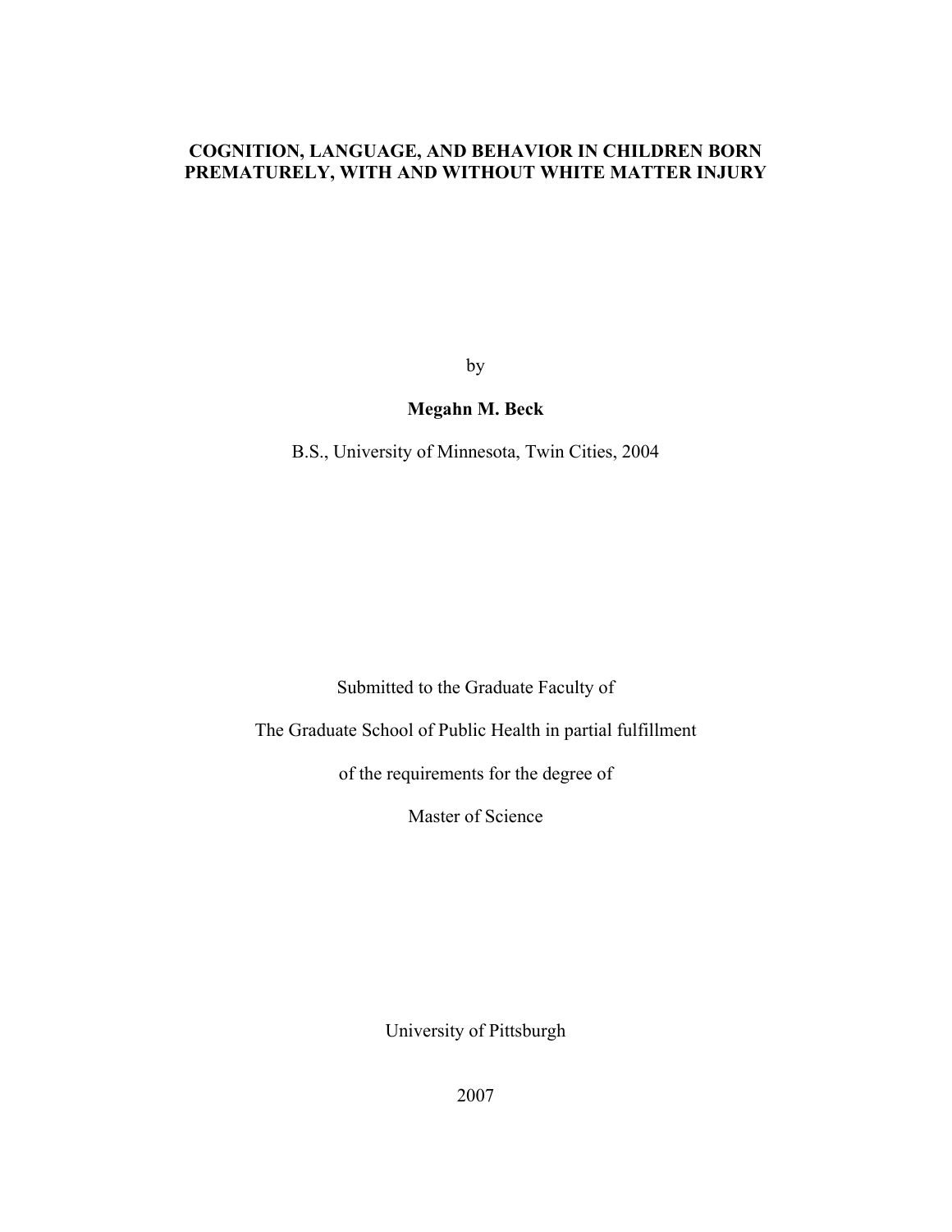# COGNITION, LANGUAGE, AND BEHAVIOR IN CHILDREN BORN PREMATURELY, WITH AND WITHOUT WHITE MATTER INJURY

by

**Megahn M. Beck**

B.S., University of Minnesota, Twin Cities, 2004

Submitted to the Graduate Faculty of

The Graduate School of Public Health in partial fulfillment

of the requirements for the degree of

Master of Science

University of Pittsburgh

2007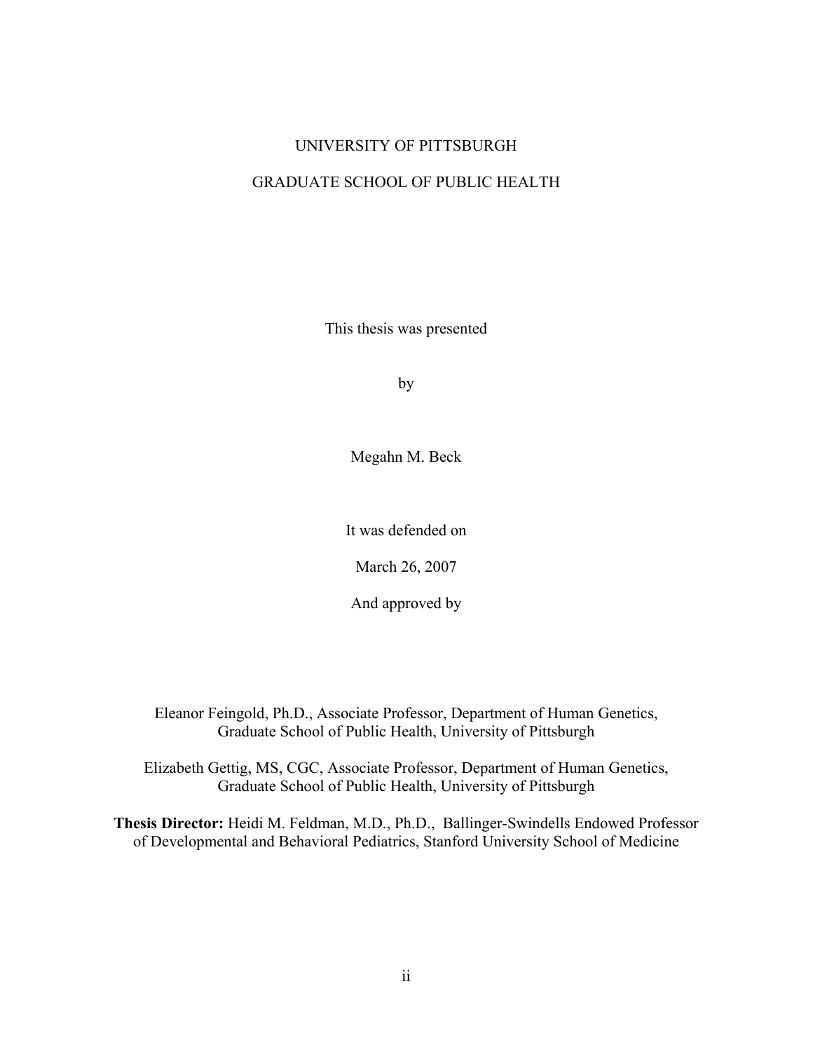UNIVERSITY OF PITTSBURGH

GRADUATE SCHOOL OF PUBLIC HEALTH

This thesis was presented

by

Megahn M. Beck

It was defended on

March 26, 2007

And approved by

Eleanor Feingold, Ph.D., Associate Professor, Department of Human Genetics, Graduate School of Public Health, University of Pittsburgh

Elizabeth Gettig, MS, CGC, Associate Professor, Department of Human Genetics, Graduate School of Public Health, University of Pittsburgh

**Thesis Director:** Heidi M. Feldman, M.D., Ph.D., Ballinger-Swindells Endowed Professor of Developmental and Behavioral Pediatrics, Stanford University School of Medicine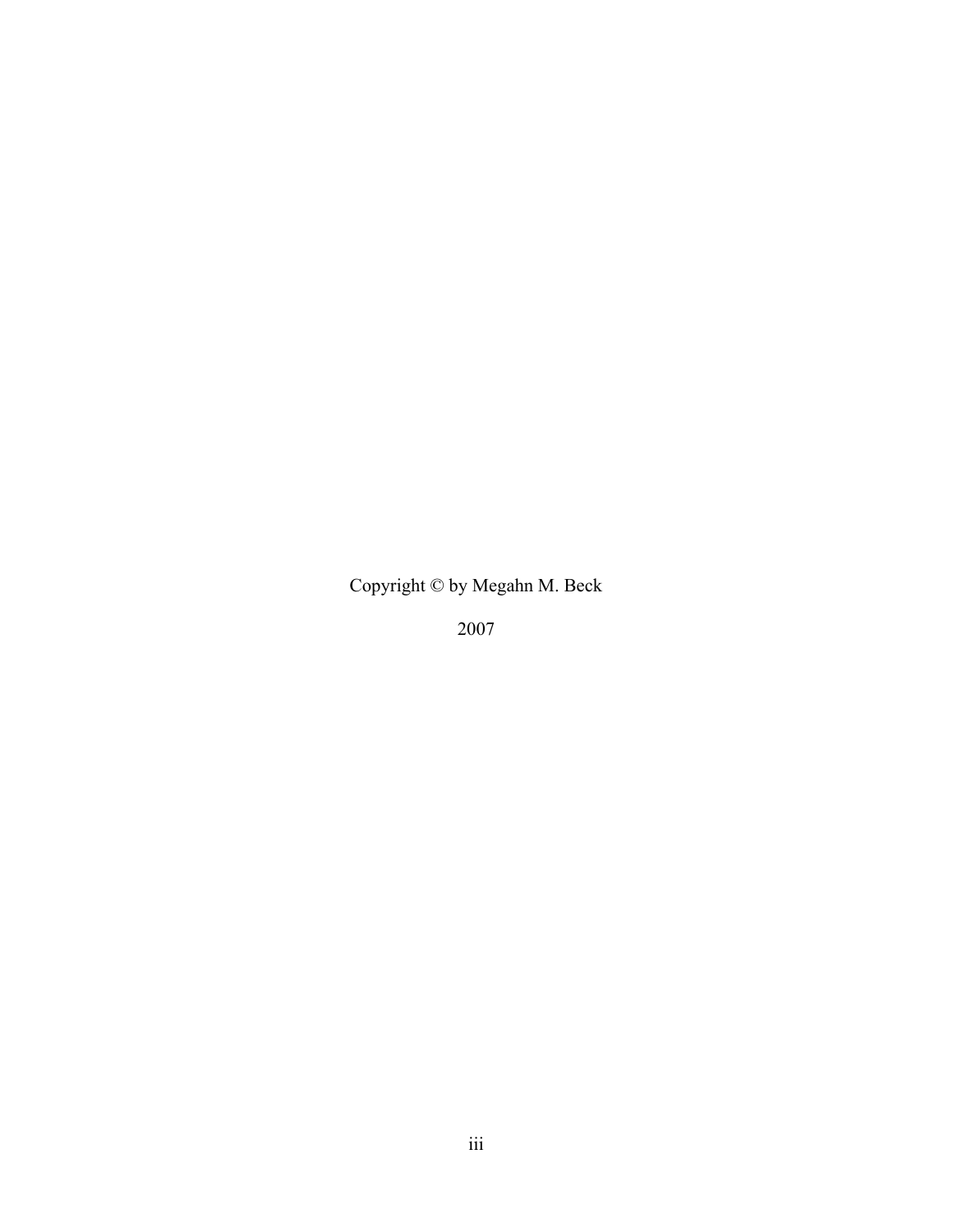Copyright © by Megahn M. Beck

2007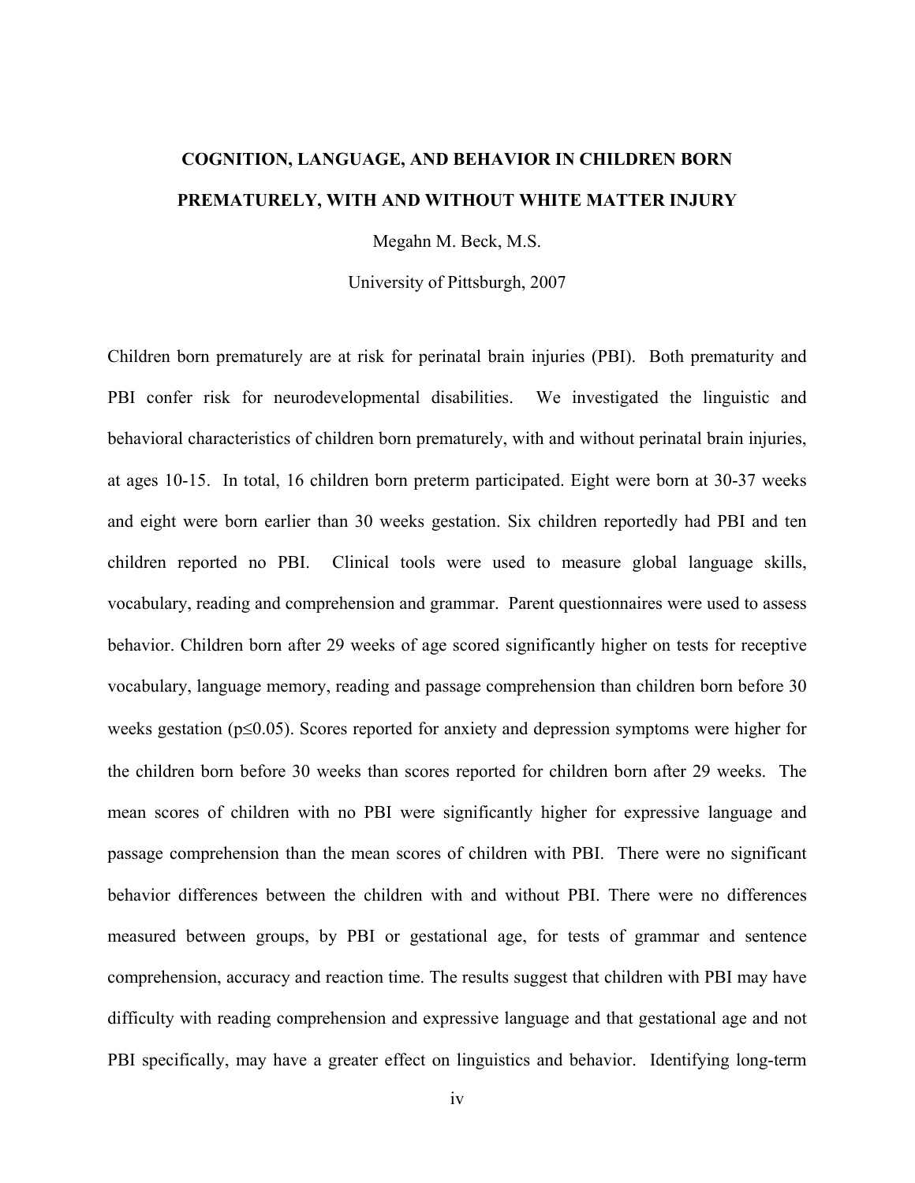**COGNITION, LANGUAGE, AND BEHAVIOR IN CHILDREN BORN PREMATURELY, WITH AND WITHOUT WHITE MATTER INJURY**

Megahn M. Beck, M.S.

University of Pittsburgh, 2007

Children born prematurely are at risk for perinatal brain injuries (PBI). Both prematurity and PBI confer risk for neurodevelopmental disabilities. We investigated the linguistic and behavioral characteristics of children born prematurely, with and without perinatal brain injuries, at ages 10-15. In total, 16 children born preterm participated. Eight were born at 30-37 weeks and eight were born earlier than 30 weeks gestation. Six children reportedly had PBI and ten children reported no PBI. Clinical tools were used to measure global language skills, vocabulary, reading and comprehension and grammar. Parent questionnaires were used to assess behavior. Children born after 29 weeks of age scored significantly higher on tests for receptive vocabulary, language memory, reading and passage comprehension than children born before 30 weeks gestation ($p \leq 0.05$). Scores reported for anxiety and depression symptoms were higher for the children born before 30 weeks than scores reported for children born after 29 weeks. The mean scores of children with no PBI were significantly higher for expressive language and passage comprehension than the mean scores of children with PBI. There were no significant behavior differences between the children with and without PBI. There were no differences measured between groups, by PBI or gestational age, for tests of grammar and sentence comprehension, accuracy and reaction time. The results suggest that children with PBI may have difficulty with reading comprehension and expressive language and that gestational age and not PBI specifically, may have a greater effect on linguistics and behavior. Identifying long-term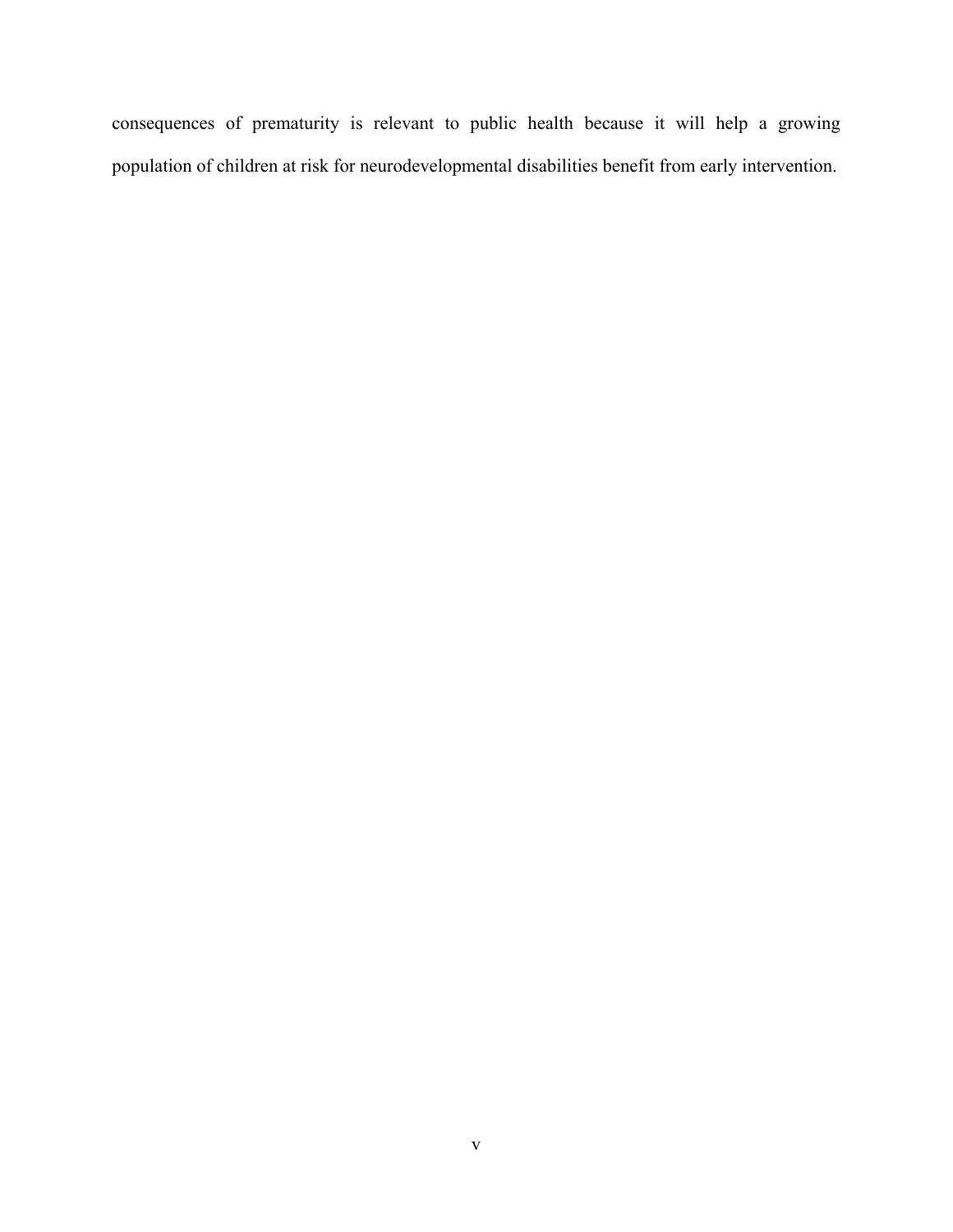consequences of prematurity is relevant to public health because it will help a growing population of children at risk for neurodevelopmental disabilities benefit from early intervention.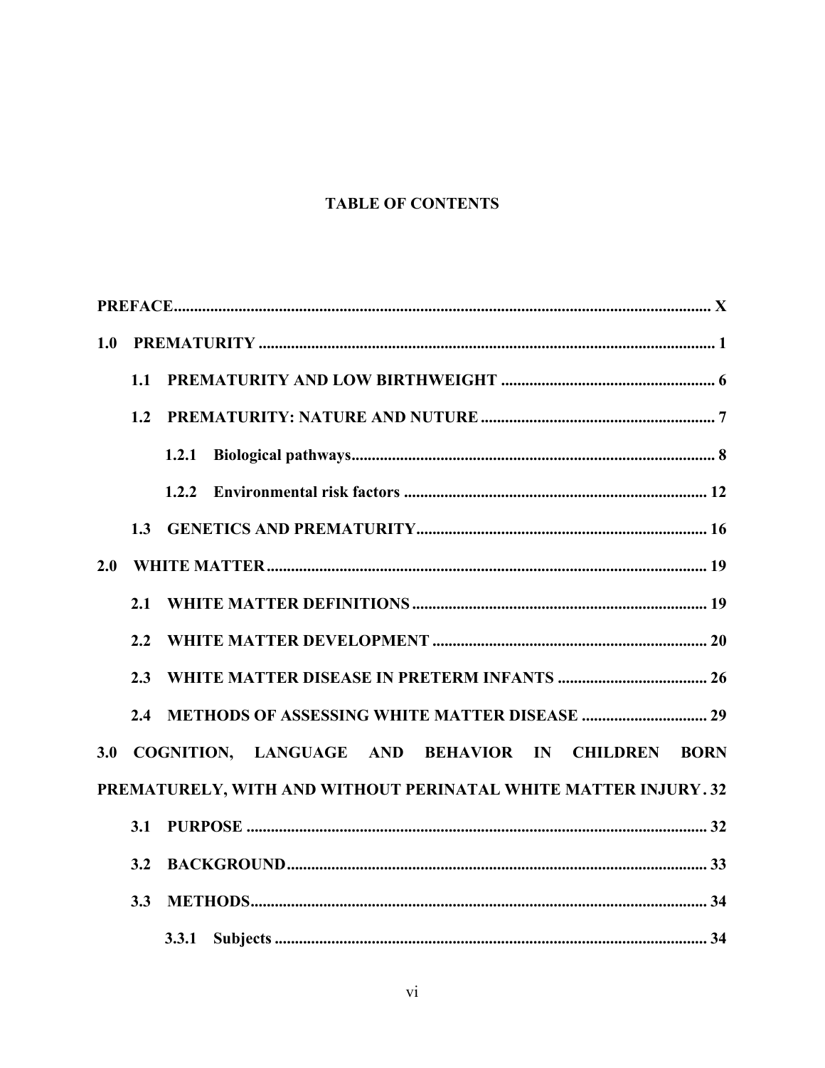**TABLE OF CONTENTS**

**PREFACE** ..... **X**

**1.0 PREMATURITY** ..... **1**

- **1.1 PREMATURITY AND LOW BIRTHWEIGHT** ..... **6**
- **1.2 PREMATURITY: NATURE AND NUTURE** ..... **7**
  - **1.2.1 Biological pathways** ..... **8**
  - **1.2.2 Environmental risk factors** ..... **12**
- **1.3 GENETICS AND PREMATURITY** ..... **16**

**2.0 WHITE MATTER** ..... **19**

- **2.1 WHITE MATTER DEFINITIONS** ..... **19**
- **2.2 WHITE MATTER DEVELOPMENT** ..... **20**
- **2.3 WHITE MATTER DISEASE IN PRETERM INFANTS** ..... **26**
- **2.4 METHODS OF ASSESSING WHITE MATTER DISEASE** ..... **29**

**3.0 COGNITION, LANGUAGE AND BEHAVIOR IN CHILDREN BORN PREMATURELY, WITH AND WITHOUT PERINATAL WHITE MATTER INJURY** ..... **32**

- **3.1 PURPOSE** ..... **32**
- **3.2 BACKGROUND** ..... **33**
- **3.3 METHODS** ..... **34**
  - **3.3.1 Subjects** ..... **34**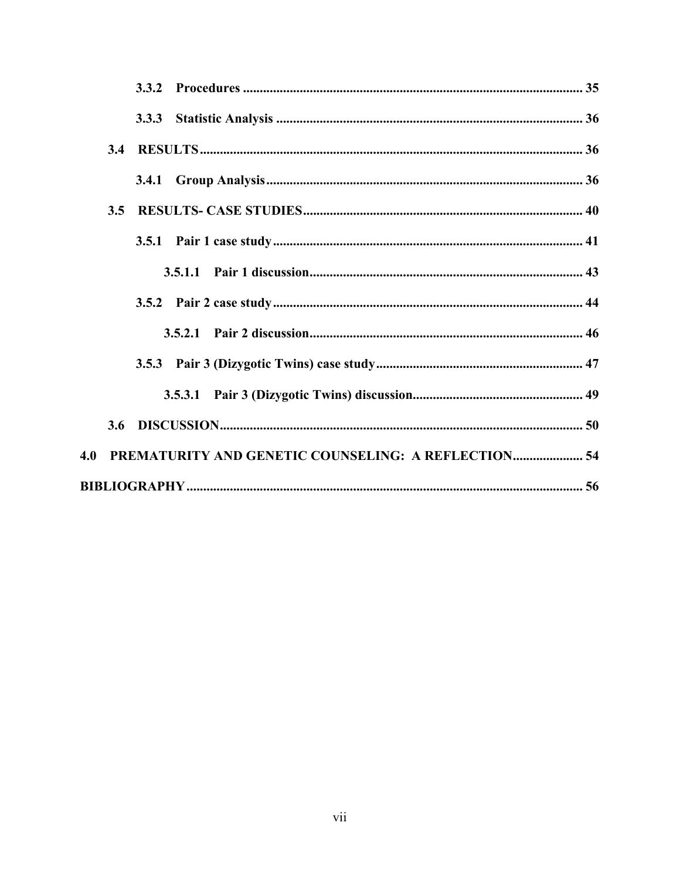3.3.2 Procedures ..................................................................................................... 35

3.3.3 Statistic Analysis ............................................................................................ 36

3.4 RESULTS .................................................................................................................. 36

3.4.1 Group Analysis .............................................................................................. 36

3.5 RESULTS- CASE STUDIES .................................................................................... 40

3.5.1 Pair 1 case study ............................................................................................ 41

3.5.1.1 Pair 1 discussion .................................................................................. 43

3.5.2 Pair 2 case study ............................................................................................ 44

3.5.2.1 Pair 2 discussion .................................................................................. 46

3.5.3 Pair 3 (Dizygotic Twins) case study ............................................................. 47

3.5.3.1 Pair 3 (Dizygotic Twins) discussion .................................................. 49

3.6 DISCUSSION ............................................................................................................ 50

4.0 PREMATURITY AND GENETIC COUNSELING: A REFLECTION ..................... 54

BIBLIOGRAPHY ...................................................................................................................... 56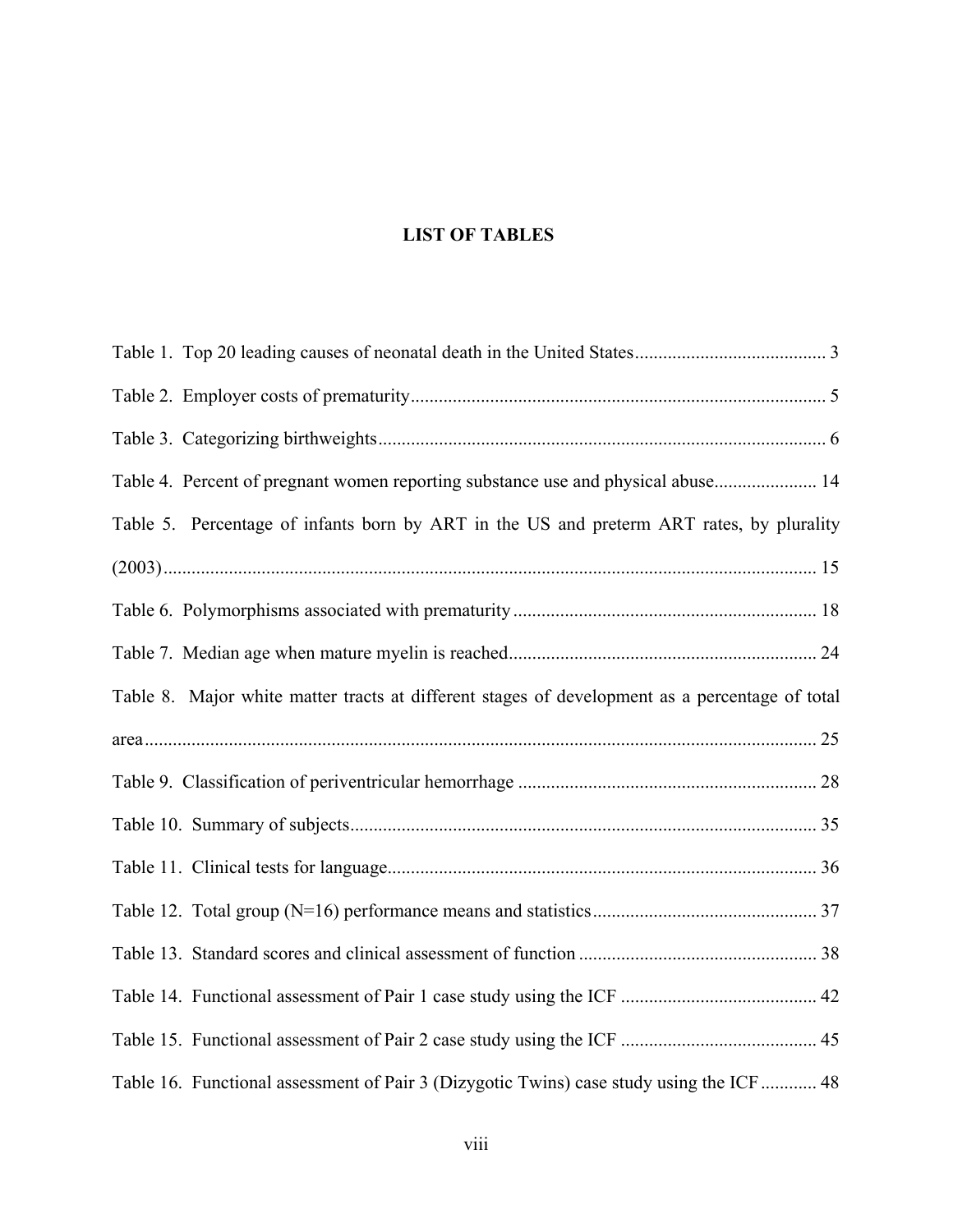## LIST OF TABLES

Table 1. Top 20 leading causes of neonatal death in the United States ........................................ 3

Table 2. Employer costs of prematurity ........................................................................................ 5

Table 3. Categorizing birthweights ............................................................................................... 6

Table 4. Percent of pregnant women reporting substance use and physical abuse ...................... 14

Table 5. Percentage of infants born by ART in the US and preterm ART rates, by plurality (2003) .......................................................................................................................................... 15

Table 6. Polymorphisms associated with prematurity ................................................................. 18

Table 7. Median age when mature myelin is reached ................................................................. 24

Table 8. Major white matter tracts at different stages of development as a percentage of total area ............................................................................................................................................... 25

Table 9. Classification of periventricular hemorrhage ................................................................ 28

Table 10. Summary of subjects ................................................................................................... 35

Table 11. Clinical tests for language ........................................................................................... 36

Table 12. Total group (N=16) performance means and statistics ................................................ 37

Table 13. Standard scores and clinical assessment of function ................................................... 38

Table 14. Functional assessment of Pair 1 case study using the ICF .......................................... 42

Table 15. Functional assessment of Pair 2 case study using the ICF .......................................... 45

Table 16. Functional assessment of Pair 3 (Dizygotic Twins) case study using the ICF ............ 48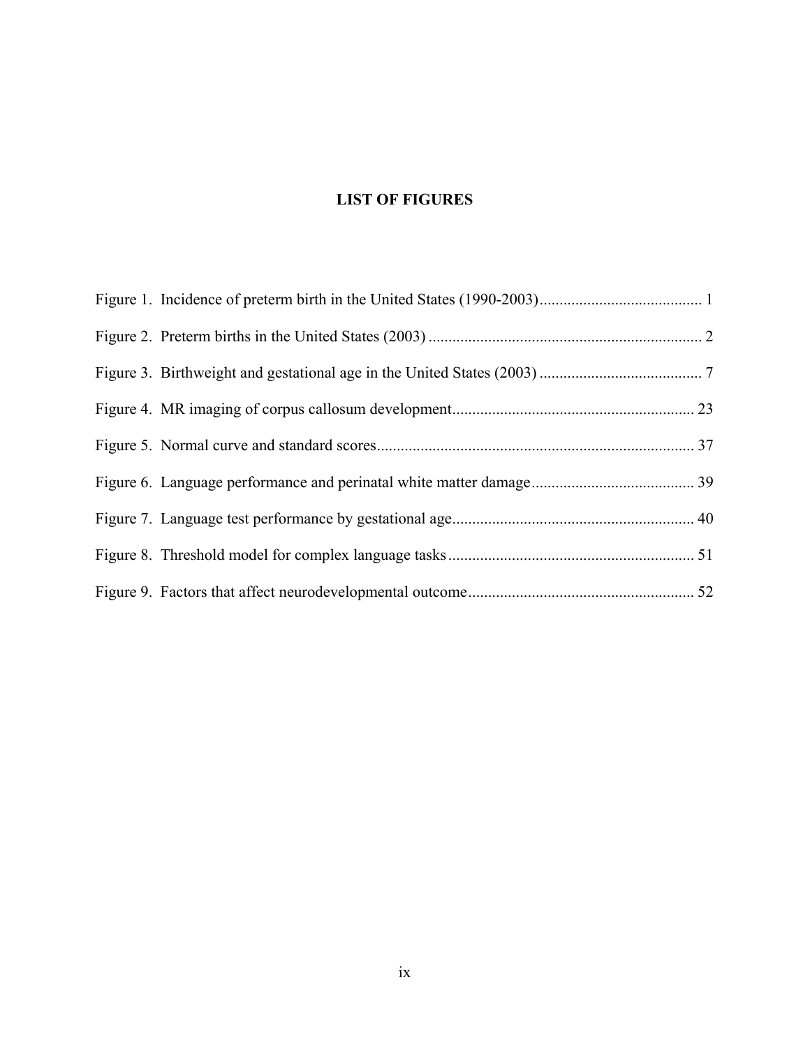# LIST OF FIGURES

Figure 1. Incidence of preterm birth in the United States (1990-2003) ........................................ 1

Figure 2. Preterm births in the United States (2003) .................................................................... 2

Figure 3. Birthweight and gestational age in the United States (2003) ......................................... 7

Figure 4. MR imaging of corpus callosum development............................................................ 23

Figure 5. Normal curve and standard scores............................................................................... 37

Figure 6. Language performance and perinatal white matter damage......................................... 39

Figure 7. Language test performance by gestational age............................................................ 40

Figure 8. Threshold model for complex language tasks............................................................. 51

Figure 9. Factors that affect neurodevelopmental outcome......................................................... 52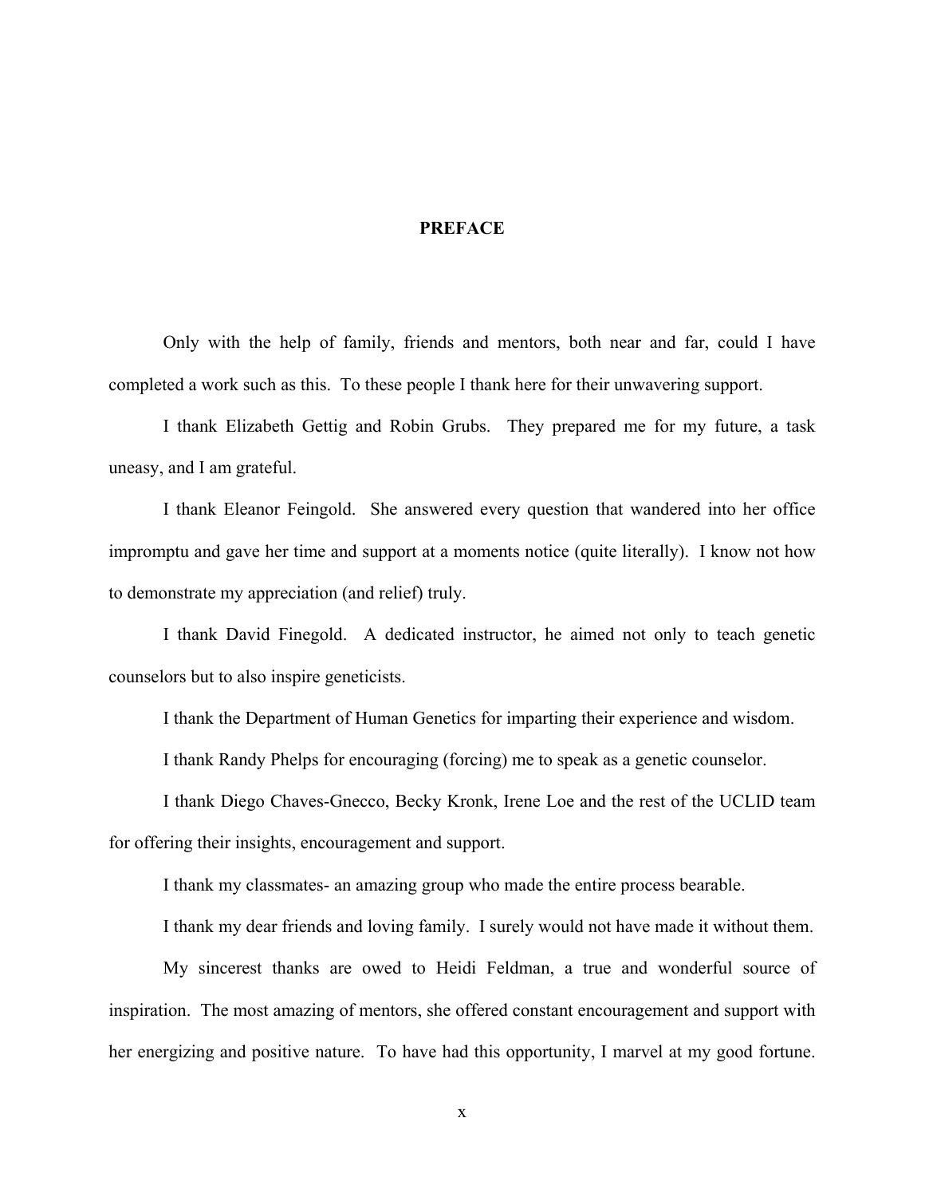# PREFACE

Only with the help of family, friends and mentors, both near and far, could I have completed a work such as this. To these people I thank here for their unwavering support.

I thank Elizabeth Gettig and Robin Grubs. They prepared me for my future, a task uneasy, and I am grateful.

I thank Eleanor Feingold. She answered every question that wandered into her office impromptu and gave her time and support at a moments notice (quite literally). I know not how to demonstrate my appreciation (and relief) truly.

I thank David Finegold. A dedicated instructor, he aimed not only to teach genetic counselors but to also inspire geneticists.

I thank the Department of Human Genetics for imparting their experience and wisdom.

I thank Randy Phelps for encouraging (forcing) me to speak as a genetic counselor.

I thank Diego Chaves-Gnecco, Becky Kronk, Irene Loe and the rest of the UCLID team for offering their insights, encouragement and support.

I thank my classmates- an amazing group who made the entire process bearable.

I thank my dear friends and loving family. I surely would not have made it without them.

My sincerest thanks are owed to Heidi Feldman, a true and wonderful source of inspiration. The most amazing of mentors, she offered constant encouragement and support with her energizing and positive nature. To have had this opportunity, I marvel at my good fortune.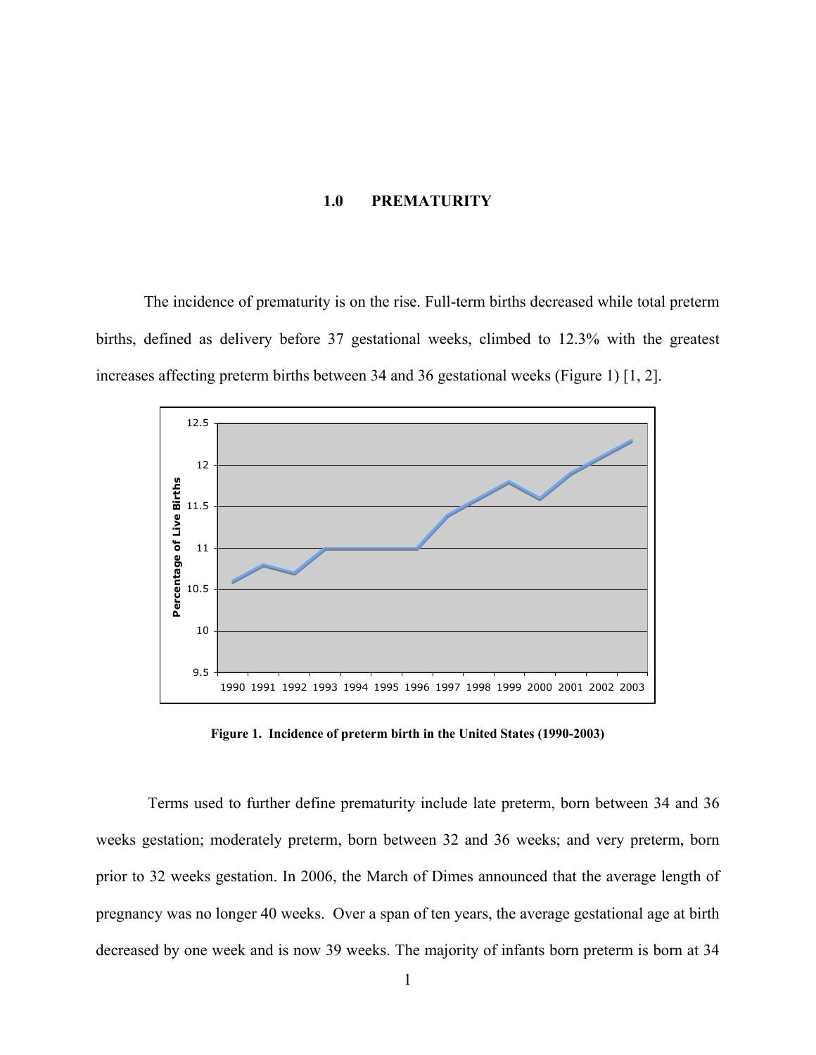# 1.0 PREMATURITY

The incidence of prematurity is on the rise. Full-term births decreased while total preterm births, defined as delivery before 37 gestational weeks, climbed to 12.3% with the greatest increases affecting preterm births between 34 and 36 gestational weeks (Figure 1) [1, 2].

**Figure 1. Incidence of preterm birth in the United States (1990-2003)**

Terms used to further define prematurity include late preterm, born between 34 and 36 weeks gestation; moderately preterm, born between 32 and 36 weeks; and very preterm, born prior to 32 weeks gestation. In 2006, the March of Dimes announced that the average length of pregnancy was no longer 40 weeks. Over a span of ten years, the average gestational age at birth decreased by one week and is now 39 weeks. The majority of infants born preterm is born at 34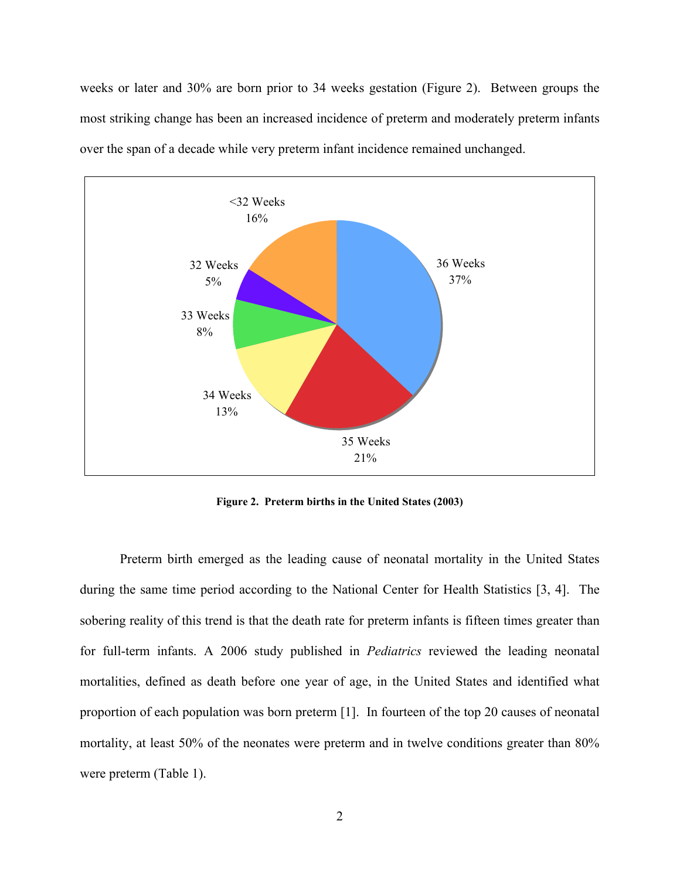weeks or later and 30% are born prior to 34 weeks gestation (Figure 2). Between groups the most striking change has been an increased incidence of preterm and moderately preterm infants over the span of a decade while very preterm infant incidence remained unchanged.

**Figure 2. Preterm births in the United States (2003)**

Preterm birth emerged as the leading cause of neonatal mortality in the United States during the same time period according to the National Center for Health Statistics [3, 4]. The sobering reality of this trend is that the death rate for preterm infants is fifteen times greater than for full-term infants. A 2006 study published in *Pediatrics* reviewed the leading neonatal mortalities, defined as death before one year of age, in the United States and identified what proportion of each population was born preterm [1]. In fourteen of the top 20 causes of neonatal mortality, at least 50% of the neonates were preterm and in twelve conditions greater than 80% were preterm (Table 1).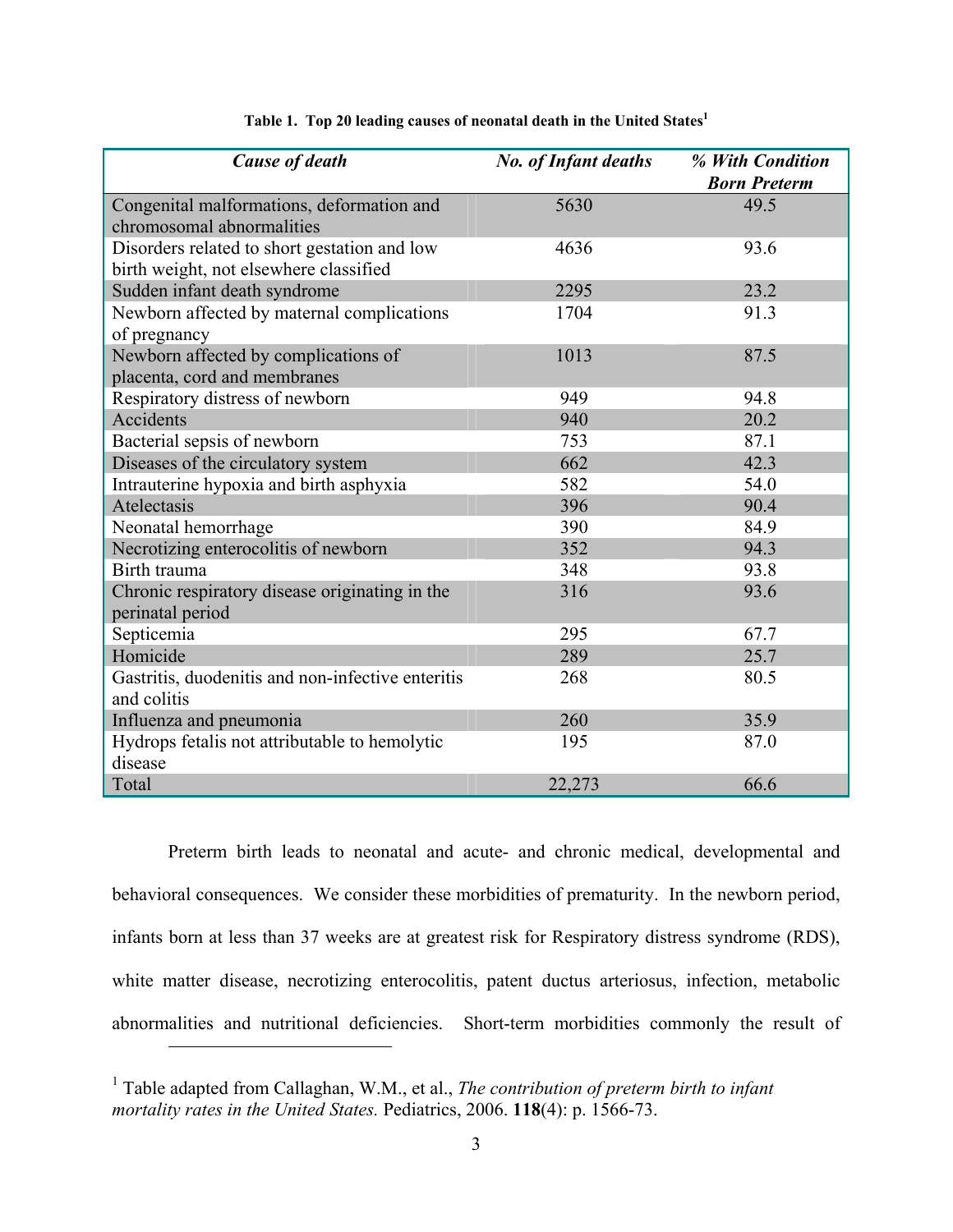**Table 1. Top 20 leading causes of neonatal death in the United States[1]**

| *Cause of death* | *No. of Infant deaths* | *% With Condition Born Preterm* |
|---|---|---|
| Congenital malformations, deformation and chromosomal abnormalities | 5630 | 49.5 |
| Disorders related to short gestation and low birth weight, not elsewhere classified | 4636 | 93.6 |
| Sudden infant death syndrome | 2295 | 23.2 |
| Newborn affected by maternal complications of pregnancy | 1704 | 91.3 |
| Newborn affected by complications of placenta, cord and membranes | 1013 | 87.5 |
| Respiratory distress of newborn | 949 | 94.8 |
| Accidents | 940 | 20.2 |
| Bacterial sepsis of newborn | 753 | 87.1 |
| Diseases of the circulatory system | 662 | 42.3 |
| Intrauterine hypoxia and birth asphyxia | 582 | 54.0 |
| Atelectasis | 396 | 90.4 |
| Neonatal hemorrhage | 390 | 84.9 |
| Necrotizing enterocolitis of newborn | 352 | 94.3 |
| Birth trauma | 348 | 93.8 |
| Chronic respiratory disease originating in the perinatal period | 316 | 93.6 |
| Septicemia | 295 | 67.7 |
| Homicide | 289 | 25.7 |
| Gastritis, duodenitis and non-infective enteritis and colitis | 268 | 80.5 |
| Influenza and pneumonia | 260 | 35.9 |
| Hydrops fetalis not attributable to hemolytic disease | 195 | 87.0 |
| Total | 22,273 | 66.6 |

Preterm birth leads to neonatal and acute- and chronic medical, developmental and behavioral consequences. We consider these morbidities of prematurity. In the newborn period, infants born at less than 37 weeks are at greatest risk for Respiratory distress syndrome (RDS), white matter disease, necrotizing enterocolitis, patent ductus arteriosus, infection, metabolic abnormalities and nutritional deficiencies. Short-term morbidities commonly the result of

[1] Table adapted from Callaghan, W.M., et al., *The contribution of preterm birth to infant mortality rates in the United States.* Pediatrics, 2006. **118**(4): p. 1566-73.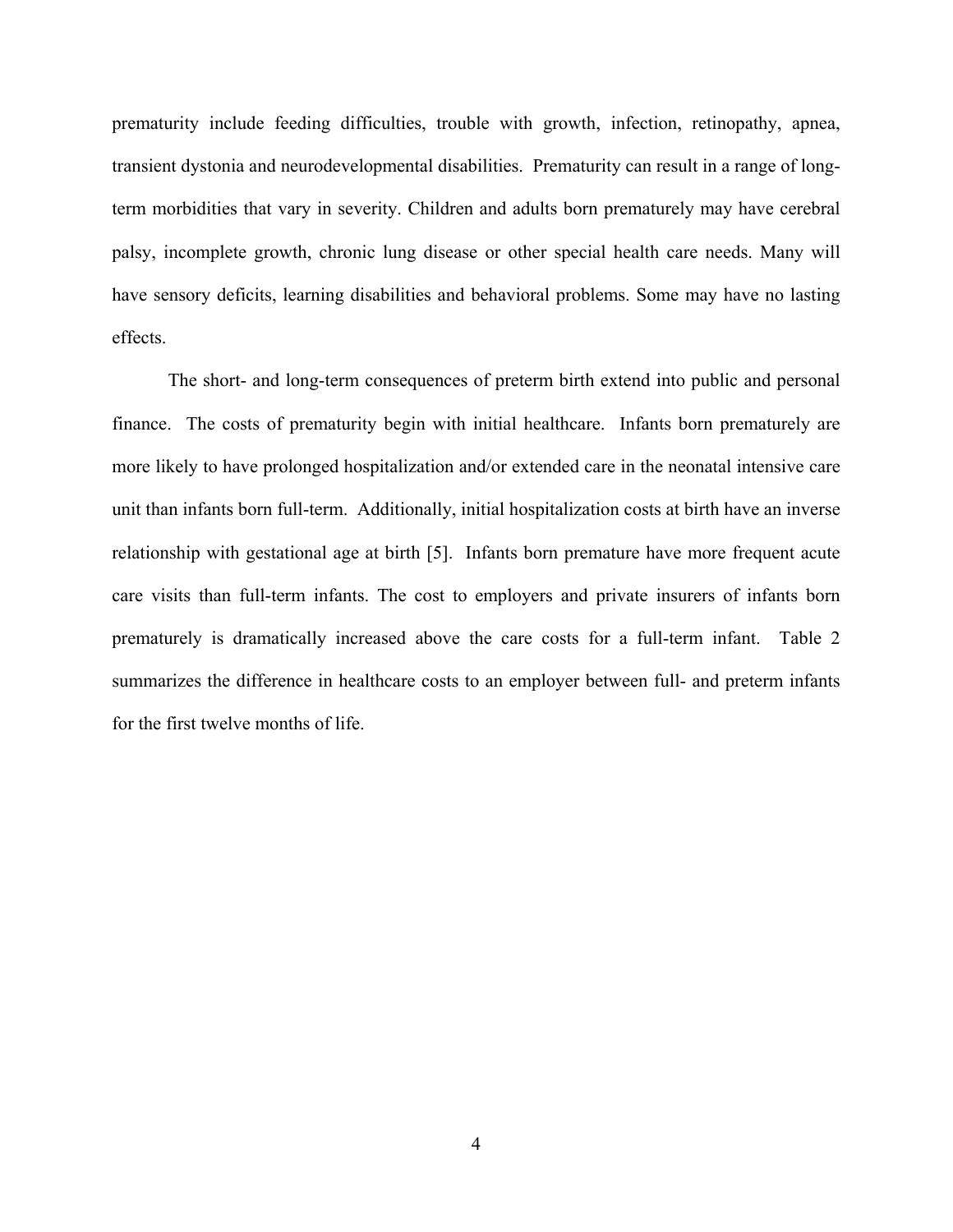prematurity include feeding difficulties, trouble with growth, infection, retinopathy, apnea, transient dystonia and neurodevelopmental disabilities. Prematurity can result in a range of long-term morbidities that vary in severity. Children and adults born prematurely may have cerebral palsy, incomplete growth, chronic lung disease or other special health care needs. Many will have sensory deficits, learning disabilities and behavioral problems. Some may have no lasting effects.

The short- and long-term consequences of preterm birth extend into public and personal finance. The costs of prematurity begin with initial healthcare. Infants born prematurely are more likely to have prolonged hospitalization and/or extended care in the neonatal intensive care unit than infants born full-term. Additionally, initial hospitalization costs at birth have an inverse relationship with gestational age at birth [5]. Infants born premature have more frequent acute care visits than full-term infants. The cost to employers and private insurers of infants born prematurely is dramatically increased above the care costs for a full-term infant. Table 2 summarizes the difference in healthcare costs to an employer between full- and preterm infants for the first twelve months of life.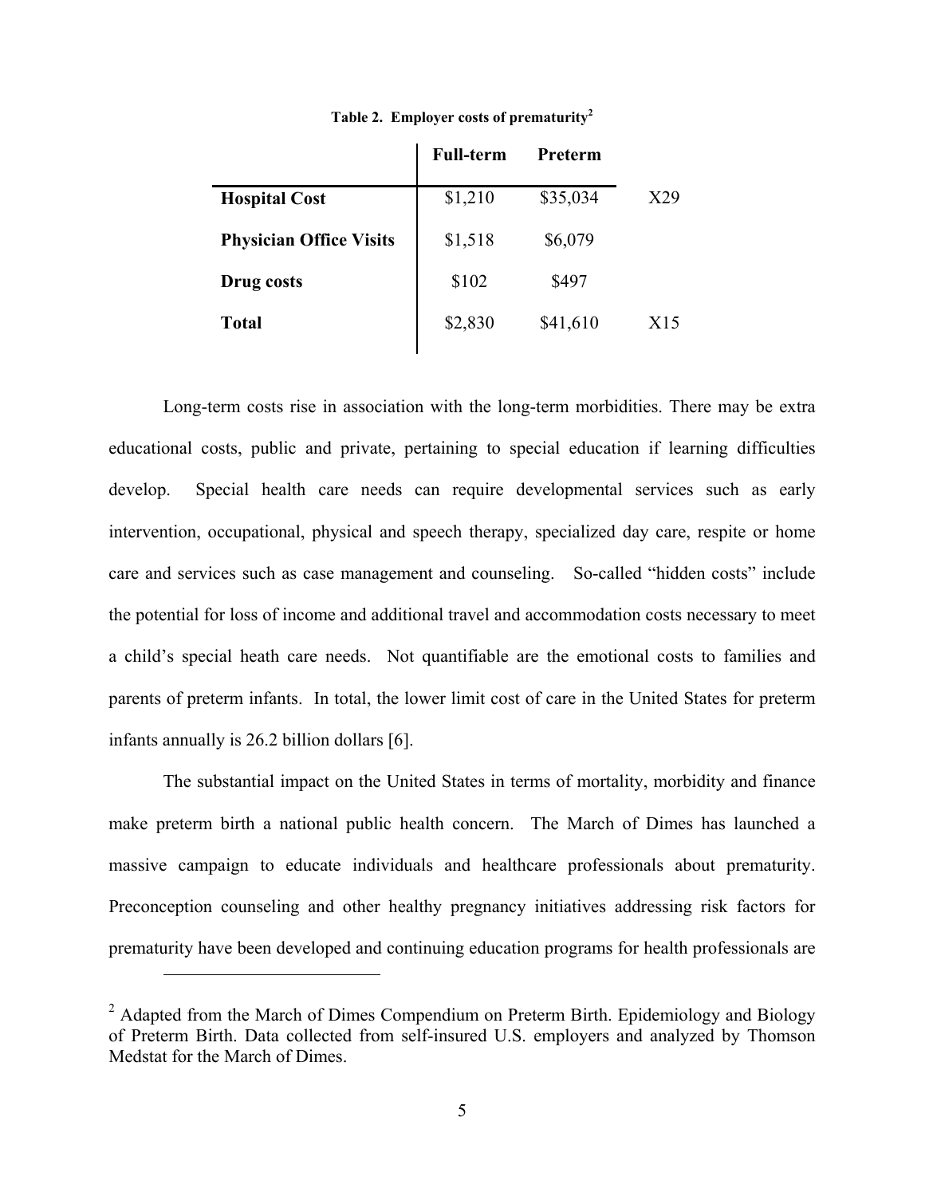**Table 2. Employer costs of prematurity[2]**

| | Full-term | Preterm | |
|---|---|---|---|
| **Hospital Cost** | $1,210 | $35,034 | X29 |
| **Physician Office Visits** | $1,518 | $6,079 | |
| **Drug costs** | $102 | $497 | |
| **Total** | $2,830 | $41,610 | X15 |

Long-term costs rise in association with the long-term morbidities. There may be extra educational costs, public and private, pertaining to special education if learning difficulties develop. Special health care needs can require developmental services such as early intervention, occupational, physical and speech therapy, specialized day care, respite or home care and services such as case management and counseling. So-called "hidden costs" include the potential for loss of income and additional travel and accommodation costs necessary to meet a child's special heath care needs. Not quantifiable are the emotional costs to families and parents of preterm infants. In total, the lower limit cost of care in the United States for preterm infants annually is 26.2 billion dollars [6].

The substantial impact on the United States in terms of mortality, morbidity and finance make preterm birth a national public health concern. The March of Dimes has launched a massive campaign to educate individuals and healthcare professionals about prematurity. Preconception counseling and other healthy pregnancy initiatives addressing risk factors for prematurity have been developed and continuing education programs for health professionals are

---

[2] Adapted from the March of Dimes Compendium on Preterm Birth. Epidemiology and Biology of Preterm Birth. Data collected from self-insured U.S. employers and analyzed by Thomson Medstat for the March of Dimes.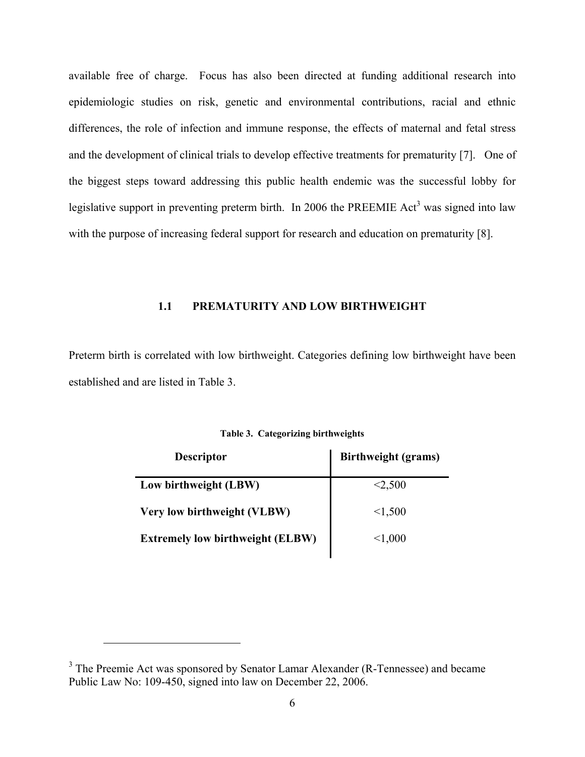available free of charge. Focus has also been directed at funding additional research into epidemiologic studies on risk, genetic and environmental contributions, racial and ethnic differences, the role of infection and immune response, the effects of maternal and fetal stress and the development of clinical trials to develop effective treatments for prematurity [7]. One of the biggest steps toward addressing this public health endemic was the successful lobby for legislative support in preventing preterm birth. In 2006 the PREEMIE Act[3] was signed into law with the purpose of increasing federal support for research and education on prematurity [8].

### 1.1 PREMATURITY AND LOW BIRTHWEIGHT

Preterm birth is correlated with low birthweight. Categories defining low birthweight have been established and are listed in Table 3.

**Table 3. Categorizing birthweights**

| Descriptor | Birthweight (grams) |
|---|---|
| **Low birthweight (LBW)** | <2,500 |
| **Very low birthweight (VLBW)** | <1,500 |
| **Extremely low birthweight (ELBW)** | <1,000 |

[3] The Preemie Act was sponsored by Senator Lamar Alexander (R-Tennessee) and became Public Law No: 109-450, signed into law on December 22, 2006.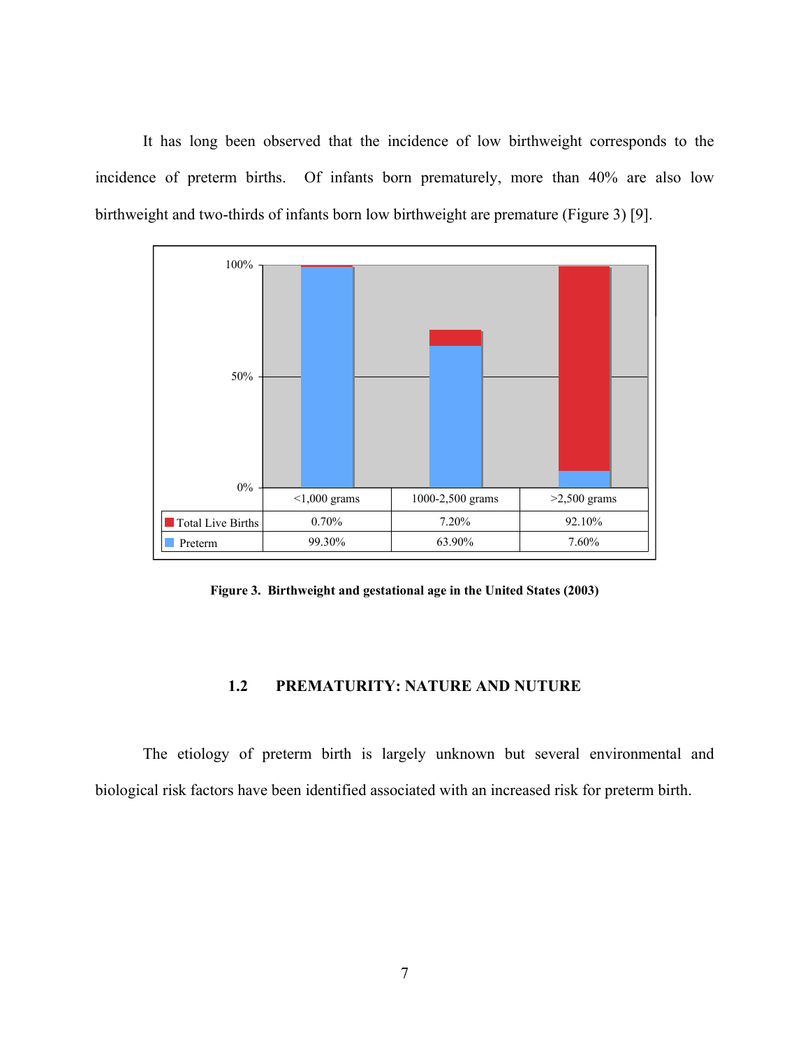It has long been observed that the incidence of low birthweight corresponds to the incidence of preterm births. Of infants born prematurely, more than 40% are also low birthweight and two-thirds of infants born low birthweight are premature (Figure 3) [9].

| | <1,000 grams | 1000-2,500 grams | >2,500 grams |
|---|---|---|---|
| Total Live Births | 0.70% | 7.20% | 92.10% |
| Preterm | 99.30% | 63.90% | 7.60% |

**Figure 3. Birthweight and gestational age in the United States (2003)**

### 1.2 PREMATURITY: NATURE AND NUTURE

The etiology of preterm birth is largely unknown but several environmental and biological risk factors have been identified associated with an increased risk for preterm birth.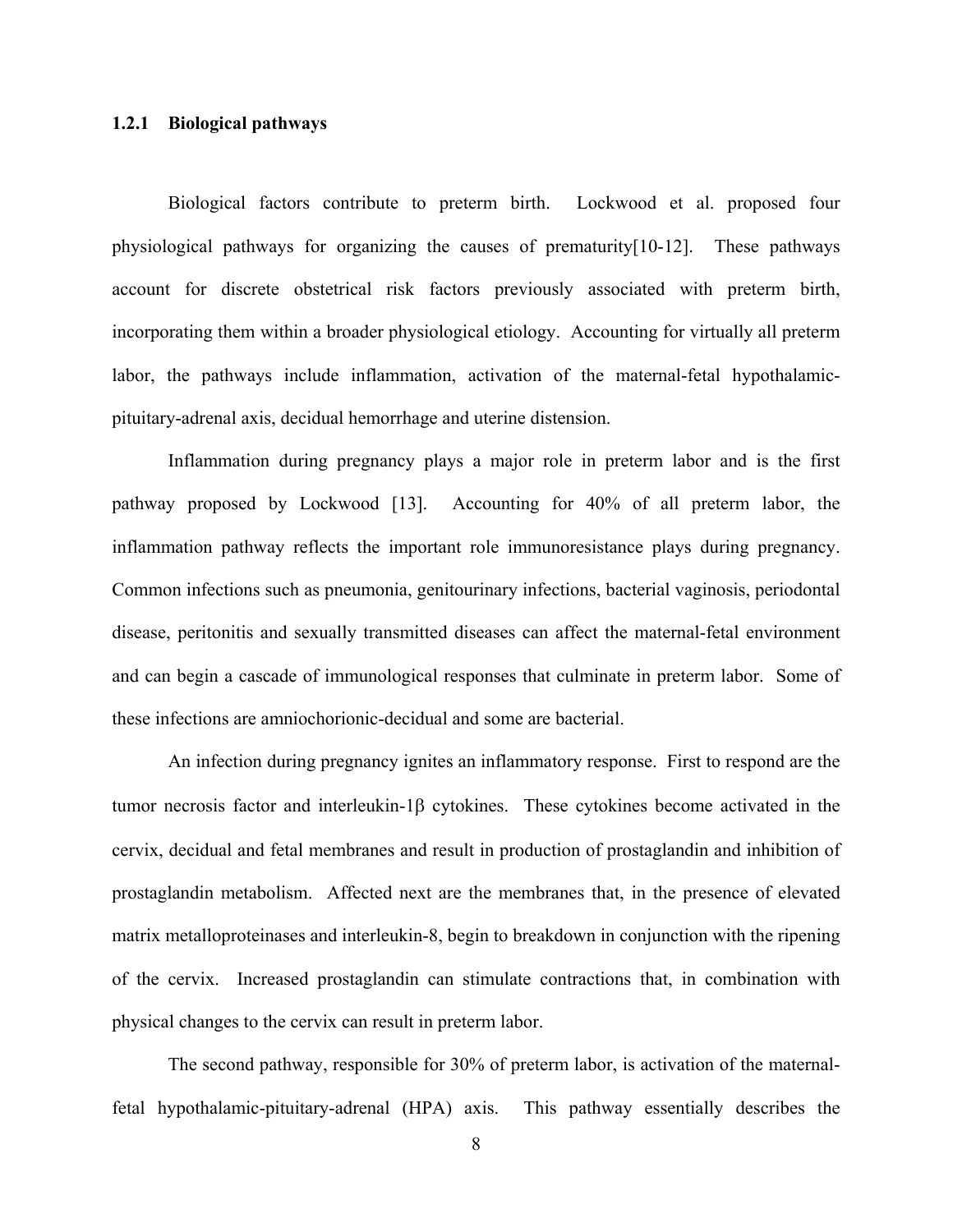### 1.2.1 Biological pathways

Biological factors contribute to preterm birth. Lockwood et al. proposed four physiological pathways for organizing the causes of prematurity[10-12]. These pathways account for discrete obstetrical risk factors previously associated with preterm birth, incorporating them within a broader physiological etiology. Accounting for virtually all preterm labor, the pathways include inflammation, activation of the maternal-fetal hypothalamic-pituitary-adrenal axis, decidual hemorrhage and uterine distension.

Inflammation during pregnancy plays a major role in preterm labor and is the first pathway proposed by Lockwood [13]. Accounting for 40% of all preterm labor, the inflammation pathway reflects the important role immunoresistance plays during pregnancy. Common infections such as pneumonia, genitourinary infections, bacterial vaginosis, periodontal disease, peritonitis and sexually transmitted diseases can affect the maternal-fetal environment and can begin a cascade of immunological responses that culminate in preterm labor. Some of these infections are amniochorionic-decidual and some are bacterial.

An infection during pregnancy ignites an inflammatory response. First to respond are the tumor necrosis factor and interleukin-1β cytokines. These cytokines become activated in the cervix, decidual and fetal membranes and result in production of prostaglandin and inhibition of prostaglandin metabolism. Affected next are the membranes that, in the presence of elevated matrix metalloproteinases and interleukin-8, begin to breakdown in conjunction with the ripening of the cervix. Increased prostaglandin can stimulate contractions that, in combination with physical changes to the cervix can result in preterm labor.

The second pathway, responsible for 30% of preterm labor, is activation of the maternal-fetal hypothalamic-pituitary-adrenal (HPA) axis. This pathway essentially describes the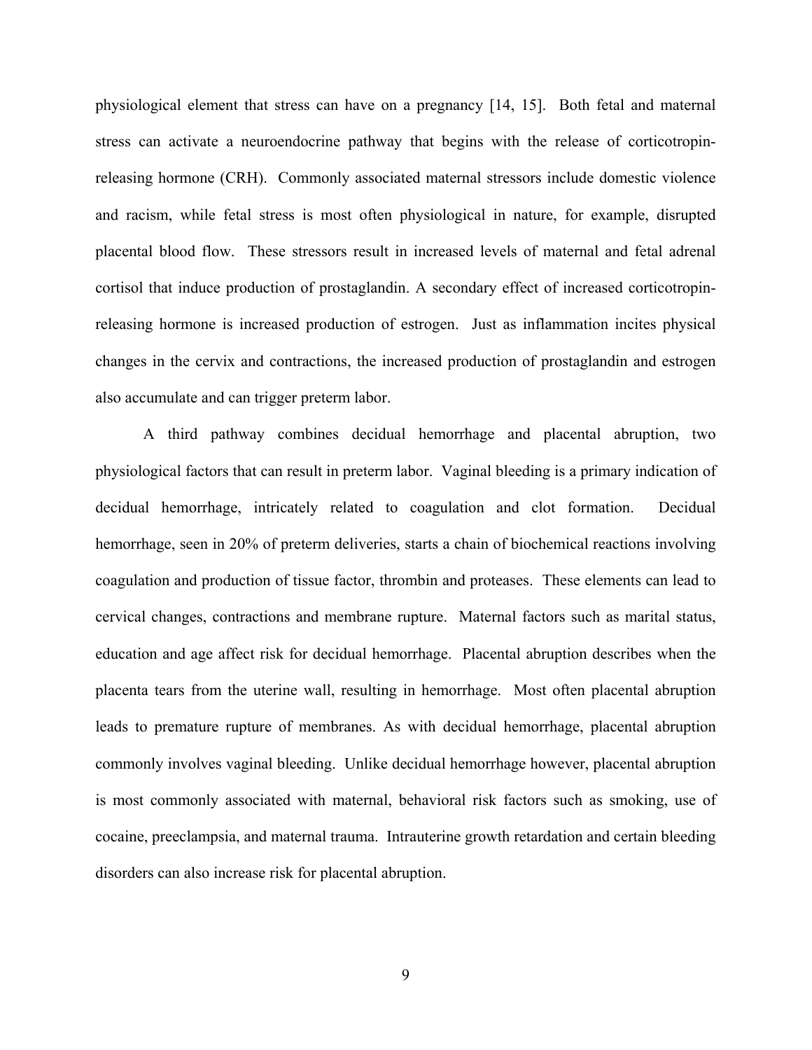physiological element that stress can have on a pregnancy [14, 15]. Both fetal and maternal stress can activate a neuroendocrine pathway that begins with the release of corticotropin-releasing hormone (CRH). Commonly associated maternal stressors include domestic violence and racism, while fetal stress is most often physiological in nature, for example, disrupted placental blood flow. These stressors result in increased levels of maternal and fetal adrenal cortisol that induce production of prostaglandin. A secondary effect of increased corticotropin-releasing hormone is increased production of estrogen. Just as inflammation incites physical changes in the cervix and contractions, the increased production of prostaglandin and estrogen also accumulate and can trigger preterm labor.

A third pathway combines decidual hemorrhage and placental abruption, two physiological factors that can result in preterm labor. Vaginal bleeding is a primary indication of decidual hemorrhage, intricately related to coagulation and clot formation. Decidual hemorrhage, seen in 20% of preterm deliveries, starts a chain of biochemical reactions involving coagulation and production of tissue factor, thrombin and proteases. These elements can lead to cervical changes, contractions and membrane rupture. Maternal factors such as marital status, education and age affect risk for decidual hemorrhage. Placental abruption describes when the placenta tears from the uterine wall, resulting in hemorrhage. Most often placental abruption leads to premature rupture of membranes. As with decidual hemorrhage, placental abruption commonly involves vaginal bleeding. Unlike decidual hemorrhage however, placental abruption is most commonly associated with maternal, behavioral risk factors such as smoking, use of cocaine, preeclampsia, and maternal trauma. Intrauterine growth retardation and certain bleeding disorders can also increase risk for placental abruption.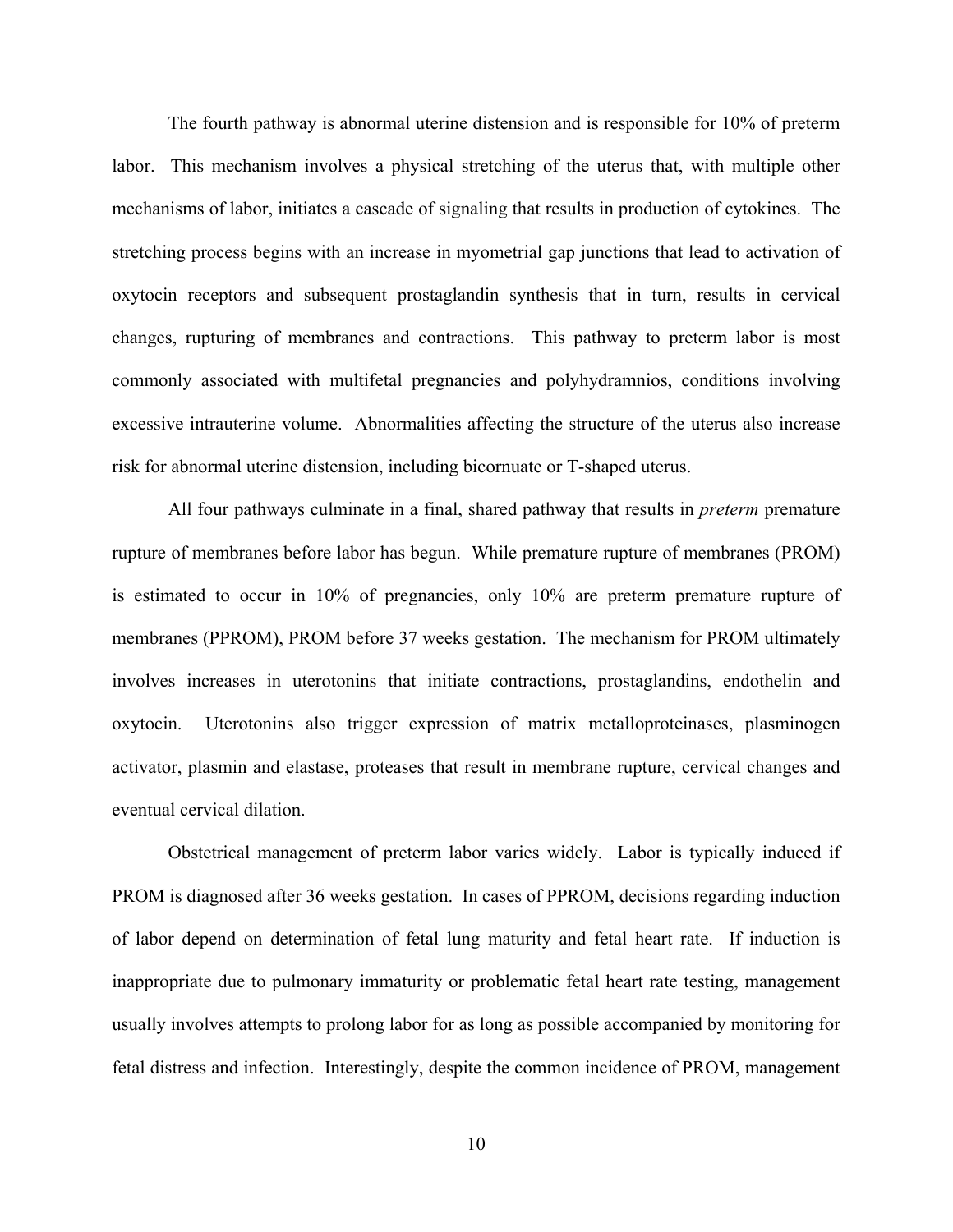The fourth pathway is abnormal uterine distension and is responsible for 10% of preterm labor. This mechanism involves a physical stretching of the uterus that, with multiple other mechanisms of labor, initiates a cascade of signaling that results in production of cytokines. The stretching process begins with an increase in myometrial gap junctions that lead to activation of oxytocin receptors and subsequent prostaglandin synthesis that in turn, results in cervical changes, rupturing of membranes and contractions. This pathway to preterm labor is most commonly associated with multifetal pregnancies and polyhydramnios, conditions involving excessive intrauterine volume. Abnormalities affecting the structure of the uterus also increase risk for abnormal uterine distension, including bicornuate or T-shaped uterus.

All four pathways culminate in a final, shared pathway that results in *preterm* premature rupture of membranes before labor has begun. While premature rupture of membranes (PROM) is estimated to occur in 10% of pregnancies, only 10% are preterm premature rupture of membranes (PPROM), PROM before 37 weeks gestation. The mechanism for PROM ultimately involves increases in uterotonins that initiate contractions, prostaglandins, endothelin and oxytocin. Uterotonins also trigger expression of matrix metalloproteinases, plasminogen activator, plasmin and elastase, proteases that result in membrane rupture, cervical changes and eventual cervical dilation.

Obstetrical management of preterm labor varies widely. Labor is typically induced if PROM is diagnosed after 36 weeks gestation. In cases of PPROM, decisions regarding induction of labor depend on determination of fetal lung maturity and fetal heart rate. If induction is inappropriate due to pulmonary immaturity or problematic fetal heart rate testing, management usually involves attempts to prolong labor for as long as possible accompanied by monitoring for fetal distress and infection. Interestingly, despite the common incidence of PROM, management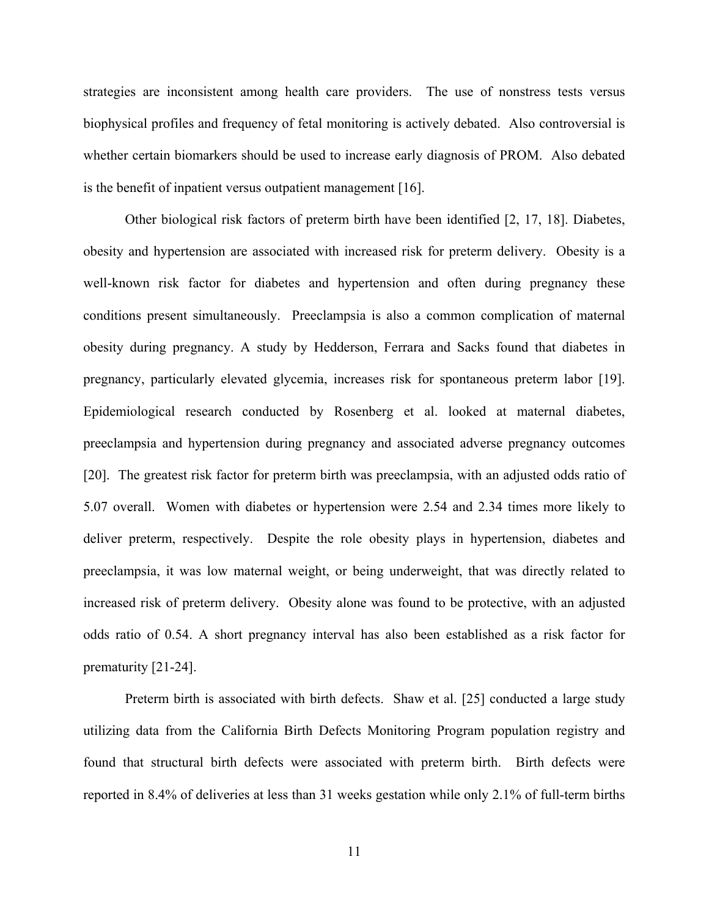strategies are inconsistent among health care providers. The use of nonstress tests versus biophysical profiles and frequency of fetal monitoring is actively debated. Also controversial is whether certain biomarkers should be used to increase early diagnosis of PROM. Also debated is the benefit of inpatient versus outpatient management [16].

Other biological risk factors of preterm birth have been identified [2, 17, 18]. Diabetes, obesity and hypertension are associated with increased risk for preterm delivery. Obesity is a well-known risk factor for diabetes and hypertension and often during pregnancy these conditions present simultaneously. Preeclampsia is also a common complication of maternal obesity during pregnancy. A study by Hedderson, Ferrara and Sacks found that diabetes in pregnancy, particularly elevated glycemia, increases risk for spontaneous preterm labor [19]. Epidemiological research conducted by Rosenberg et al. looked at maternal diabetes, preeclampsia and hypertension during pregnancy and associated adverse pregnancy outcomes [20]. The greatest risk factor for preterm birth was preeclampsia, with an adjusted odds ratio of 5.07 overall. Women with diabetes or hypertension were 2.54 and 2.34 times more likely to deliver preterm, respectively. Despite the role obesity plays in hypertension, diabetes and preeclampsia, it was low maternal weight, or being underweight, that was directly related to increased risk of preterm delivery. Obesity alone was found to be protective, with an adjusted odds ratio of 0.54. A short pregnancy interval has also been established as a risk factor for prematurity [21-24].

Preterm birth is associated with birth defects. Shaw et al. [25] conducted a large study utilizing data from the California Birth Defects Monitoring Program population registry and found that structural birth defects were associated with preterm birth. Birth defects were reported in 8.4% of deliveries at less than 31 weeks gestation while only 2.1% of full-term births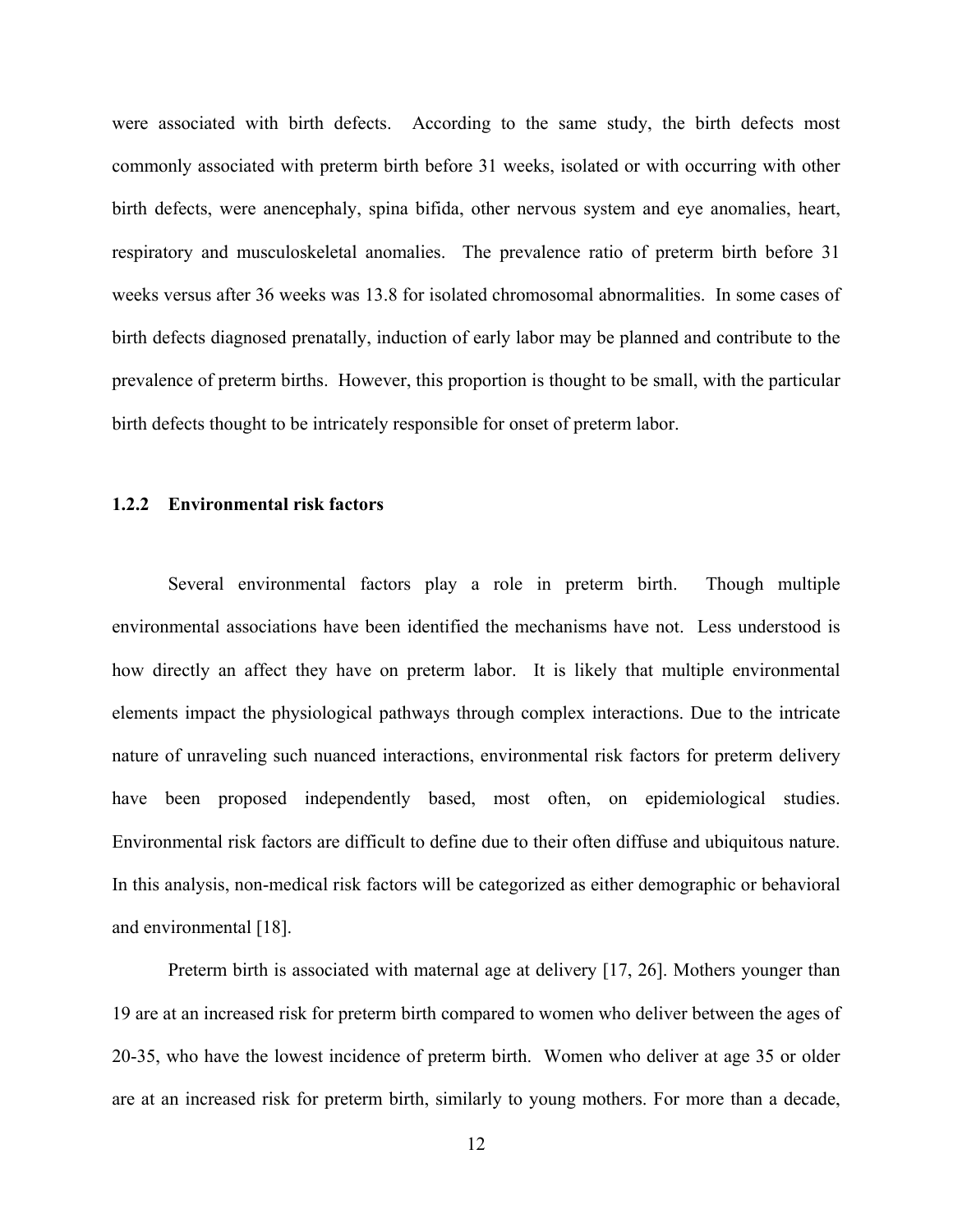were associated with birth defects. According to the same study, the birth defects most commonly associated with preterm birth before 31 weeks, isolated or with occurring with other birth defects, were anencephaly, spina bifida, other nervous system and eye anomalies, heart, respiratory and musculoskeletal anomalies. The prevalence ratio of preterm birth before 31 weeks versus after 36 weeks was 13.8 for isolated chromosomal abnormalities. In some cases of birth defects diagnosed prenatally, induction of early labor may be planned and contribute to the prevalence of preterm births. However, this proportion is thought to be small, with the particular birth defects thought to be intricately responsible for onset of preterm labor.

### 1.2.2 Environmental risk factors

Several environmental factors play a role in preterm birth. Though multiple environmental associations have been identified the mechanisms have not. Less understood is how directly an affect they have on preterm labor. It is likely that multiple environmental elements impact the physiological pathways through complex interactions. Due to the intricate nature of unraveling such nuanced interactions, environmental risk factors for preterm delivery have been proposed independently based, most often, on epidemiological studies. Environmental risk factors are difficult to define due to their often diffuse and ubiquitous nature. In this analysis, non-medical risk factors will be categorized as either demographic or behavioral and environmental [18].

Preterm birth is associated with maternal age at delivery [17, 26]. Mothers younger than 19 are at an increased risk for preterm birth compared to women who deliver between the ages of 20-35, who have the lowest incidence of preterm birth. Women who deliver at age 35 or older are at an increased risk for preterm birth, similarly to young mothers. For more than a decade,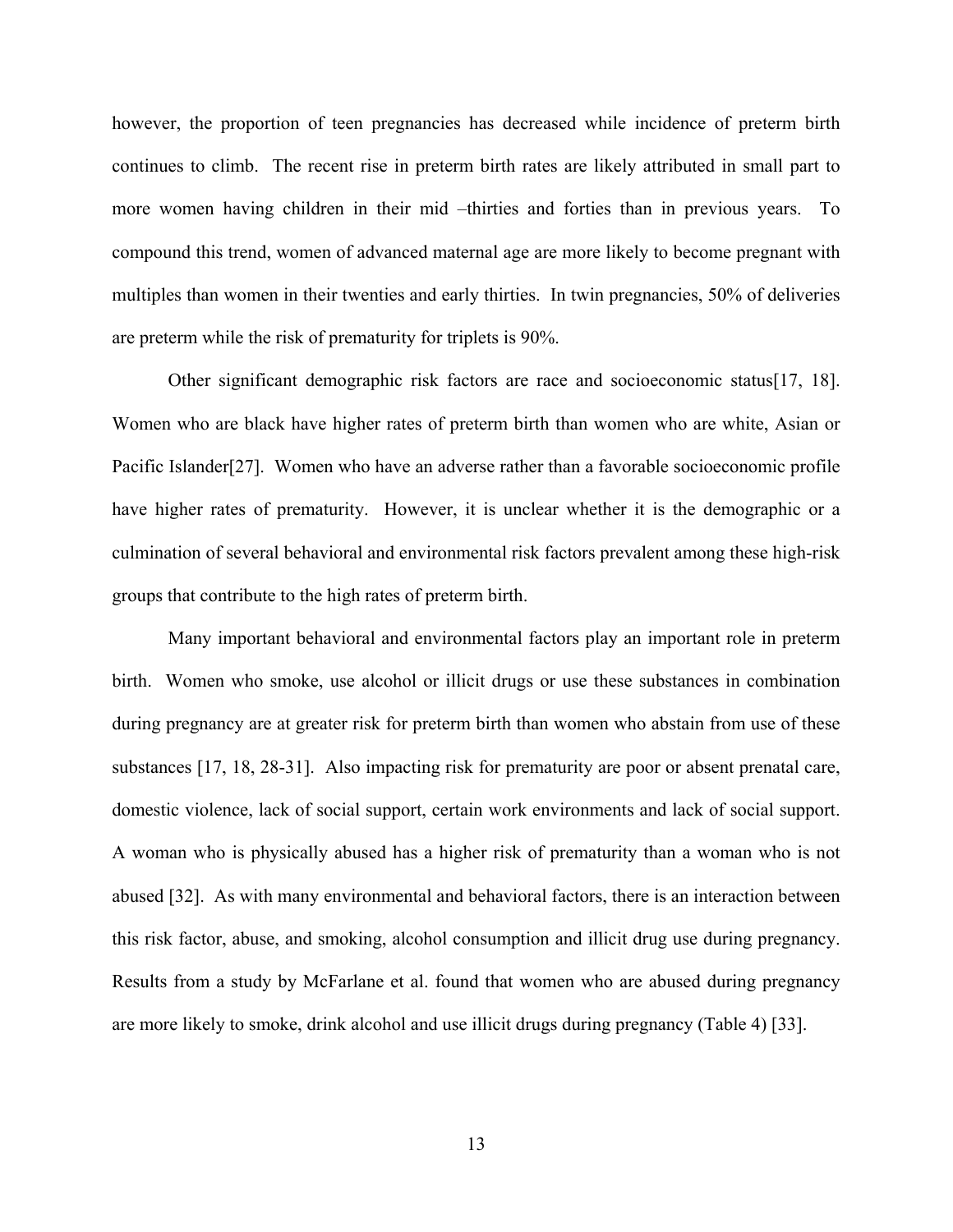however, the proportion of teen pregnancies has decreased while incidence of preterm birth continues to climb. The recent rise in preterm birth rates are likely attributed in small part to more women having children in their mid –thirties and forties than in previous years. To compound this trend, women of advanced maternal age are more likely to become pregnant with multiples than women in their twenties and early thirties. In twin pregnancies, 50% of deliveries are preterm while the risk of prematurity for triplets is 90%.

Other significant demographic risk factors are race and socioeconomic status[17, 18]. Women who are black have higher rates of preterm birth than women who are white, Asian or Pacific Islander[27]. Women who have an adverse rather than a favorable socioeconomic profile have higher rates of prematurity. However, it is unclear whether it is the demographic or a culmination of several behavioral and environmental risk factors prevalent among these high-risk groups that contribute to the high rates of preterm birth.

Many important behavioral and environmental factors play an important role in preterm birth. Women who smoke, use alcohol or illicit drugs or use these substances in combination during pregnancy are at greater risk for preterm birth than women who abstain from use of these substances [17, 18, 28-31]. Also impacting risk for prematurity are poor or absent prenatal care, domestic violence, lack of social support, certain work environments and lack of social support. A woman who is physically abused has a higher risk of prematurity than a woman who is not abused [32]. As with many environmental and behavioral factors, there is an interaction between this risk factor, abuse, and smoking, alcohol consumption and illicit drug use during pregnancy. Results from a study by McFarlane et al. found that women who are abused during pregnancy are more likely to smoke, drink alcohol and use illicit drugs during pregnancy (Table 4) [33].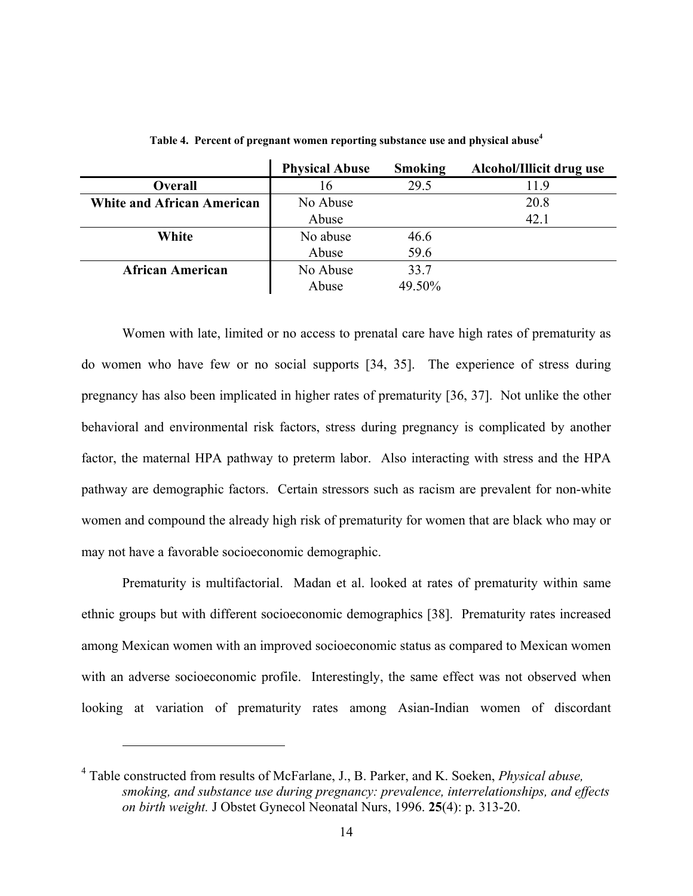**Table 4. Percent of pregnant women reporting substance use and physical abuse[4]**

| | Physical Abuse | Smoking | Alcohol/Illicit drug use |
|---|---|---|---|
| **Overall** | 16 | 29.5 | 11.9 |
| **White and African American** | No Abuse | | 20.8 |
| | Abuse | | 42.1 |
| **White** | No abuse | 46.6 | |
| | Abuse | 59.6 | |
| **African American** | No Abuse | 33.7 | |
| | Abuse | 49.50% | |

Women with late, limited or no access to prenatal care have high rates of prematurity as do women who have few or no social supports [34, 35]. The experience of stress during pregnancy has also been implicated in higher rates of prematurity [36, 37]. Not unlike the other behavioral and environmental risk factors, stress during pregnancy is complicated by another factor, the maternal HPA pathway to preterm labor. Also interacting with stress and the HPA pathway are demographic factors. Certain stressors such as racism are prevalent for non-white women and compound the already high risk of prematurity for women that are black who may or may not have a favorable socioeconomic demographic.

Prematurity is multifactorial. Madan et al. looked at rates of prematurity within same ethnic groups but with different socioeconomic demographics [38]. Prematurity rates increased among Mexican women with an improved socioeconomic status as compared to Mexican women with an adverse socioeconomic profile. Interestingly, the same effect was not observed when looking at variation of prematurity rates among Asian-Indian women of discordant

---

[4] Table constructed from results of McFarlane, J., B. Parker, and K. Soeken, *Physical abuse, smoking, and substance use during pregnancy: prevalence, interrelationships, and effects on birth weight.* J Obstet Gynecol Neonatal Nurs, 1996. **25**(4): p. 313-20.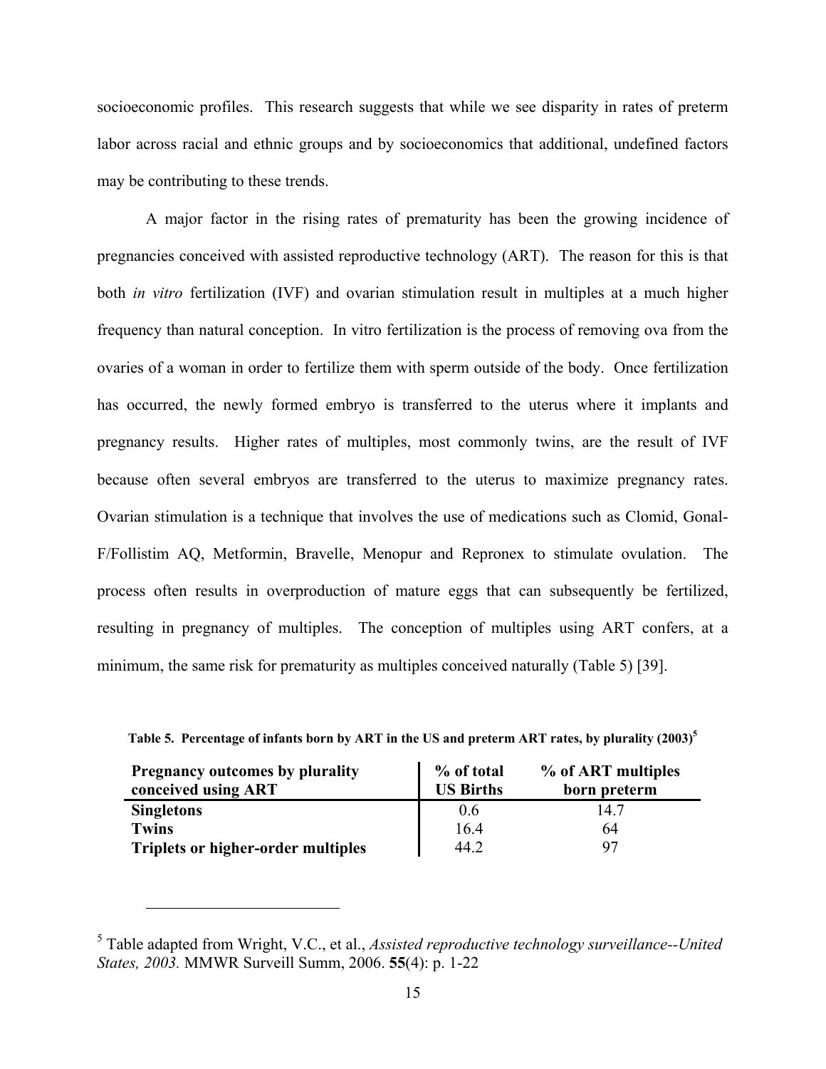socioeconomic profiles. This research suggests that while we see disparity in rates of preterm labor across racial and ethnic groups and by socioeconomics that additional, undefined factors may be contributing to these trends.

A major factor in the rising rates of prematurity has been the growing incidence of pregnancies conceived with assisted reproductive technology (ART). The reason for this is that both *in vitro* fertilization (IVF) and ovarian stimulation result in multiples at a much higher frequency than natural conception. In vitro fertilization is the process of removing ova from the ovaries of a woman in order to fertilize them with sperm outside of the body. Once fertilization has occurred, the newly formed embryo is transferred to the uterus where it implants and pregnancy results. Higher rates of multiples, most commonly twins, are the result of IVF because often several embryos are transferred to the uterus to maximize pregnancy rates. Ovarian stimulation is a technique that involves the use of medications such as Clomid, Gonal-F/Follistim AQ, Metformin, Bravelle, Menopur and Repronex to stimulate ovulation. The process often results in overproduction of mature eggs that can subsequently be fertilized, resulting in pregnancy of multiples. The conception of multiples using ART confers, at a minimum, the same risk for prematurity as multiples conceived naturally (Table 5) [39].

**Table 5. Percentage of infants born by ART in the US and preterm ART rates, by plurality (2003)**[5]

| Pregnancy outcomes by plurality conceived using ART | % of total US Births | % of ART multiples born preterm |
|---|---|---|
| **Singletons** | 0.6 | 14.7 |
| **Twins** | 16.4 | 64 |
| **Triplets or higher-order multiples** | 44.2 | 97 |

[5] Table adapted from Wright, V.C., et al., *Assisted reproductive technology surveillance--United States, 2003.* MMWR Surveill Summ, 2006. **55**(4): p. 1-22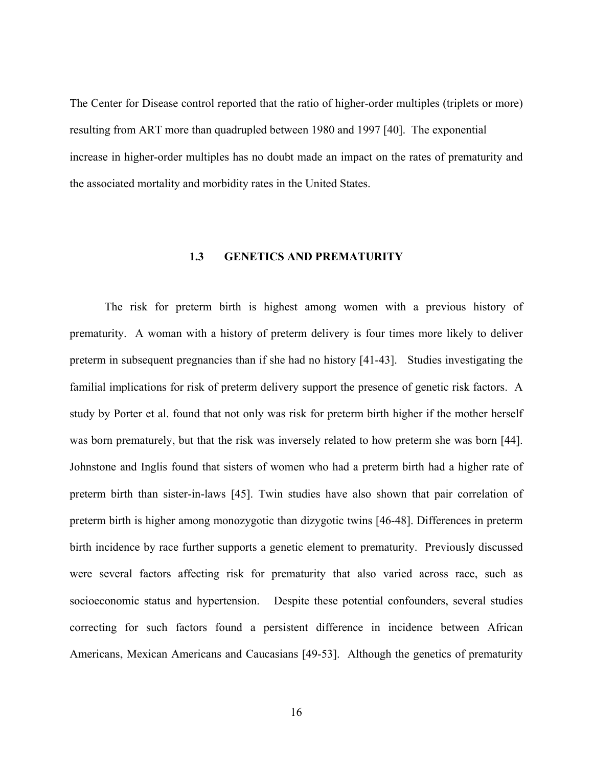The Center for Disease control reported that the ratio of higher-order multiples (triplets or more) resulting from ART more than quadrupled between 1980 and 1997 [40]. The exponential increase in higher-order multiples has no doubt made an impact on the rates of prematurity and the associated mortality and morbidity rates in the United States.

## 1.3 GENETICS AND PREMATURITY

The risk for preterm birth is highest among women with a previous history of prematurity. A woman with a history of preterm delivery is four times more likely to deliver preterm in subsequent pregnancies than if she had no history [41-43]. Studies investigating the familial implications for risk of preterm delivery support the presence of genetic risk factors. A study by Porter et al. found that not only was risk for preterm birth higher if the mother herself was born prematurely, but that the risk was inversely related to how preterm she was born [44]. Johnstone and Inglis found that sisters of women who had a preterm birth had a higher rate of preterm birth than sister-in-laws [45]. Twin studies have also shown that pair correlation of preterm birth is higher among monozygotic than dizygotic twins [46-48]. Differences in preterm birth incidence by race further supports a genetic element to prematurity. Previously discussed were several factors affecting risk for prematurity that also varied across race, such as socioeconomic status and hypertension. Despite these potential confounders, several studies correcting for such factors found a persistent difference in incidence between African Americans, Mexican Americans and Caucasians [49-53]. Although the genetics of prematurity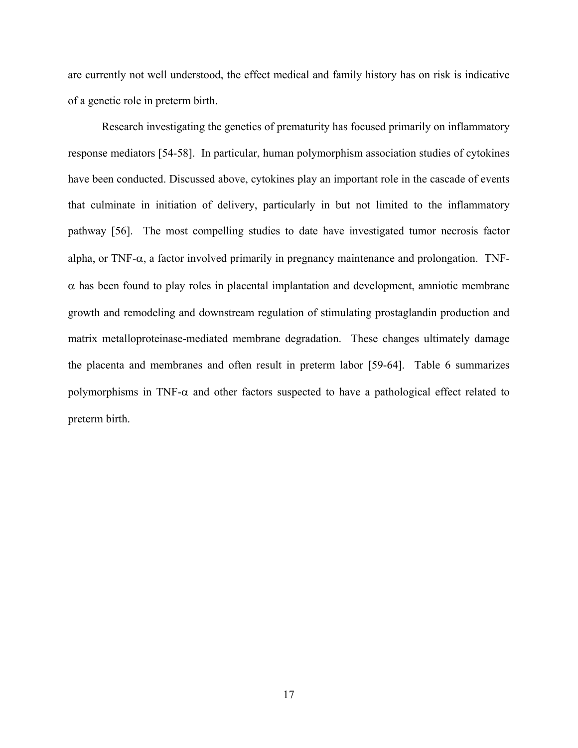are currently not well understood, the effect medical and family history has on risk is indicative of a genetic role in preterm birth.

Research investigating the genetics of prematurity has focused primarily on inflammatory response mediators [54-58]. In particular, human polymorphism association studies of cytokines have been conducted. Discussed above, cytokines play an important role in the cascade of events that culminate in initiation of delivery, particularly in but not limited to the inflammatory pathway [56]. The most compelling studies to date have investigated tumor necrosis factor alpha, or TNF-$\alpha$, a factor involved primarily in pregnancy maintenance and prolongation. TNF-$\alpha$ has been found to play roles in placental implantation and development, amniotic membrane growth and remodeling and downstream regulation of stimulating prostaglandin production and matrix metalloproteinase-mediated membrane degradation. These changes ultimately damage the placenta and membranes and often result in preterm labor [59-64]. Table 6 summarizes polymorphisms in TNF-$\alpha$ and other factors suspected to have a pathological effect related to preterm birth.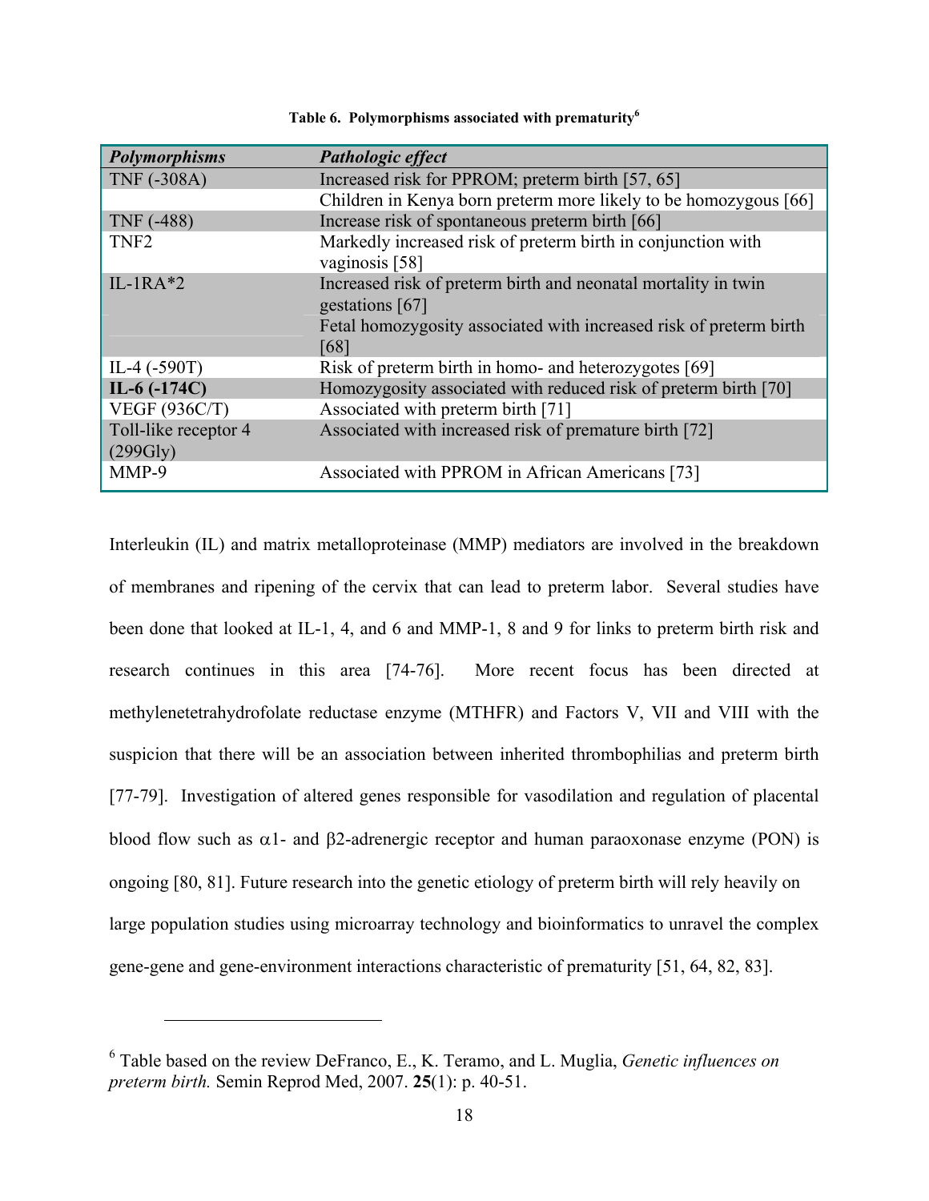**Table 6. Polymorphisms associated with prematurity[6]**

| *Polymorphisms* | *Pathologic effect* |
|---|---|
| TNF (-308A) | Increased risk for PPROM; preterm birth [57, 65] |
| | Children in Kenya born preterm more likely to be homozygous [66] |
| TNF (-488) | Increase risk of spontaneous preterm birth [66] |
| TNF2 | Markedly increased risk of preterm birth in conjunction with vaginosis [58] |
| IL-1RA*2 | Increased risk of preterm birth and neonatal mortality in twin gestations [67] |
| | Fetal homozygosity associated with increased risk of preterm birth [68] |
| IL-4 (-590T) | Risk of preterm birth in homo- and heterozygotes [69] |
| **IL-6 (-174C)** | Homozygosity associated with reduced risk of preterm birth [70] |
| VEGF (936C/T) | Associated with preterm birth [71] |
| Toll-like receptor 4 (299Gly) | Associated with increased risk of premature birth [72] |
| MMP-9 | Associated with PPROM in African Americans [73] |

Interleukin (IL) and matrix metalloproteinase (MMP) mediators are involved in the breakdown of membranes and ripening of the cervix that can lead to preterm labor. Several studies have been done that looked at IL-1, 4, and 6 and MMP-1, 8 and 9 for links to preterm birth risk and research continues in this area [74-76]. More recent focus has been directed at methylenetetrahydrofolate reductase enzyme (MTHFR) and Factors V, VII and VIII with the suspicion that there will be an association between inherited thrombophilias and preterm birth [77-79]. Investigation of altered genes responsible for vasodilation and regulation of placental blood flow such as $\alpha$1- and $\beta$2-adrenergic receptor and human paraoxonase enzyme (PON) is ongoing [80, 81]. Future research into the genetic etiology of preterm birth will rely heavily on large population studies using microarray technology and bioinformatics to unravel the complex gene-gene and gene-environment interactions characteristic of prematurity [51, 64, 82, 83].

---

[6] Table based on the review DeFranco, E., K. Teramo, and L. Muglia, *Genetic influences on preterm birth.* Semin Reprod Med, 2007. **25**(1): p. 40-51.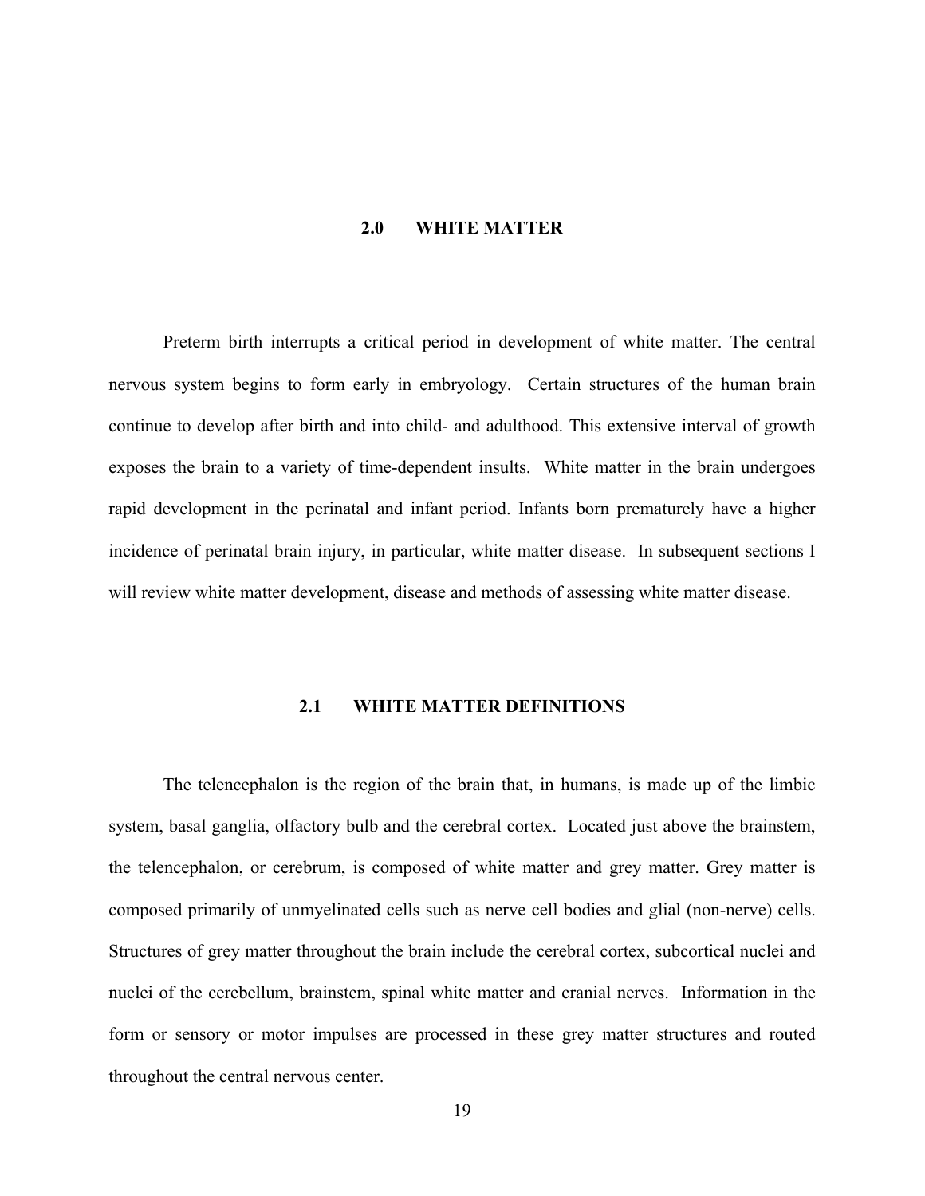# 2.0 WHITE MATTER

Preterm birth interrupts a critical period in development of white matter. The central nervous system begins to form early in embryology. Certain structures of the human brain continue to develop after birth and into child- and adulthood. This extensive interval of growth exposes the brain to a variety of time-dependent insults. White matter in the brain undergoes rapid development in the perinatal and infant period. Infants born prematurely have a higher incidence of perinatal brain injury, in particular, white matter disease. In subsequent sections I will review white matter development, disease and methods of assessing white matter disease.

## 2.1 WHITE MATTER DEFINITIONS

The telencephalon is the region of the brain that, in humans, is made up of the limbic system, basal ganglia, olfactory bulb and the cerebral cortex. Located just above the brainstem, the telencephalon, or cerebrum, is composed of white matter and grey matter. Grey matter is composed primarily of unmyelinated cells such as nerve cell bodies and glial (non-nerve) cells. Structures of grey matter throughout the brain include the cerebral cortex, subcortical nuclei and nuclei of the cerebellum, brainstem, spinal white matter and cranial nerves. Information in the form or sensory or motor impulses are processed in these grey matter structures and routed throughout the central nervous center.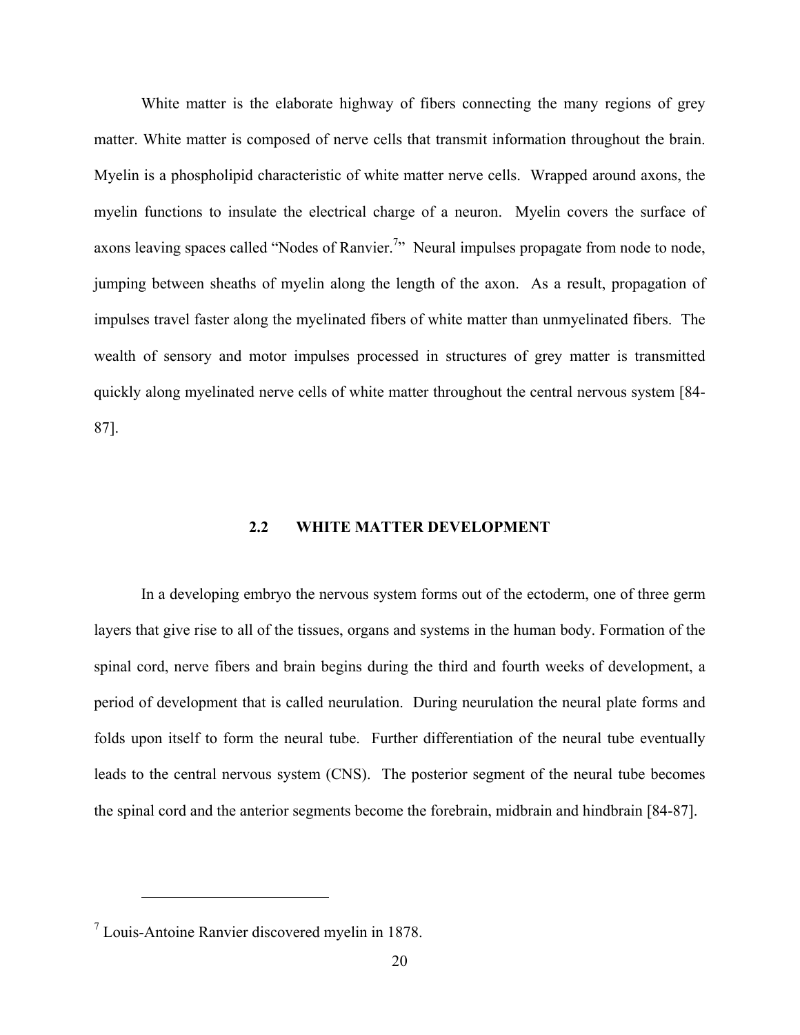White matter is the elaborate highway of fibers connecting the many regions of grey matter. White matter is composed of nerve cells that transmit information throughout the brain. Myelin is a phospholipid characteristic of white matter nerve cells. Wrapped around axons, the myelin functions to insulate the electrical charge of a neuron. Myelin covers the surface of axons leaving spaces called "Nodes of Ranvier.[7]" Neural impulses propagate from node to node, jumping between sheaths of myelin along the length of the axon. As a result, propagation of impulses travel faster along the myelinated fibers of white matter than unmyelinated fibers. The wealth of sensory and motor impulses processed in structures of grey matter is transmitted quickly along myelinated nerve cells of white matter throughout the central nervous system [84-87].

## 2.2 WHITE MATTER DEVELOPMENT

In a developing embryo the nervous system forms out of the ectoderm, one of three germ layers that give rise to all of the tissues, organs and systems in the human body. Formation of the spinal cord, nerve fibers and brain begins during the third and fourth weeks of development, a period of development that is called neurulation. During neurulation the neural plate forms and folds upon itself to form the neural tube. Further differentiation of the neural tube eventually leads to the central nervous system (CNS). The posterior segment of the neural tube becomes the spinal cord and the anterior segments become the forebrain, midbrain and hindbrain [84-87].

---

[7] Louis-Antoine Ranvier discovered myelin in 1878.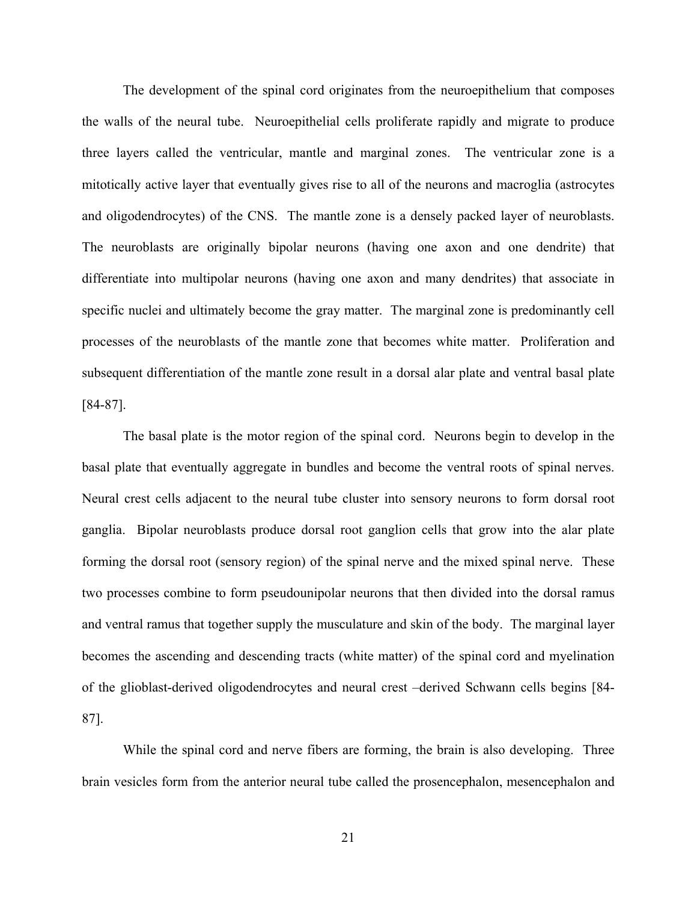The development of the spinal cord originates from the neuroepithelium that composes the walls of the neural tube. Neuroepithelial cells proliferate rapidly and migrate to produce three layers called the ventricular, mantle and marginal zones. The ventricular zone is a mitotically active layer that eventually gives rise to all of the neurons and macroglia (astrocytes and oligodendrocytes) of the CNS. The mantle zone is a densely packed layer of neuroblasts. The neuroblasts are originally bipolar neurons (having one axon and one dendrite) that differentiate into multipolar neurons (having one axon and many dendrites) that associate in specific nuclei and ultimately become the gray matter. The marginal zone is predominantly cell processes of the neuroblasts of the mantle zone that becomes white matter. Proliferation and subsequent differentiation of the mantle zone result in a dorsal alar plate and ventral basal plate [84-87].

The basal plate is the motor region of the spinal cord. Neurons begin to develop in the basal plate that eventually aggregate in bundles and become the ventral roots of spinal nerves. Neural crest cells adjacent to the neural tube cluster into sensory neurons to form dorsal root ganglia. Bipolar neuroblasts produce dorsal root ganglion cells that grow into the alar plate forming the dorsal root (sensory region) of the spinal nerve and the mixed spinal nerve. These two processes combine to form pseudounipolar neurons that then divided into the dorsal ramus and ventral ramus that together supply the musculature and skin of the body. The marginal layer becomes the ascending and descending tracts (white matter) of the spinal cord and myelination of the glioblast-derived oligodendrocytes and neural crest –derived Schwann cells begins [84-87].

While the spinal cord and nerve fibers are forming, the brain is also developing. Three brain vesicles form from the anterior neural tube called the prosencephalon, mesencephalon and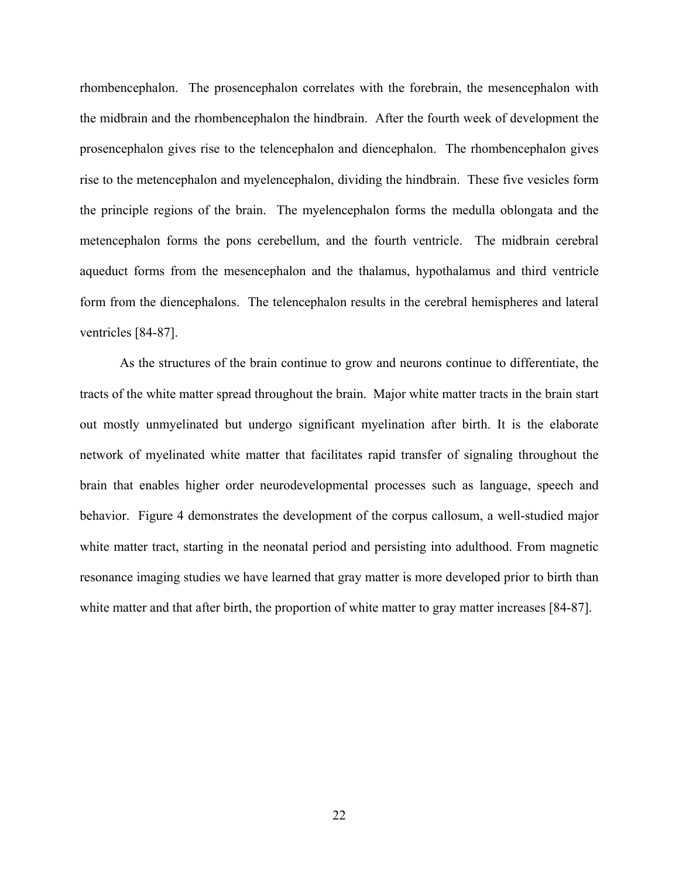rhombencephalon. The prosencephalon correlates with the forebrain, the mesencephalon with the midbrain and the rhombencephalon the hindbrain. After the fourth week of development the prosencephalon gives rise to the telencephalon and diencephalon. The rhombencephalon gives rise to the metencephalon and myelencephalon, dividing the hindbrain. These five vesicles form the principle regions of the brain. The myelencephalon forms the medulla oblongata and the metencephalon forms the pons cerebellum, and the fourth ventricle. The midbrain cerebral aqueduct forms from the mesencephalon and the thalamus, hypothalamus and third ventricle form from the diencephalons. The telencephalon results in the cerebral hemispheres and lateral ventricles [84-87].

As the structures of the brain continue to grow and neurons continue to differentiate, the tracts of the white matter spread throughout the brain. Major white matter tracts in the brain start out mostly unmyelinated but undergo significant myelination after birth. It is the elaborate network of myelinated white matter that facilitates rapid transfer of signaling throughout the brain that enables higher order neurodevelopmental processes such as language, speech and behavior. Figure 4 demonstrates the development of the corpus callosum, a well-studied major white matter tract, starting in the neonatal period and persisting into adulthood. From magnetic resonance imaging studies we have learned that gray matter is more developed prior to birth than white matter and that after birth, the proportion of white matter to gray matter increases [84-87].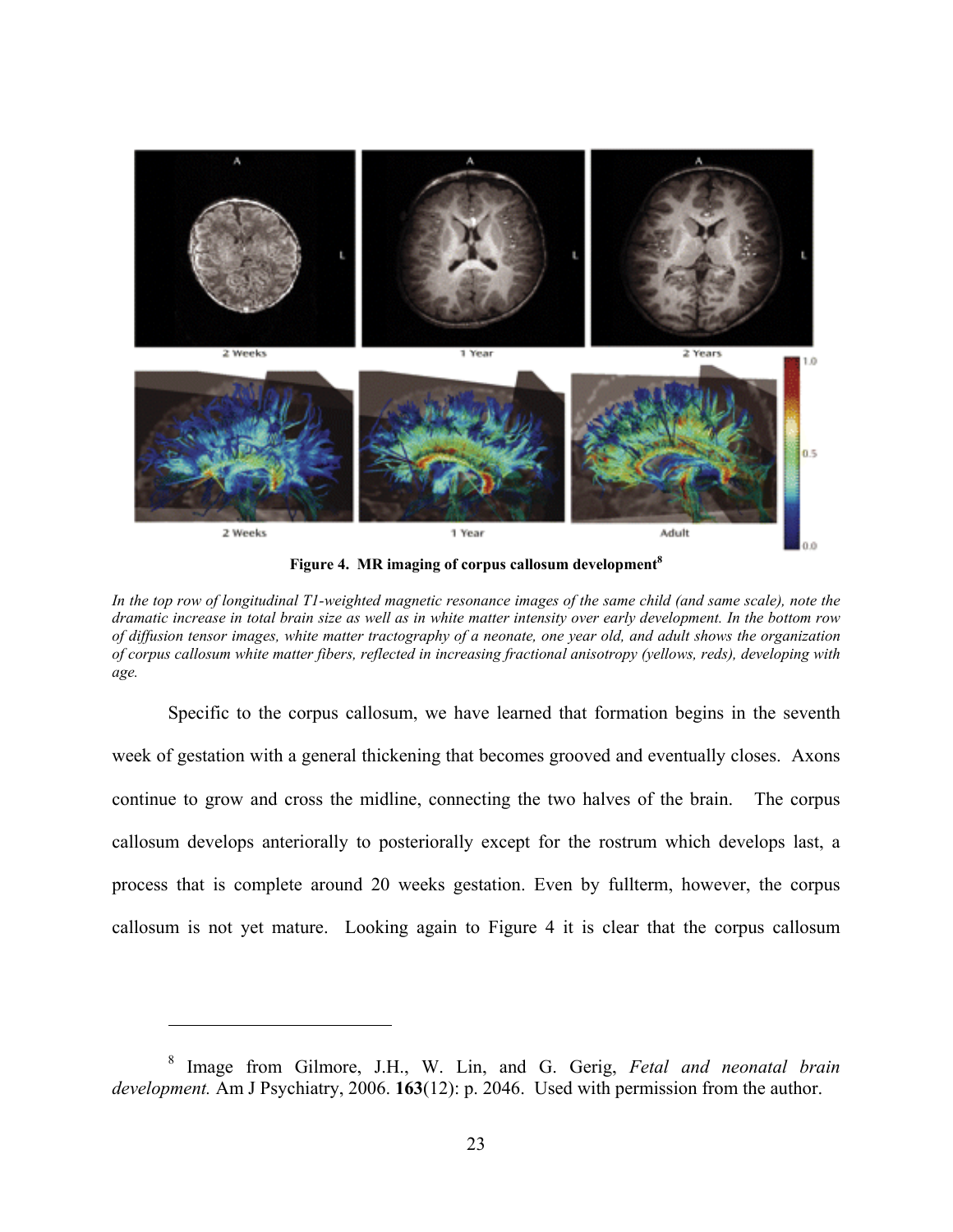**Figure 4. MR imaging of corpus callosum development[8]**

*In the top row of longitudinal T1-weighted magnetic resonance images of the same child (and same scale), note the dramatic increase in total brain size as well as in white matter intensity over early development. In the bottom row of diffusion tensor images, white matter tractography of a neonate, one year old, and adult shows the organization of corpus callosum white matter fibers, reflected in increasing fractional anisotropy (yellows, reds), developing with age.*

Specific to the corpus callosum, we have learned that formation begins in the seventh week of gestation with a general thickening that becomes grooved and eventually closes. Axons continue to grow and cross the midline, connecting the two halves of the brain. The corpus callosum develops anteriorly to posteriorly except for the rostrum which develops last, a process that is complete around 20 weeks gestation. Even by fullterm, however, the corpus callosum is not yet mature. Looking again to Figure 4 it is clear that the corpus callosum

---

[8] Image from Gilmore, J.H., W. Lin, and G. Gerig, *Fetal and neonatal brain development.* Am J Psychiatry, 2006. **163**(12): p. 2046. Used with permission from the author.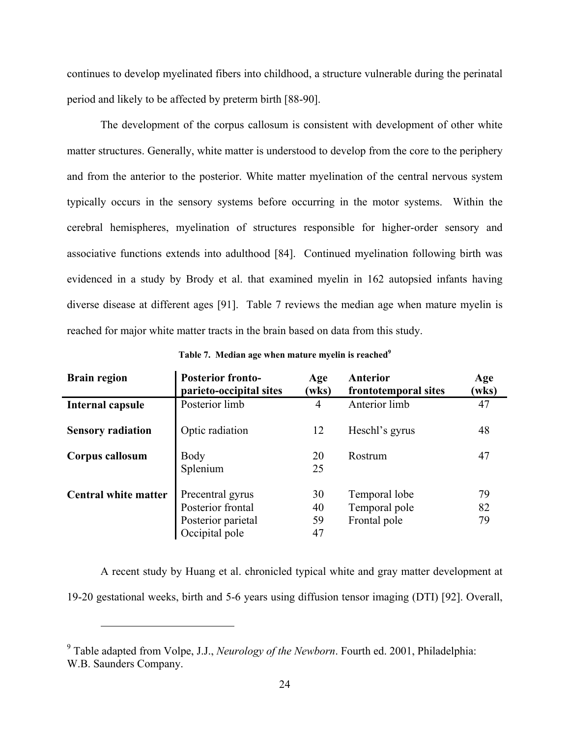continues to develop myelinated fibers into childhood, a structure vulnerable during the perinatal period and likely to be affected by preterm birth [88-90].

The development of the corpus callosum is consistent with development of other white matter structures. Generally, white matter is understood to develop from the core to the periphery and from the anterior to the posterior. White matter myelination of the central nervous system typically occurs in the sensory systems before occurring in the motor systems. Within the cerebral hemispheres, myelination of structures responsible for higher-order sensory and associative functions extends into adulthood [84]. Continued myelination following birth was evidenced in a study by Brody et al. that examined myelin in 162 autopsied infants having diverse disease at different ages [91]. Table 7 reviews the median age when mature myelin is reached for major white matter tracts in the brain based on data from this study.

**Table 7. Median age when mature myelin is reached**[9]

| Brain region | Posterior fronto-parieto-occipital sites | Age (wks) | Anterior frontotemporal sites | Age (wks) |
|---|---|---|---|---|
| **Internal capsule** | Posterior limb | 4 | Anterior limb | 47 |
| **Sensory radiation** | Optic radiation | 12 | Heschl's gyrus | 48 |
| **Corpus callosum** | Body | 20 | Rostrum | 47 |
| | Splenium | 25 | | |
| **Central white matter** | Precentral gyrus | 30 | Temporal lobe | 79 |
| | Posterior frontal | 40 | Temporal pole | 82 |
| | Posterior parietal | 59 | Frontal pole | 79 |
| | Occipital pole | 47 | | |

A recent study by Huang et al. chronicled typical white and gray matter development at 19-20 gestational weeks, birth and 5-6 years using diffusion tensor imaging (DTI) [92]. Overall,

[9] Table adapted from Volpe, J.J., *Neurology of the Newborn*. Fourth ed. 2001, Philadelphia: W.B. Saunders Company.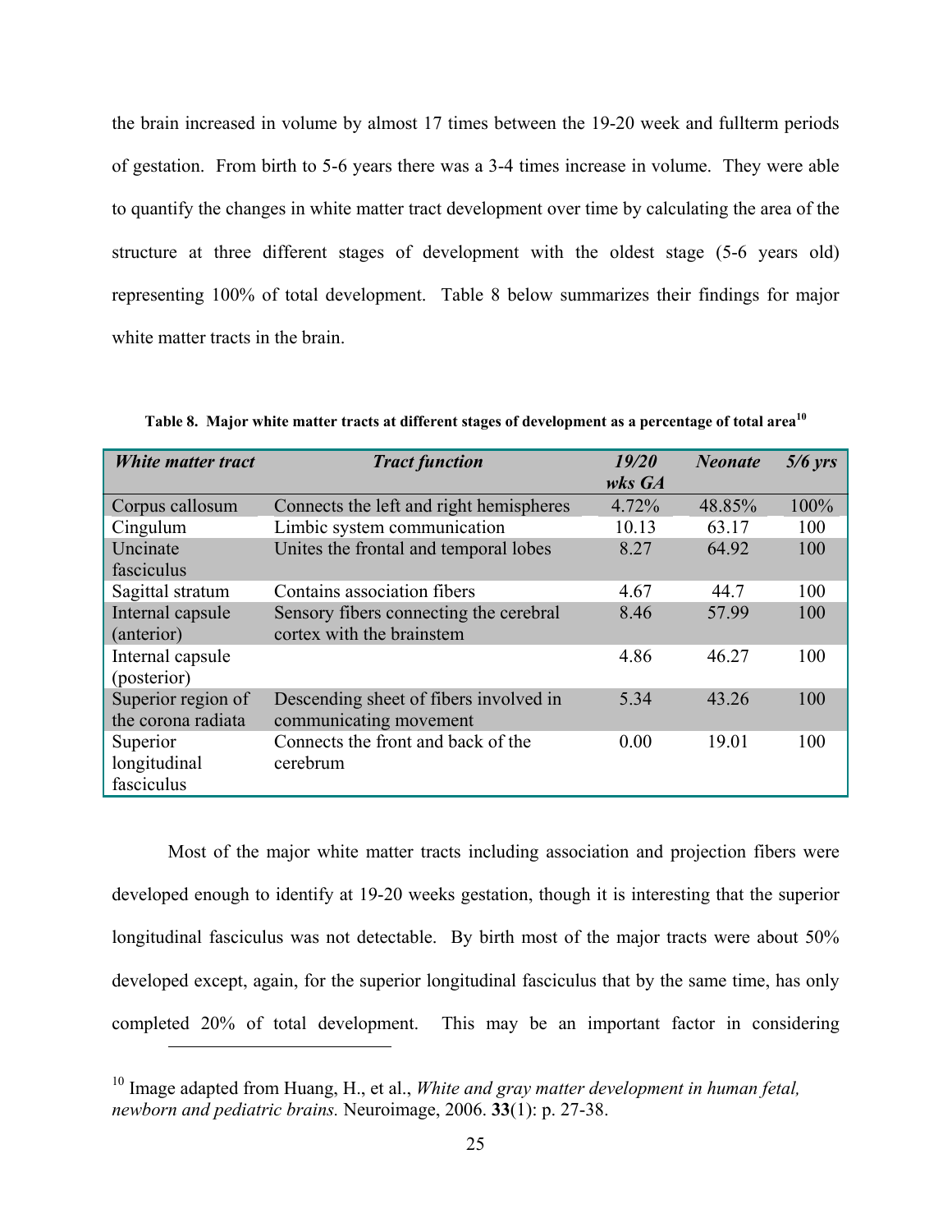the brain increased in volume by almost 17 times between the 19-20 week and fullterm periods of gestation. From birth to 5-6 years there was a 3-4 times increase in volume. They were able to quantify the changes in white matter tract development over time by calculating the area of the structure at three different stages of development with the oldest stage (5-6 years old) representing 100% of total development. Table 8 below summarizes their findings for major white matter tracts in the brain.

**Table 8. Major white matter tracts at different stages of development as a percentage of total area[10]**

| *White matter tract* | *Tract function* | *19/20 wks GA* | *Neonate* | *5/6 yrs* |
|---|---|---|---|---|
| Corpus callosum | Connects the left and right hemispheres | 4.72% | 48.85% | 100% |
| Cingulum | Limbic system communication | 10.13 | 63.17 | 100 |
| Uncinate fasciculus | Unites the frontal and temporal lobes | 8.27 | 64.92 | 100 |
| Sagittal stratum | Contains association fibers | 4.67 | 44.7 | 100 |
| Internal capsule (anterior) | Sensory fibers connecting the cerebral cortex with the brainstem | 8.46 | 57.99 | 100 |
| Internal capsule (posterior) | | 4.86 | 46.27 | 100 |
| Superior region of the corona radiata | Descending sheet of fibers involved in communicating movement | 5.34 | 43.26 | 100 |
| Superior longitudinal fasciculus | Connects the front and back of the cerebrum | 0.00 | 19.01 | 100 |

Most of the major white matter tracts including association and projection fibers were developed enough to identify at 19-20 weeks gestation, though it is interesting that the superior longitudinal fasciculus was not detectable. By birth most of the major tracts were about 50% developed except, again, for the superior longitudinal fasciculus that by the same time, has only completed 20% of total development. This may be an important factor in considering

[10] Image adapted from Huang, H., et al., *White and gray matter development in human fetal, newborn and pediatric brains.* Neuroimage, 2006. **33**(1): p. 27-38.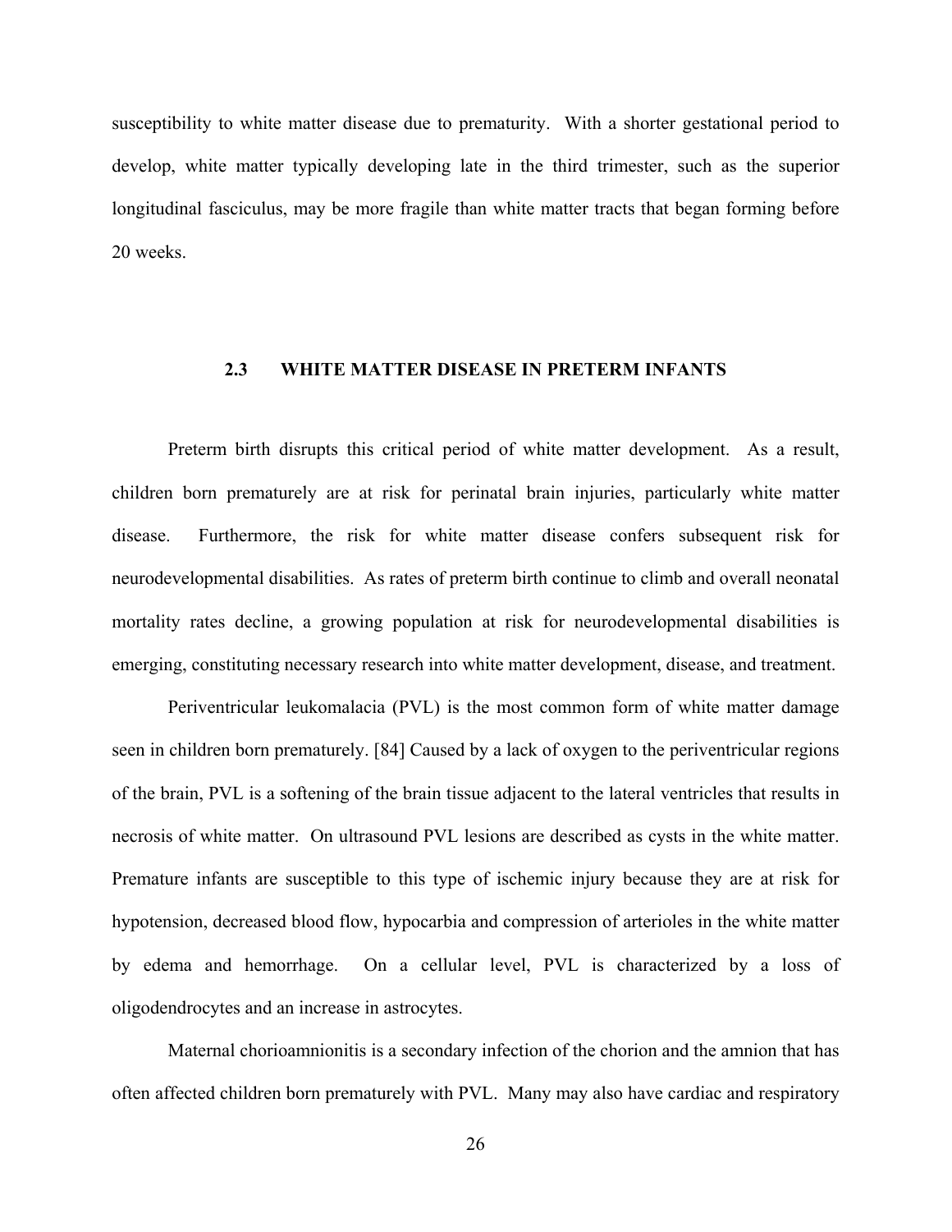susceptibility to white matter disease due to prematurity. With a shorter gestational period to develop, white matter typically developing late in the third trimester, such as the superior longitudinal fasciculus, may be more fragile than white matter tracts that began forming before 20 weeks.

## 2.3 WHITE MATTER DISEASE IN PRETERM INFANTS

Preterm birth disrupts this critical period of white matter development. As a result, children born prematurely are at risk for perinatal brain injuries, particularly white matter disease. Furthermore, the risk for white matter disease confers subsequent risk for neurodevelopmental disabilities. As rates of preterm birth continue to climb and overall neonatal mortality rates decline, a growing population at risk for neurodevelopmental disabilities is emerging, constituting necessary research into white matter development, disease, and treatment.

Periventricular leukomalacia (PVL) is the most common form of white matter damage seen in children born prematurely. [84] Caused by a lack of oxygen to the periventricular regions of the brain, PVL is a softening of the brain tissue adjacent to the lateral ventricles that results in necrosis of white matter. On ultrasound PVL lesions are described as cysts in the white matter. Premature infants are susceptible to this type of ischemic injury because they are at risk for hypotension, decreased blood flow, hypocarbia and compression of arterioles in the white matter by edema and hemorrhage. On a cellular level, PVL is characterized by a loss of oligodendrocytes and an increase in astrocytes.

Maternal chorioamnionitis is a secondary infection of the chorion and the amnion that has often affected children born prematurely with PVL. Many may also have cardiac and respiratory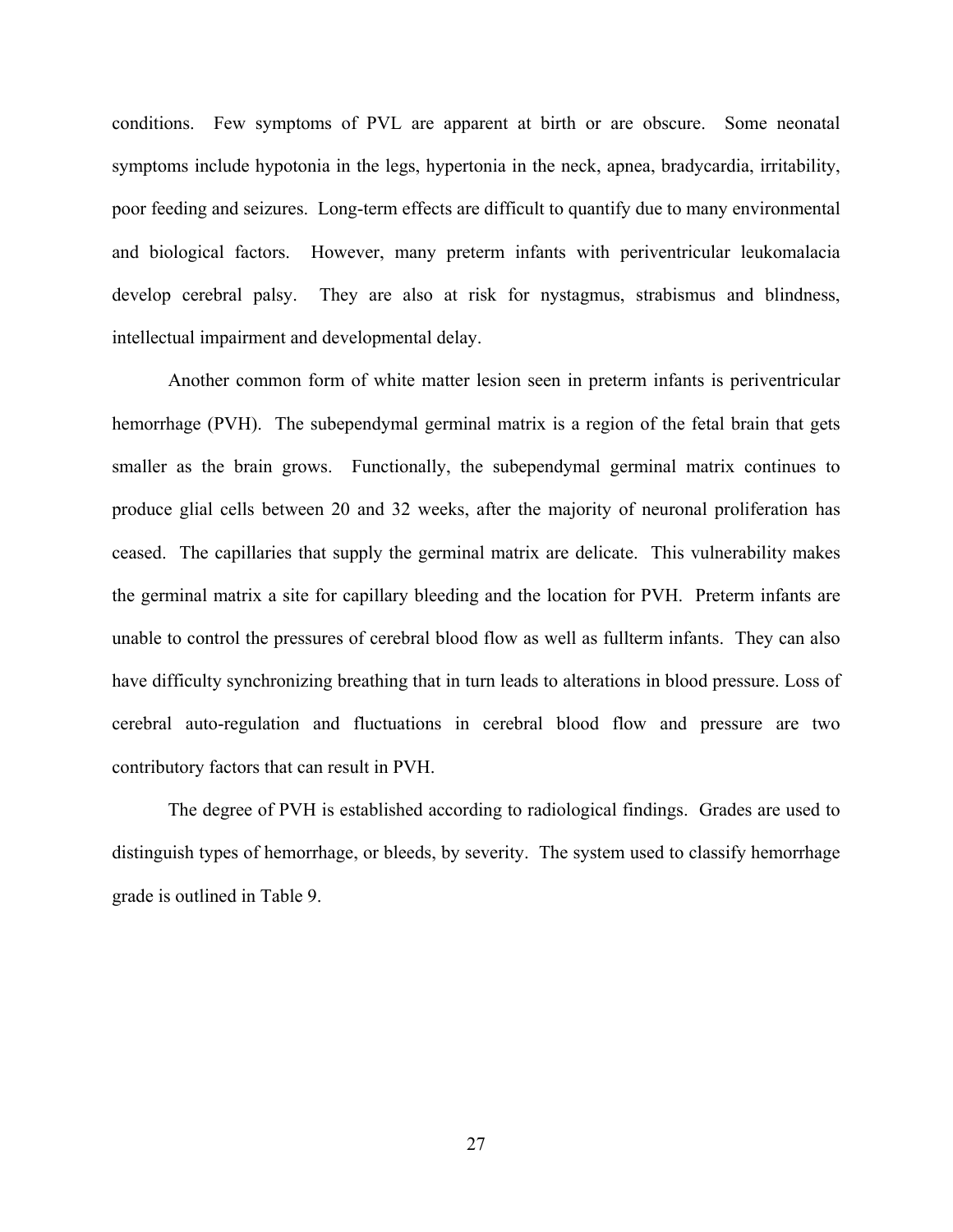conditions. Few symptoms of PVL are apparent at birth or are obscure. Some neonatal symptoms include hypotonia in the legs, hypertonia in the neck, apnea, bradycardia, irritability, poor feeding and seizures. Long-term effects are difficult to quantify due to many environmental and biological factors. However, many preterm infants with periventricular leukomalacia develop cerebral palsy. They are also at risk for nystagmus, strabismus and blindness, intellectual impairment and developmental delay.

Another common form of white matter lesion seen in preterm infants is periventricular hemorrhage (PVH). The subependymal germinal matrix is a region of the fetal brain that gets smaller as the brain grows. Functionally, the subependymal germinal matrix continues to produce glial cells between 20 and 32 weeks, after the majority of neuronal proliferation has ceased. The capillaries that supply the germinal matrix are delicate. This vulnerability makes the germinal matrix a site for capillary bleeding and the location for PVH. Preterm infants are unable to control the pressures of cerebral blood flow as well as fullterm infants. They can also have difficulty synchronizing breathing that in turn leads to alterations in blood pressure. Loss of cerebral auto-regulation and fluctuations in cerebral blood flow and pressure are two contributory factors that can result in PVH.

The degree of PVH is established according to radiological findings. Grades are used to distinguish types of hemorrhage, or bleeds, by severity. The system used to classify hemorrhage grade is outlined in Table 9.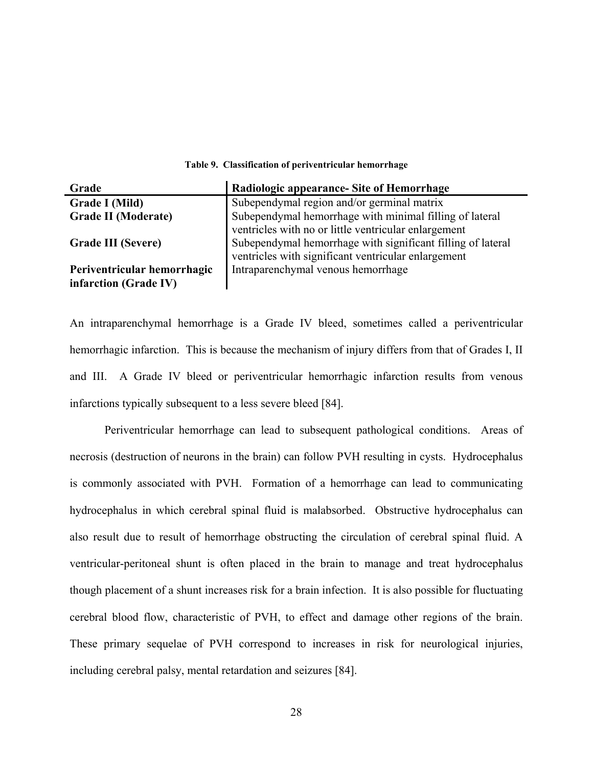**Table 9. Classification of periventricular hemorrhage**

| Grade | Radiologic appearance- Site of Hemorrhage |
|---|---|
| **Grade I (Mild)** | Subependymal region and/or germinal matrix |
| **Grade II (Moderate)** | Subependymal hemorrhage with minimal filling of lateral ventricles with no or little ventricular enlargement |
| **Grade III (Severe)** | Subependymal hemorrhage with significant filling of lateral ventricles with significant ventricular enlargement |
| **Periventricular hemorrhagic infarction (Grade IV)** | Intraparenchymal venous hemorrhage |

An intraparenchymal hemorrhage is a Grade IV bleed, sometimes called a periventricular hemorrhagic infarction. This is because the mechanism of injury differs from that of Grades I, II and III. A Grade IV bleed or periventricular hemorrhagic infarction results from venous infarctions typically subsequent to a less severe bleed [84].

Periventricular hemorrhage can lead to subsequent pathological conditions. Areas of necrosis (destruction of neurons in the brain) can follow PVH resulting in cysts. Hydrocephalus is commonly associated with PVH. Formation of a hemorrhage can lead to communicating hydrocephalus in which cerebral spinal fluid is malabsorbed. Obstructive hydrocephalus can also result due to result of hemorrhage obstructing the circulation of cerebral spinal fluid. A ventricular-peritoneal shunt is often placed in the brain to manage and treat hydrocephalus though placement of a shunt increases risk for a brain infection. It is also possible for fluctuating cerebral blood flow, characteristic of PVH, to effect and damage other regions of the brain. These primary sequelae of PVH correspond to increases in risk for neurological injuries, including cerebral palsy, mental retardation and seizures [84].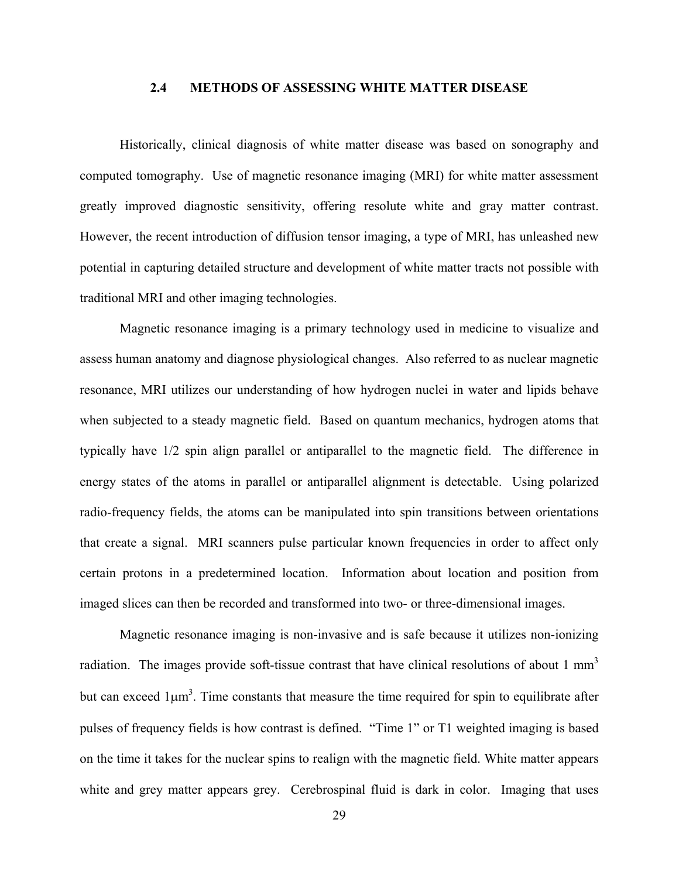## 2.4 METHODS OF ASSESSING WHITE MATTER DISEASE

Historically, clinical diagnosis of white matter disease was based on sonography and computed tomography. Use of magnetic resonance imaging (MRI) for white matter assessment greatly improved diagnostic sensitivity, offering resolute white and gray matter contrast. However, the recent introduction of diffusion tensor imaging, a type of MRI, has unleashed new potential in capturing detailed structure and development of white matter tracts not possible with traditional MRI and other imaging technologies.

Magnetic resonance imaging is a primary technology used in medicine to visualize and assess human anatomy and diagnose physiological changes. Also referred to as nuclear magnetic resonance, MRI utilizes our understanding of how hydrogen nuclei in water and lipids behave when subjected to a steady magnetic field. Based on quantum mechanics, hydrogen atoms that typically have 1/2 spin align parallel or antiparallel to the magnetic field. The difference in energy states of the atoms in parallel or antiparallel alignment is detectable. Using polarized radio-frequency fields, the atoms can be manipulated into spin transitions between orientations that create a signal. MRI scanners pulse particular known frequencies in order to affect only certain protons in a predetermined location. Information about location and position from imaged slices can then be recorded and transformed into two- or three-dimensional images.

Magnetic resonance imaging is non-invasive and is safe because it utilizes non-ionizing radiation. The images provide soft-tissue contrast that have clinical resolutions of about 1 $mm^3$ but can exceed 1$\mu m^3$. Time constants that measure the time required for spin to equilibrate after pulses of frequency fields is how contrast is defined. "Time 1" or T1 weighted imaging is based on the time it takes for the nuclear spins to realign with the magnetic field. White matter appears white and grey matter appears grey. Cerebrospinal fluid is dark in color. Imaging that uses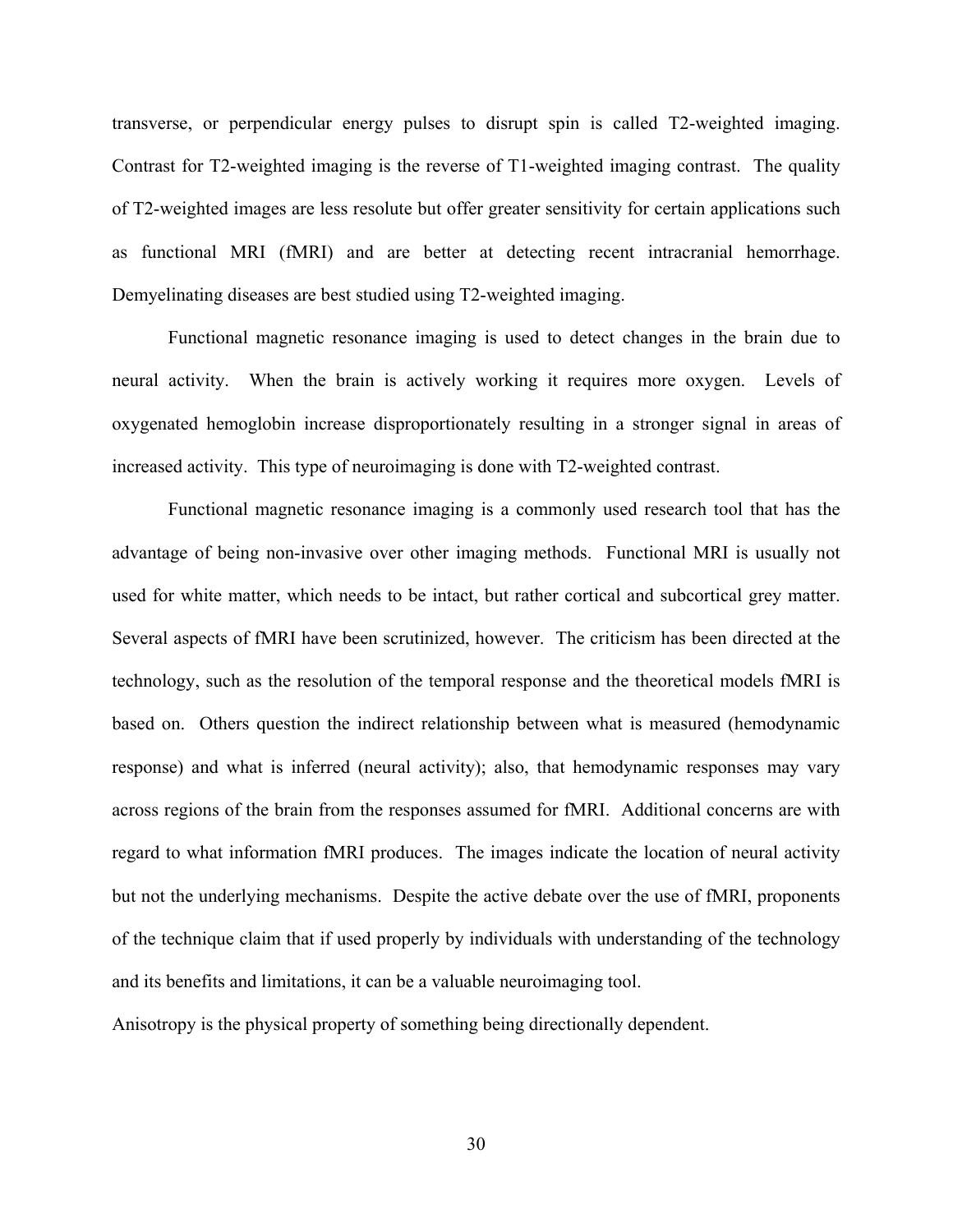transverse, or perpendicular energy pulses to disrupt spin is called T2-weighted imaging. Contrast for T2-weighted imaging is the reverse of T1-weighted imaging contrast. The quality of T2-weighted images are less resolute but offer greater sensitivity for certain applications such as functional MRI (fMRI) and are better at detecting recent intracranial hemorrhage. Demyelinating diseases are best studied using T2-weighted imaging.

Functional magnetic resonance imaging is used to detect changes in the brain due to neural activity. When the brain is actively working it requires more oxygen. Levels of oxygenated hemoglobin increase disproportionately resulting in a stronger signal in areas of increased activity. This type of neuroimaging is done with T2-weighted contrast.

Functional magnetic resonance imaging is a commonly used research tool that has the advantage of being non-invasive over other imaging methods. Functional MRI is usually not used for white matter, which needs to be intact, but rather cortical and subcortical grey matter. Several aspects of fMRI have been scrutinized, however. The criticism has been directed at the technology, such as the resolution of the temporal response and the theoretical models fMRI is based on. Others question the indirect relationship between what is measured (hemodynamic response) and what is inferred (neural activity); also, that hemodynamic responses may vary across regions of the brain from the responses assumed for fMRI. Additional concerns are with regard to what information fMRI produces. The images indicate the location of neural activity but not the underlying mechanisms. Despite the active debate over the use of fMRI, proponents of the technique claim that if used properly by individuals with understanding of the technology and its benefits and limitations, it can be a valuable neuroimaging tool.

Anisotropy is the physical property of something being directionally dependent.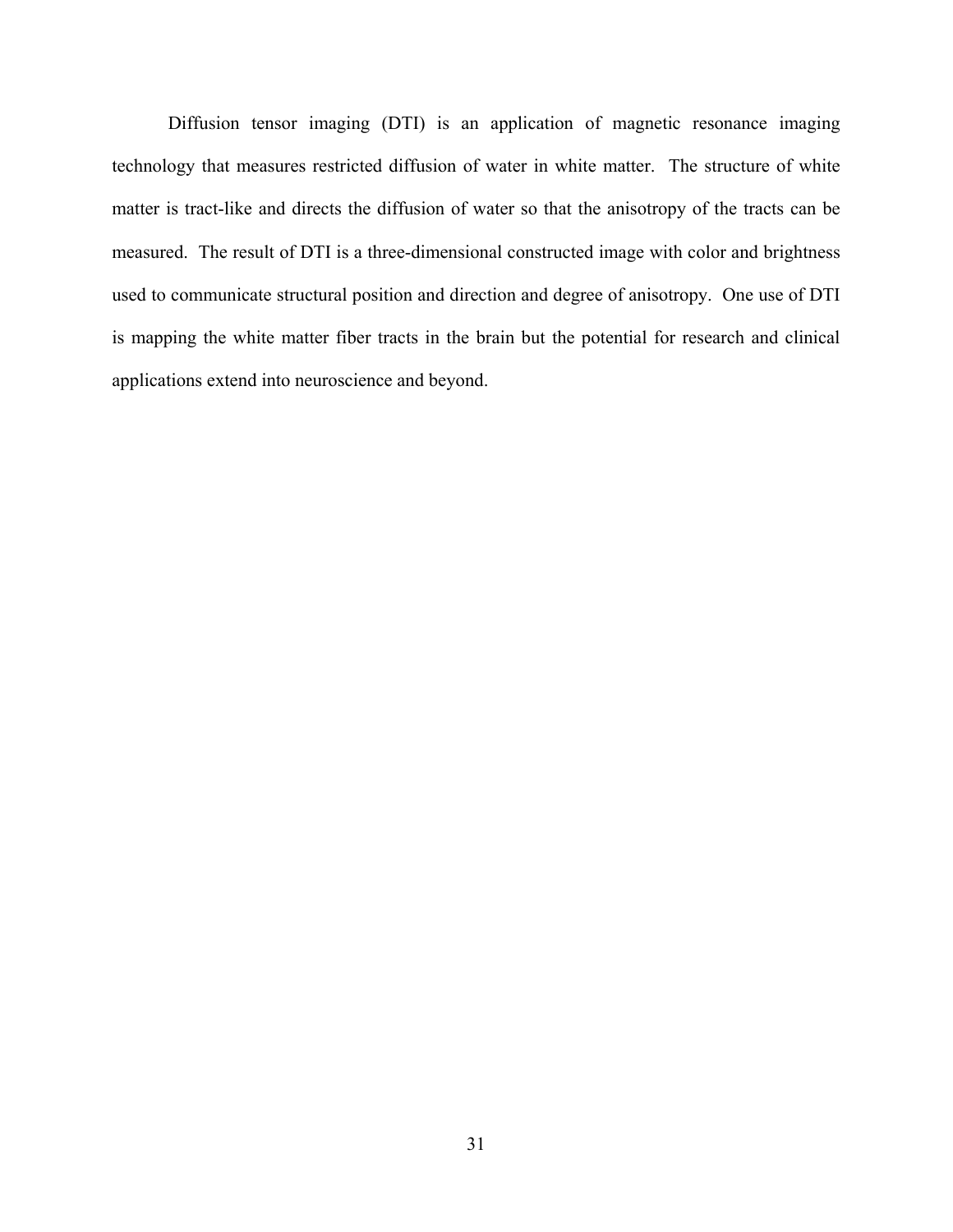Diffusion tensor imaging (DTI) is an application of magnetic resonance imaging technology that measures restricted diffusion of water in white matter. The structure of white matter is tract-like and directs the diffusion of water so that the anisotropy of the tracts can be measured. The result of DTI is a three-dimensional constructed image with color and brightness used to communicate structural position and direction and degree of anisotropy. One use of DTI is mapping the white matter fiber tracts in the brain but the potential for research and clinical applications extend into neuroscience and beyond.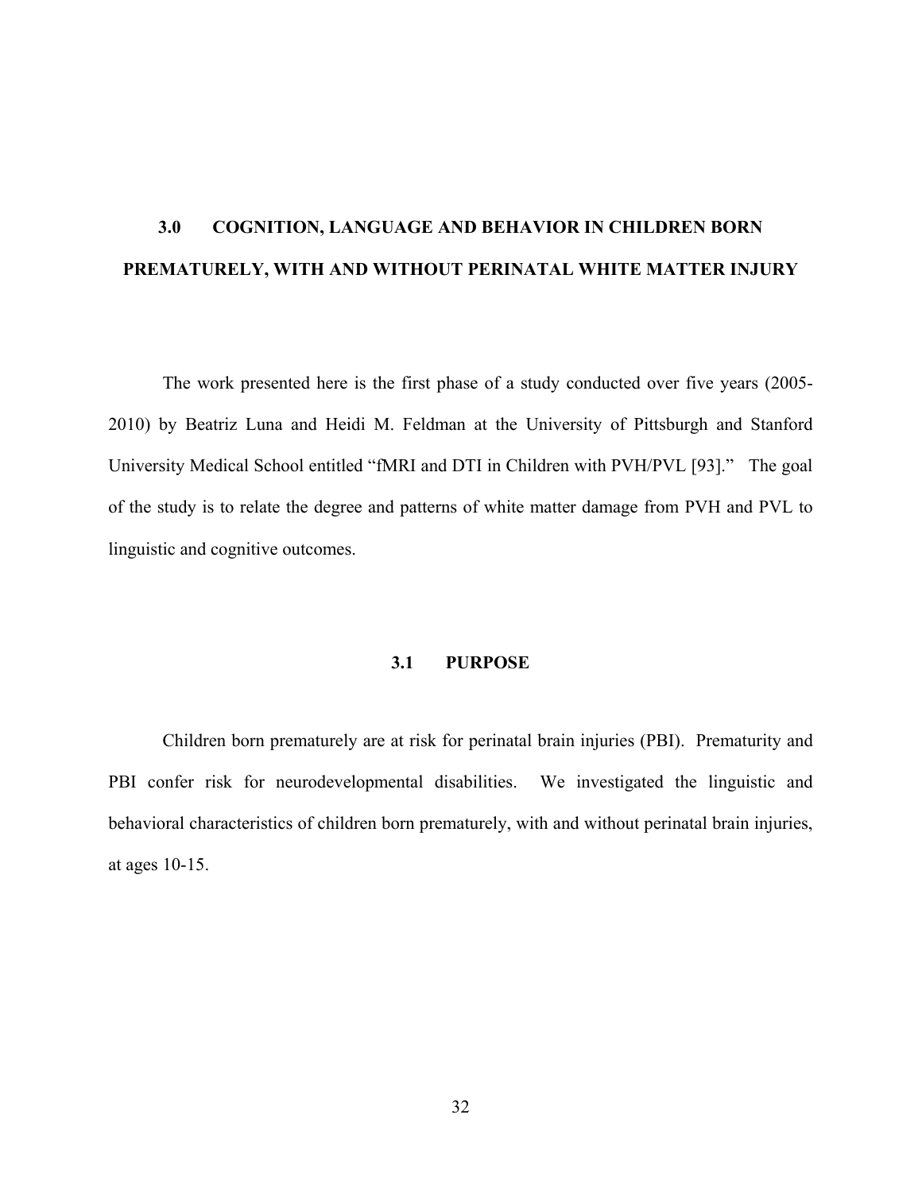# 3.0 COGNITION, LANGUAGE AND BEHAVIOR IN CHILDREN BORN PREMATURELY, WITH AND WITHOUT PERINATAL WHITE MATTER INJURY

The work presented here is the first phase of a study conducted over five years (2005-2010) by Beatriz Luna and Heidi M. Feldman at the University of Pittsburgh and Stanford University Medical School entitled "fMRI and DTI in Children with PVH/PVL [93]." The goal of the study is to relate the degree and patterns of white matter damage from PVH and PVL to linguistic and cognitive outcomes.

## 3.1 PURPOSE

Children born prematurely are at risk for perinatal brain injuries (PBI). Prematurity and PBI confer risk for neurodevelopmental disabilities. We investigated the linguistic and behavioral characteristics of children born prematurely, with and without perinatal brain injuries, at ages 10-15.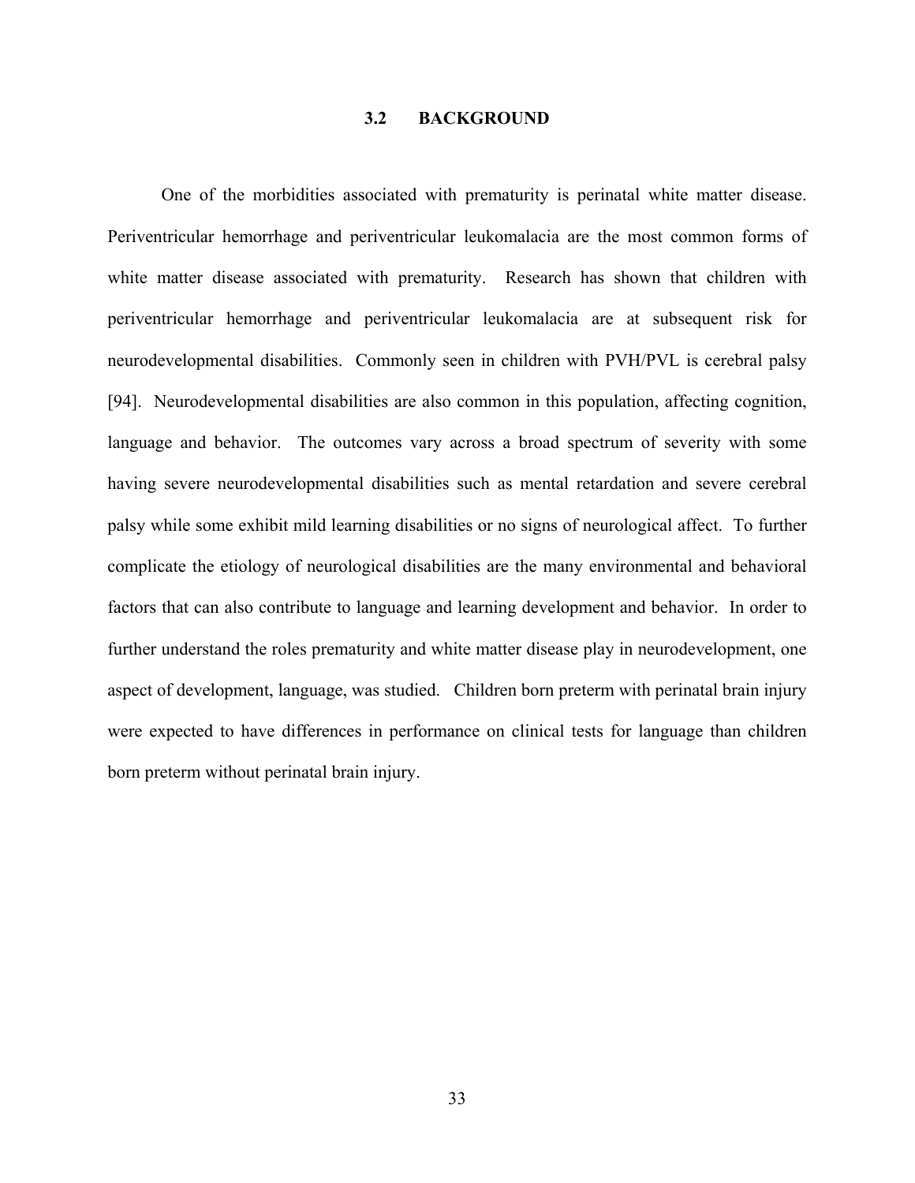## 3.2 BACKGROUND

One of the morbidities associated with prematurity is perinatal white matter disease. Periventricular hemorrhage and periventricular leukomalacia are the most common forms of white matter disease associated with prematurity. Research has shown that children with periventricular hemorrhage and periventricular leukomalacia are at subsequent risk for neurodevelopmental disabilities. Commonly seen in children with PVH/PVL is cerebral palsy [94]. Neurodevelopmental disabilities are also common in this population, affecting cognition, language and behavior. The outcomes vary across a broad spectrum of severity with some having severe neurodevelopmental disabilities such as mental retardation and severe cerebral palsy while some exhibit mild learning disabilities or no signs of neurological affect. To further complicate the etiology of neurological disabilities are the many environmental and behavioral factors that can also contribute to language and learning development and behavior. In order to further understand the roles prematurity and white matter disease play in neurodevelopment, one aspect of development, language, was studied. Children born preterm with perinatal brain injury were expected to have differences in performance on clinical tests for language than children born preterm without perinatal brain injury.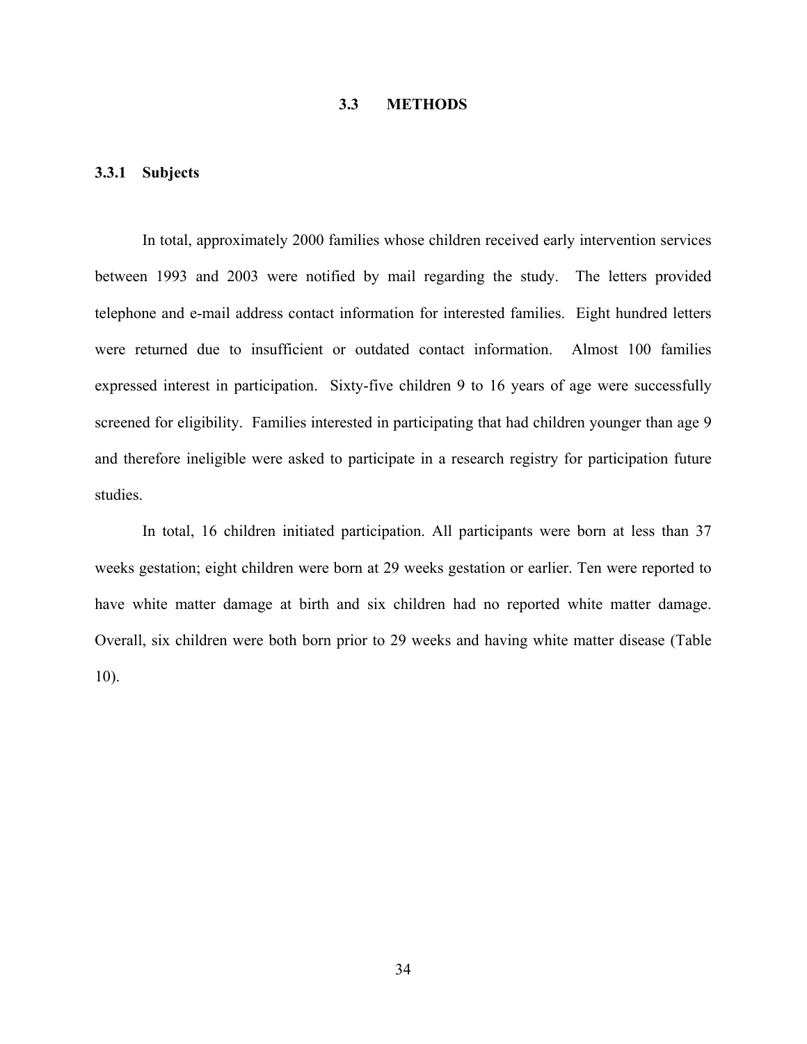## 3.3 METHODS

### 3.3.1 Subjects

In total, approximately 2000 families whose children received early intervention services between 1993 and 2003 were notified by mail regarding the study. The letters provided telephone and e-mail address contact information for interested families. Eight hundred letters were returned due to insufficient or outdated contact information. Almost 100 families expressed interest in participation. Sixty-five children 9 to 16 years of age were successfully screened for eligibility. Families interested in participating that had children younger than age 9 and therefore ineligible were asked to participate in a research registry for participation future studies.

In total, 16 children initiated participation. All participants were born at less than 37 weeks gestation; eight children were born at 29 weeks gestation or earlier. Ten were reported to have white matter damage at birth and six children had no reported white matter damage. Overall, six children were both born prior to 29 weeks and having white matter disease (Table 10).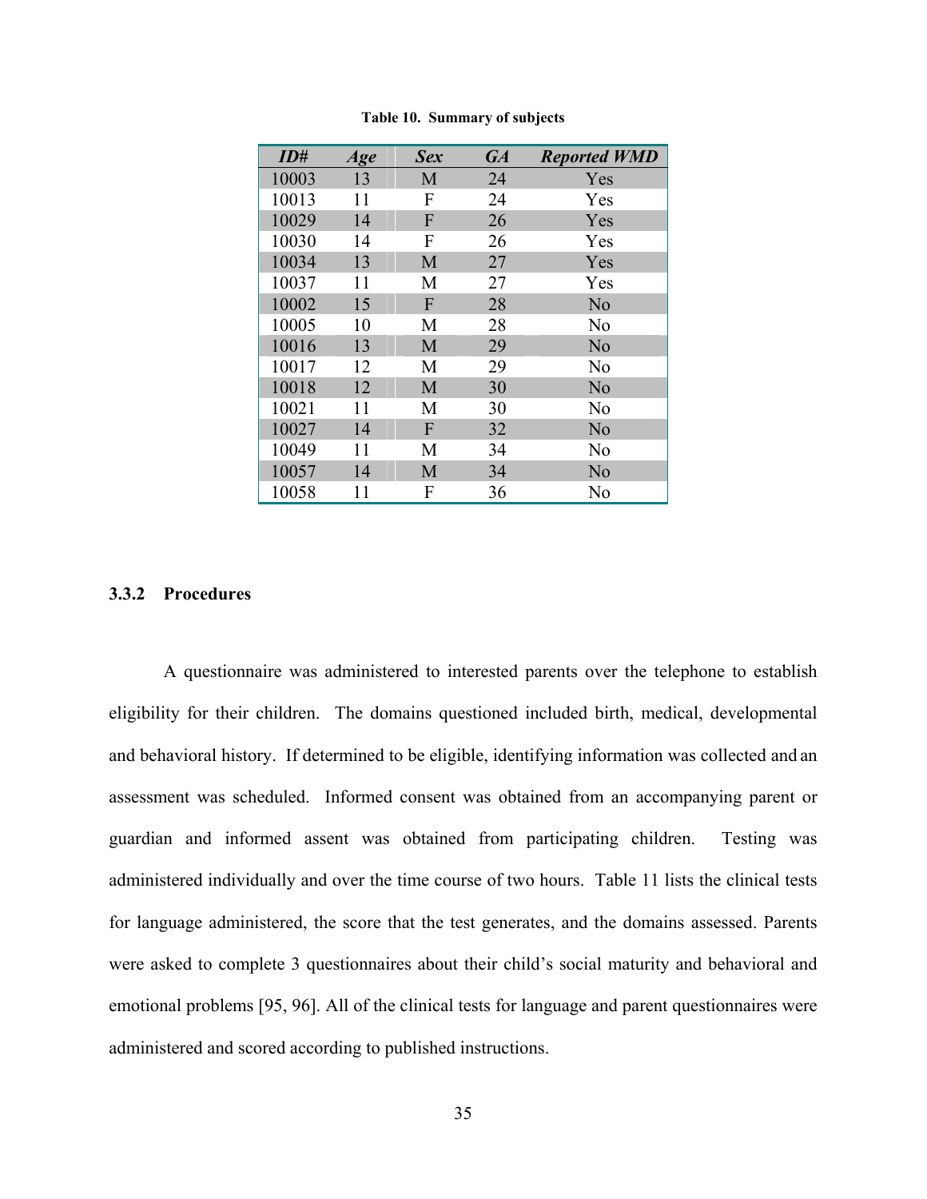**Table 10. Summary of subjects**

| *ID#* | *Age* | *Sex* | *GA* | *Reported WMD* |
|---|---|---|---|---|
| 10003 | 13 | M | 24 | Yes |
| 10013 | 11 | F | 24 | Yes |
| 10029 | 14 | F | 26 | Yes |
| 10030 | 14 | F | 26 | Yes |
| 10034 | 13 | M | 27 | Yes |
| 10037 | 11 | M | 27 | Yes |
| 10002 | 15 | F | 28 | No |
| 10005 | 10 | M | 28 | No |
| 10016 | 13 | M | 29 | No |
| 10017 | 12 | M | 29 | No |
| 10018 | 12 | M | 30 | No |
| 10021 | 11 | M | 30 | No |
| 10027 | 14 | F | 32 | No |
| 10049 | 11 | M | 34 | No |
| 10057 | 14 | M | 34 | No |
| 10058 | 11 | F | 36 | No |

### 3.3.2 Procedures

A questionnaire was administered to interested parents over the telephone to establish eligibility for their children. The domains questioned included birth, medical, developmental and behavioral history. If determined to be eligible, identifying information was collected and an assessment was scheduled. Informed consent was obtained from an accompanying parent or guardian and informed assent was obtained from participating children. Testing was administered individually and over the time course of two hours. Table 11 lists the clinical tests for language administered, the score that the test generates, and the domains assessed. Parents were asked to complete 3 questionnaires about their child's social maturity and behavioral and emotional problems [95, 96]. All of the clinical tests for language and parent questionnaires were administered and scored according to published instructions.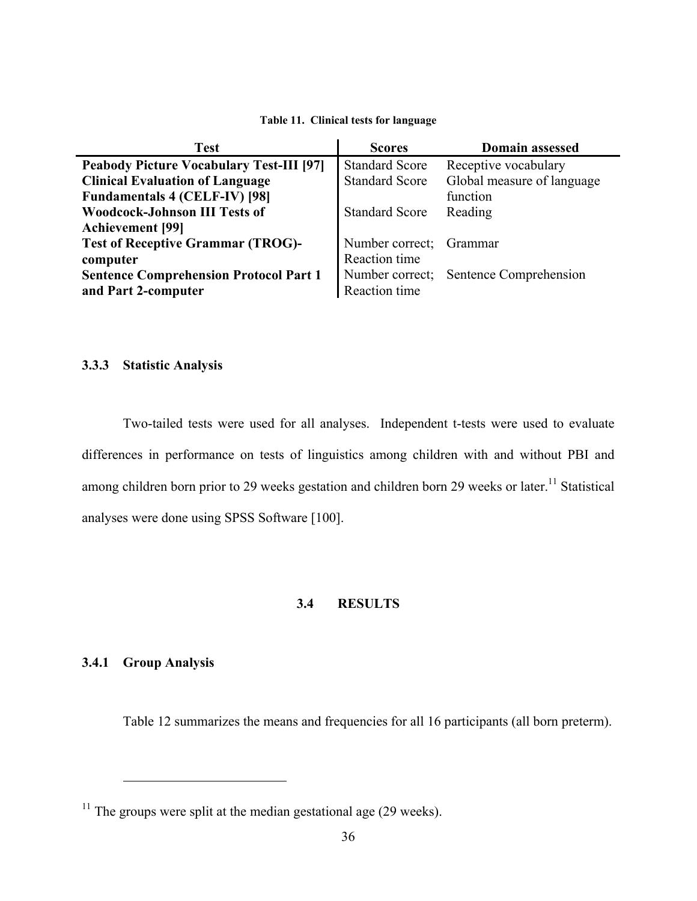**Table 11. Clinical tests for language**

| Test | Scores | Domain assessed |
| --- | --- | --- |
| **Peabody Picture Vocabulary Test-III [97]** | Standard Score | Receptive vocabulary |
| **Clinical Evaluation of Language Fundamentals 4 (CELF-IV) [98]** | Standard Score | Global measure of language function |
| **Woodcock-Johnson III Tests of Achievement [99]** | Standard Score | Reading |
| **Test of Receptive Grammar (TROG)-computer** | Number correct; Reaction time | Grammar |
| **Sentence Comprehension Protocol Part 1 and Part 2-computer** | Number correct; Reaction time | Sentence Comprehension |

### 3.3.3 Statistic Analysis

Two-tailed tests were used for all analyses. Independent t-tests were used to evaluate differences in performance on tests of linguistics among children with and without PBI and among children born prior to 29 weeks gestation and children born 29 weeks or later.[11] Statistical analyses were done using SPSS Software [100].

## 3.4 RESULTS

### 3.4.1 Group Analysis

Table 12 summarizes the means and frequencies for all 16 participants (all born preterm).

[11] The groups were split at the median gestational age (29 weeks).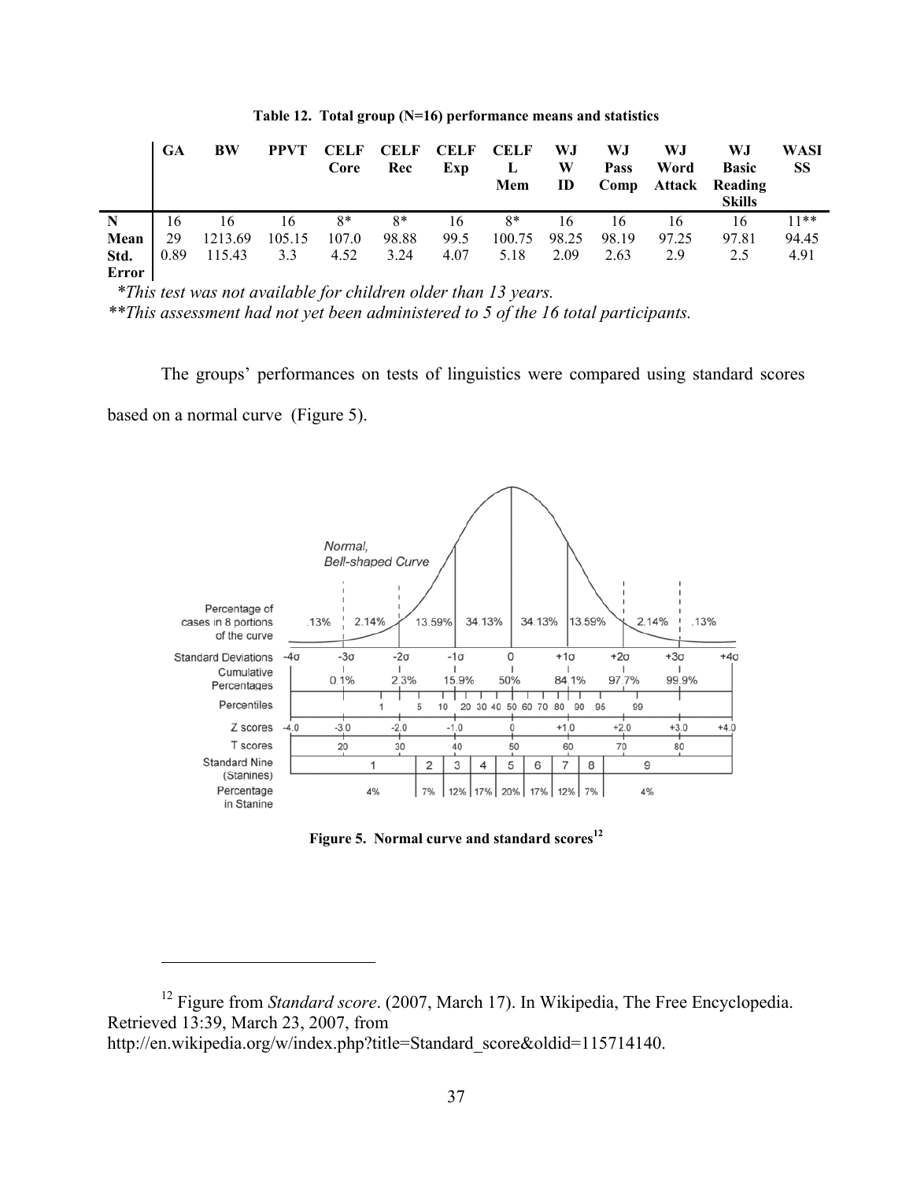**Table 12. Total group (N=16) performance means and statistics**

| | GA | BW | PPVT | CELF Core | CELF Rec | CELF Exp | CELF L Mem | WJ W ID | WJ Pass Comp | WJ Word Attack | WJ Basic Reading Skills | WASI SS |
|---|---|---|---|---|---|---|---|---|---|---|---|---|
| N | 16 | 16 | 16 | 8* | 8* | 16 | 8* | 16 | 16 | 16 | 16 | 11** |
| Mean | 29 | 1213.69 | 105.15 | 107.0 | 98.88 | 99.5 | 100.75 | 98.25 | 98.19 | 97.25 | 97.81 | 94.45 |
| Std. Error | 0.89 | 115.43 | 3.3 | 4.52 | 3.24 | 4.07 | 5.18 | 2.09 | 2.63 | 2.9 | 2.5 | 4.91 |

*This test was not available for children older than 13 years.*

*\*\*This assessment had not yet been administered to 5 of the 16 total participants.*

The groups' performances on tests of linguistics were compared using standard scores based on a normal curve (Figure 5).

**Figure 5. Normal curve and standard scores[12]**

[12] Figure from *Standard score*. (2007, March 17). In Wikipedia, The Free Encyclopedia. Retrieved 13:39, March 23, 2007, from http://en.wikipedia.org/w/index.php?title=Standard_score&oldid=115714140.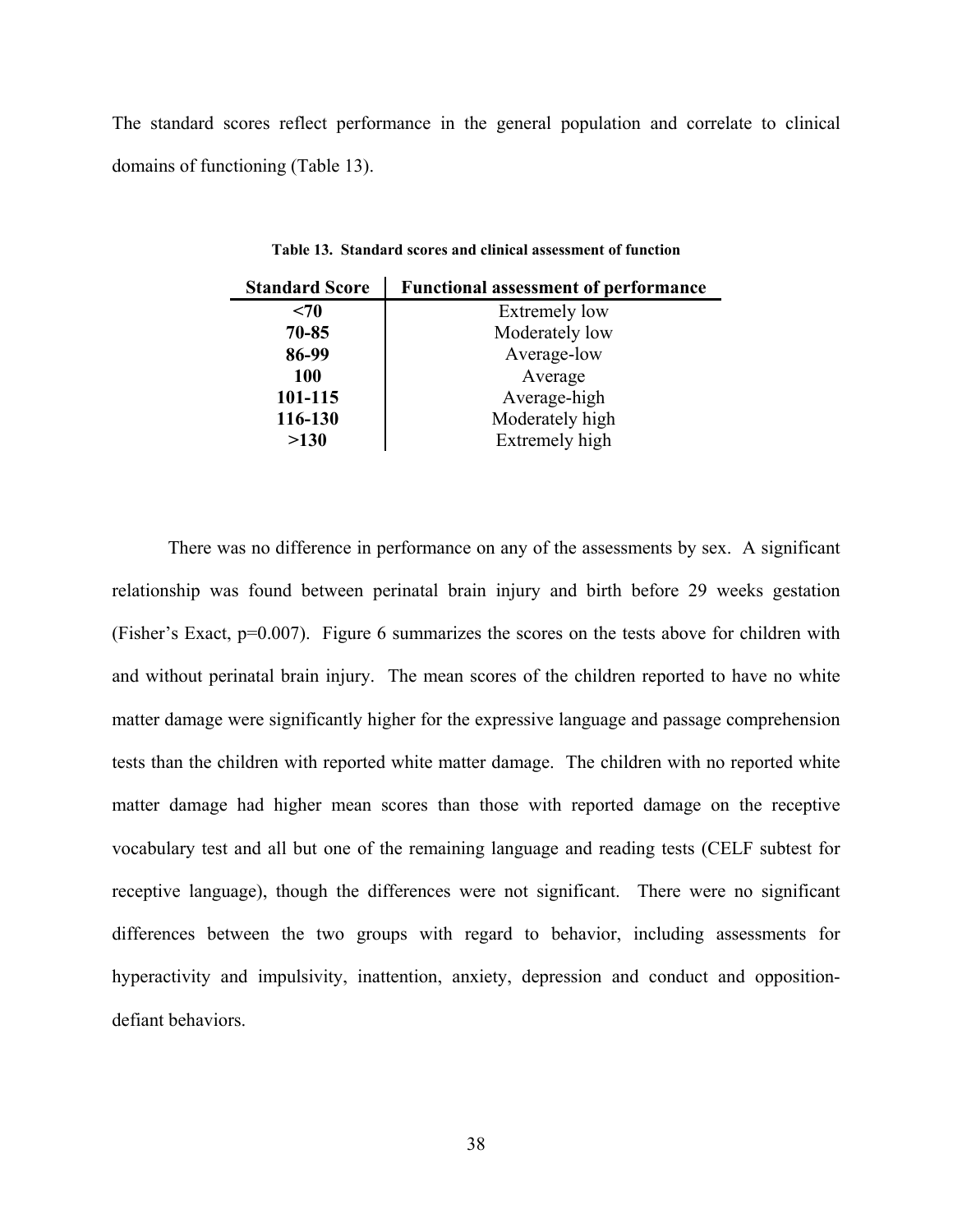The standard scores reflect performance in the general population and correlate to clinical domains of functioning (Table 13).

**Table 13. Standard scores and clinical assessment of function**

| Standard Score | Functional assessment of performance |
|---|---|
| **<70** | Extremely low |
| **70-85** | Moderately low |
| **86-99** | Average-low |
| **100** | Average |
| **101-115** | Average-high |
| **116-130** | Moderately high |
| **>130** | Extremely high |

There was no difference in performance on any of the assessments by sex. A significant relationship was found between perinatal brain injury and birth before 29 weeks gestation (Fisher's Exact, p=0.007). Figure 6 summarizes the scores on the tests above for children with and without perinatal brain injury. The mean scores of the children reported to have no white matter damage were significantly higher for the expressive language and passage comprehension tests than the children with reported white matter damage. The children with no reported white matter damage had higher mean scores than those with reported damage on the receptive vocabulary test and all but one of the remaining language and reading tests (CELF subtest for receptive language), though the differences were not significant. There were no significant differences between the two groups with regard to behavior, including assessments for hyperactivity and impulsivity, inattention, anxiety, depression and conduct and opposition-defiant behaviors.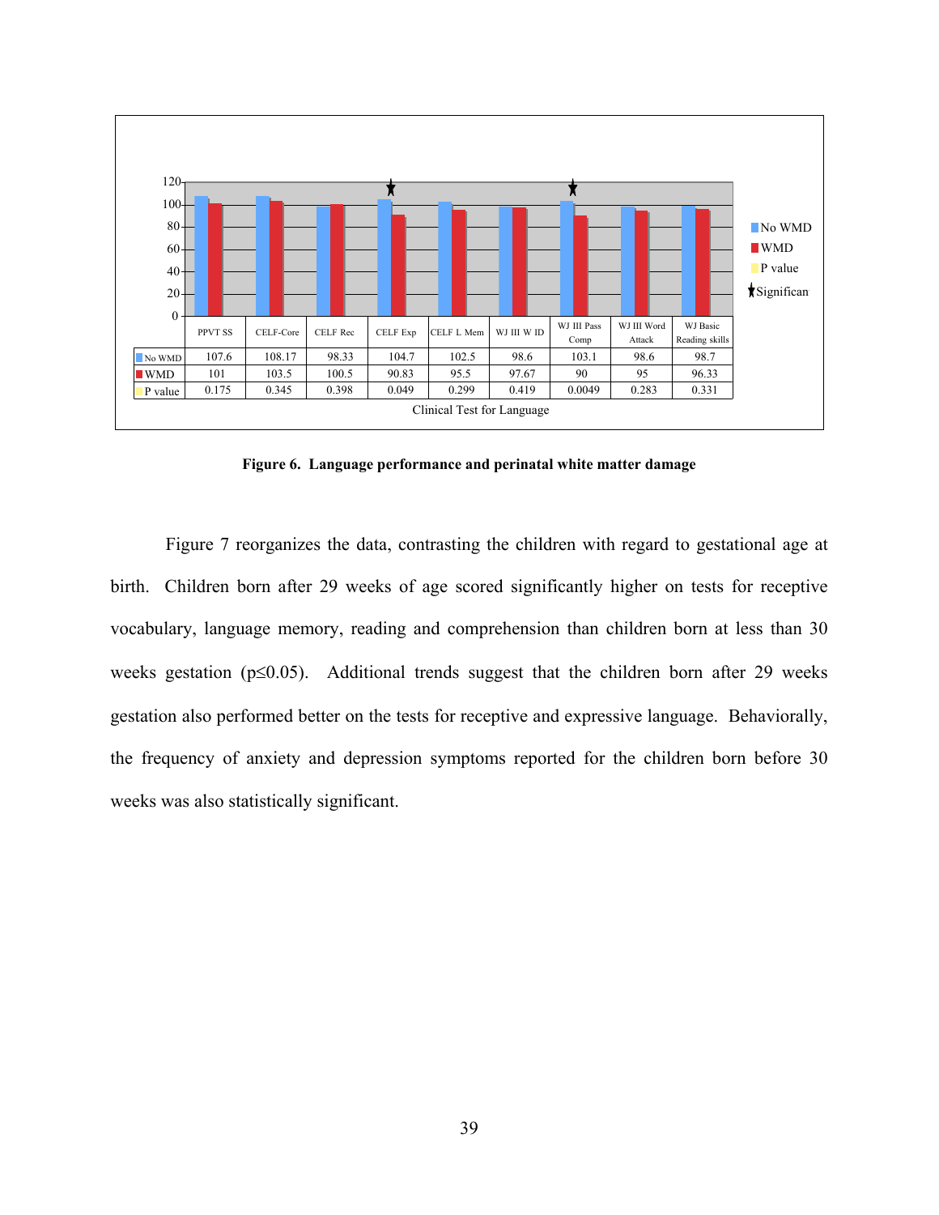| | PPVT SS | CELF-Core | CELF Rec | CELF Exp | CELF L Mem | WJ III W ID | WJ III Pass Comp | WJ III Word Attack | WJ Basic Reading skills |
|---|---|---|---|---|---|---|---|---|---|
| No WMD | 107.6 | 108.17 | 98.33 | 104.7 | 102.5 | 98.6 | 103.1 | 98.6 | 98.7 |
| WMD | 101 | 103.5 | 100.5 | 90.83 | 95.5 | 97.67 | 90 | 95 | 96.33 |
| P value | 0.175 | 0.345 | 0.398 | 0.049 | 0.299 | 0.419 | 0.0049 | 0.283 | 0.331 |

Clinical Test for Language

**Figure 6. Language performance and perinatal white matter damage**

Figure 7 reorganizes the data, contrasting the children with regard to gestational age at birth. Children born after 29 weeks of age scored significantly higher on tests for receptive vocabulary, language memory, reading and comprehension than children born at less than 30 weeks gestation ($p \leq 0.05$). Additional trends suggest that the children born after 29 weeks gestation also performed better on the tests for receptive and expressive language. Behaviorally, the frequency of anxiety and depression symptoms reported for the children born before 30 weeks was also statistically significant.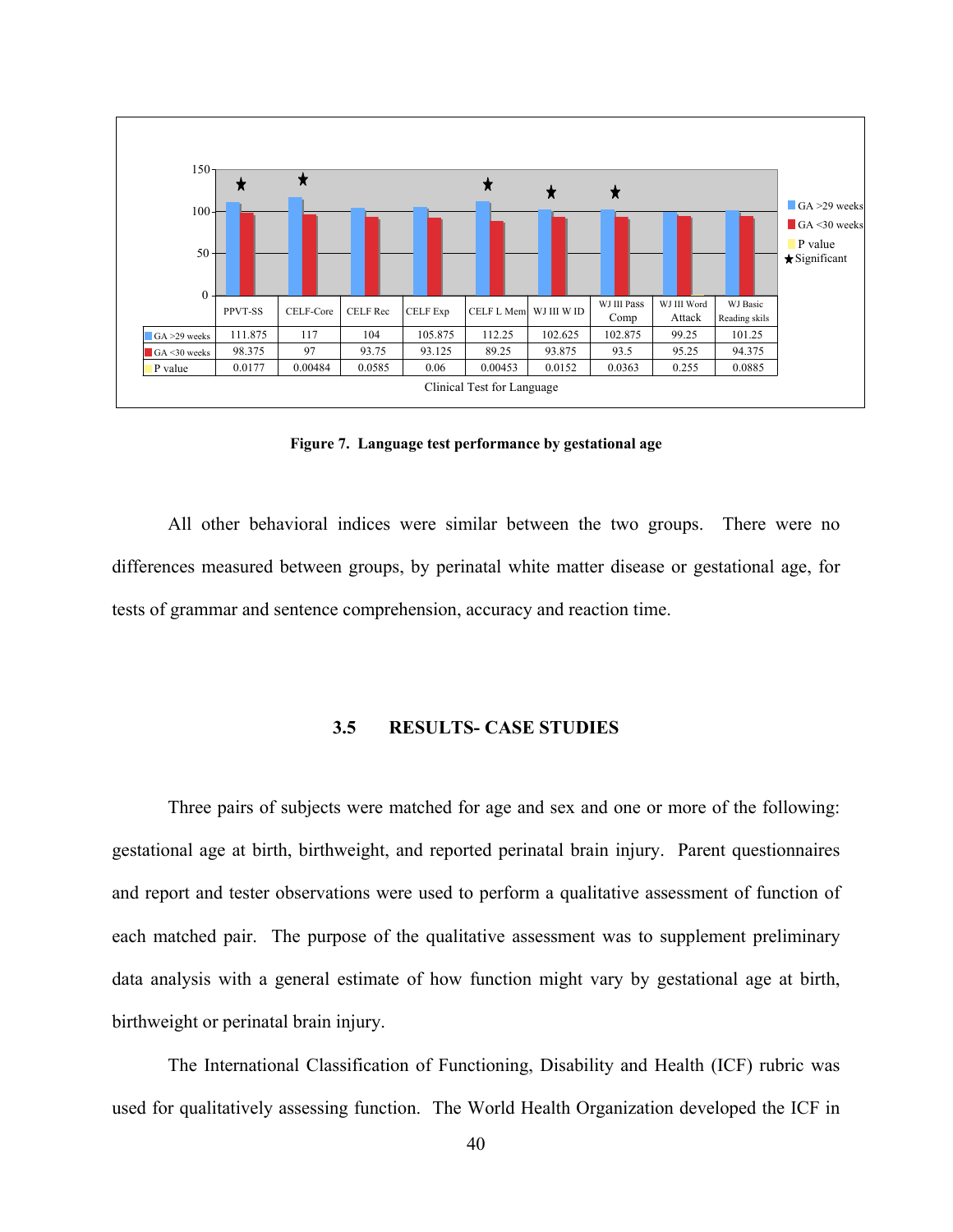| | PPVT-SS | CELF-Core | CELF Rec | CELF Exp | CELF L Mem | WJ III W ID | WJ III Pass Comp | WJ III Word Attack | WJ Basic Reading skils |
|---|---|---|---|---|---|---|---|---|---|
| GA >29 weeks | 111.875 | 117 | 104 | 105.875 | 112.25 | 102.625 | 102.875 | 99.25 | 101.25 |
| GA <30 weeks | 98.375 | 97 | 93.75 | 93.125 | 89.25 | 93.875 | 93.5 | 95.25 | 94.375 |
| P value | 0.0177 | 0.00484 | 0.0585 | 0.06 | 0.00453 | 0.0152 | 0.0363 | 0.255 | 0.0885 |

Clinical Test for Language

**Figure 7. Language test performance by gestational age**

All other behavioral indices were similar between the two groups. There were no differences measured between groups, by perinatal white matter disease or gestational age, for tests of grammar and sentence comprehension, accuracy and reaction time.

### 3.5 RESULTS- CASE STUDIES

Three pairs of subjects were matched for age and sex and one or more of the following: gestational age at birth, birthweight, and reported perinatal brain injury. Parent questionnaires and report and tester observations were used to perform a qualitative assessment of function of each matched pair. The purpose of the qualitative assessment was to supplement preliminary data analysis with a general estimate of how function might vary by gestational age at birth, birthweight or perinatal brain injury.

The International Classification of Functioning, Disability and Health (ICF) rubric was used for qualitatively assessing function. The World Health Organization developed the ICF in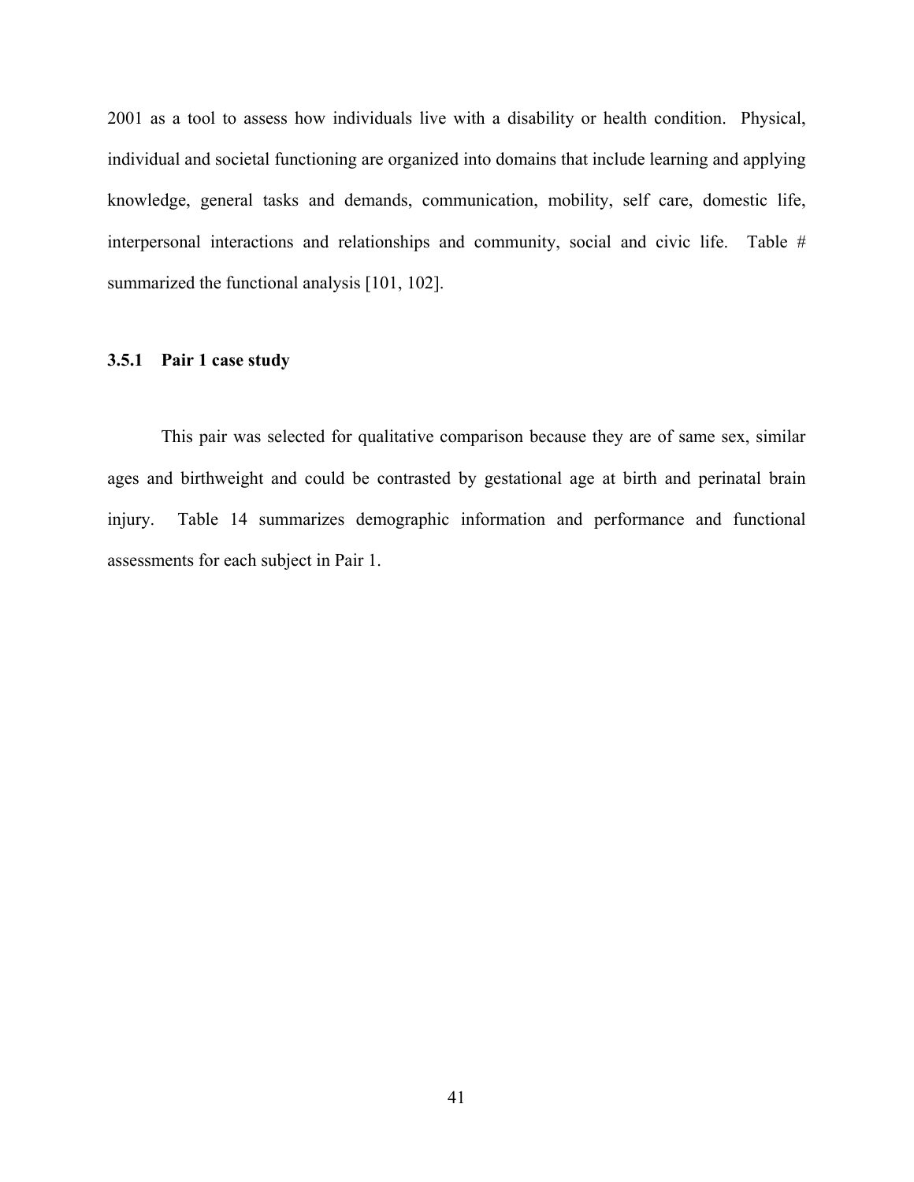2001 as a tool to assess how individuals live with a disability or health condition. Physical, individual and societal functioning are organized into domains that include learning and applying knowledge, general tasks and demands, communication, mobility, self care, domestic life, interpersonal interactions and relationships and community, social and civic life. Table # summarized the functional analysis [101, 102].

### 3.5.1 Pair 1 case study

This pair was selected for qualitative comparison because they are of same sex, similar ages and birthweight and could be contrasted by gestational age at birth and perinatal brain injury. Table 14 summarizes demographic information and performance and functional assessments for each subject in Pair 1.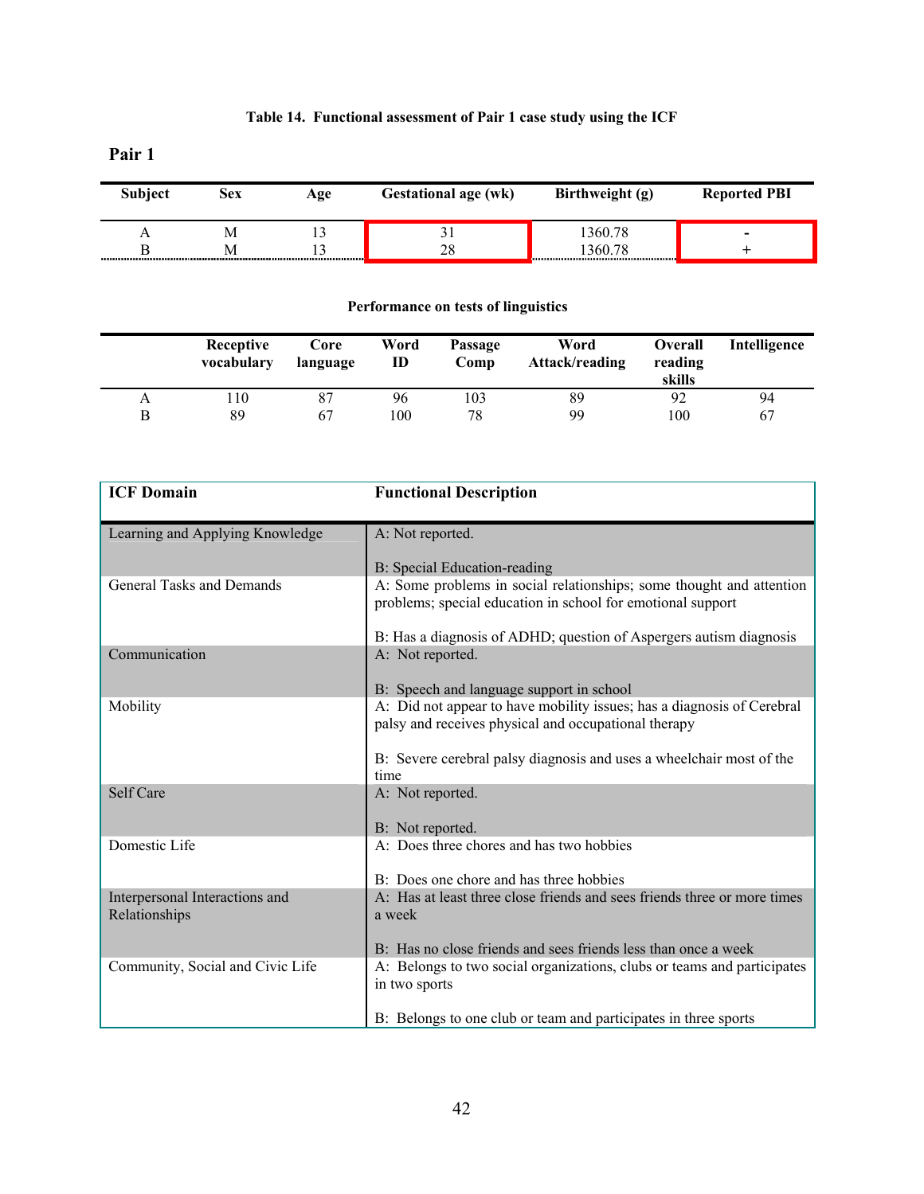**Table 14. Functional assessment of Pair 1 case study using the ICF**

## Pair 1

| Subject | Sex | Age | Gestational age (wk) | Birthweight (g) | Reported PBI |
|---|---|---|---|---|---|
| A | M | 13 | 31 | 1360.78 | - |
| B | M | 13 | 28 | 1360.78 | + |

**Performance on tests of linguistics**

| | Receptive vocabulary | Core language | Word ID | Passage Comp | Word Attack/reading | Overall reading skills | Intelligence |
|---|---|---|---|---|---|---|---|
| A | 110 | 87 | 96 | 103 | 89 | 92 | 94 |
| B | 89 | 67 | 100 | 78 | 99 | 100 | 67 |

| ICF Domain | Functional Description |
|---|---|
| Learning and Applying Knowledge | A: Not reported.<br><br>B: Special Education-reading |
| General Tasks and Demands | A: Some problems in social relationships; some thought and attention problems; special education in school for emotional support<br><br>B: Has a diagnosis of ADHD; question of Aspergers autism diagnosis |
| Communication | A: Not reported.<br><br>B: Speech and language support in school |
| Mobility | A: Did not appear to have mobility issues; has a diagnosis of Cerebral palsy and receives physical and occupational therapy<br><br>B: Severe cerebral palsy diagnosis and uses a wheelchair most of the time |
| Self Care | A: Not reported.<br><br>B: Not reported. |
| Domestic Life | A: Does three chores and has two hobbies<br><br>B: Does one chore and has three hobbies |
| Interpersonal Interactions and Relationships | A: Has at least three close friends and sees friends three or more times a week<br><br>B: Has no close friends and sees friends less than once a week |
| Community, Social and Civic Life | A: Belongs to two social organizations, clubs or teams and participates in two sports<br><br>B: Belongs to one club or team and participates in three sports |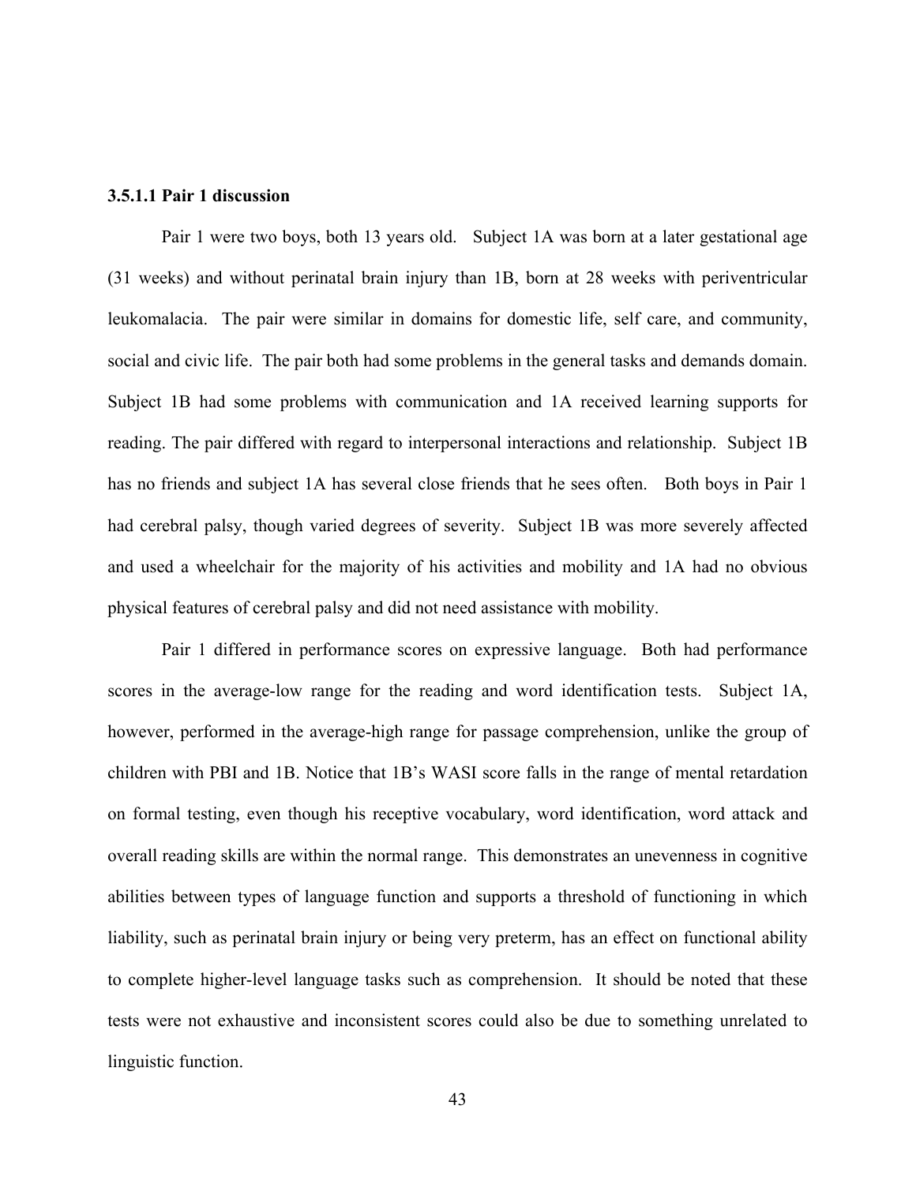#### 3.5.1.1 Pair 1 discussion

Pair 1 were two boys, both 13 years old. Subject 1A was born at a later gestational age (31 weeks) and without perinatal brain injury than 1B, born at 28 weeks with periventricular leukomalacia. The pair were similar in domains for domestic life, self care, and community, social and civic life. The pair both had some problems in the general tasks and demands domain. Subject 1B had some problems with communication and 1A received learning supports for reading. The pair differed with regard to interpersonal interactions and relationship. Subject 1B has no friends and subject 1A has several close friends that he sees often. Both boys in Pair 1 had cerebral palsy, though varied degrees of severity. Subject 1B was more severely affected and used a wheelchair for the majority of his activities and mobility and 1A had no obvious physical features of cerebral palsy and did not need assistance with mobility.

Pair 1 differed in performance scores on expressive language. Both had performance scores in the average-low range for the reading and word identification tests. Subject 1A, however, performed in the average-high range for passage comprehension, unlike the group of children with PBI and 1B. Notice that 1B's WASI score falls in the range of mental retardation on formal testing, even though his receptive vocabulary, word identification, word attack and overall reading skills are within the normal range. This demonstrates an unevenness in cognitive abilities between types of language function and supports a threshold of functioning in which liability, such as perinatal brain injury or being very preterm, has an effect on functional ability to complete higher-level language tasks such as comprehension. It should be noted that these tests were not exhaustive and inconsistent scores could also be due to something unrelated to linguistic function.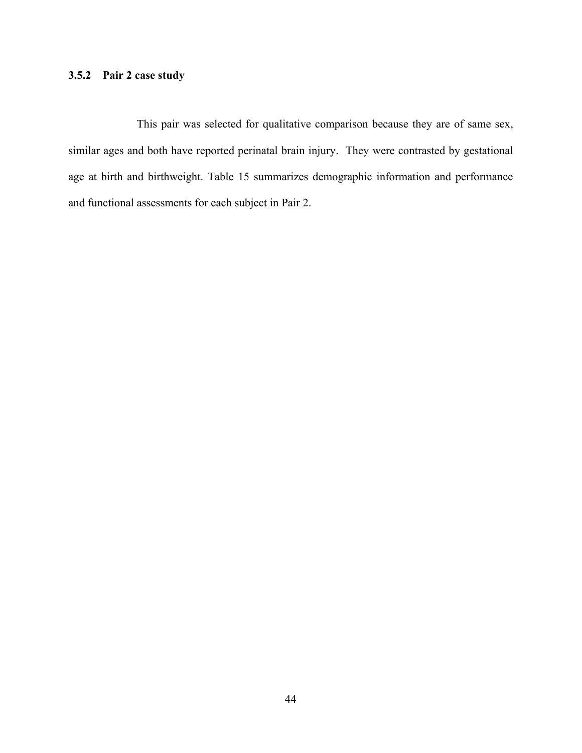### 3.5.2 Pair 2 case study

This pair was selected for qualitative comparison because they are of same sex, similar ages and both have reported perinatal brain injury. They were contrasted by gestational age at birth and birthweight. Table 15 summarizes demographic information and performance and functional assessments for each subject in Pair 2.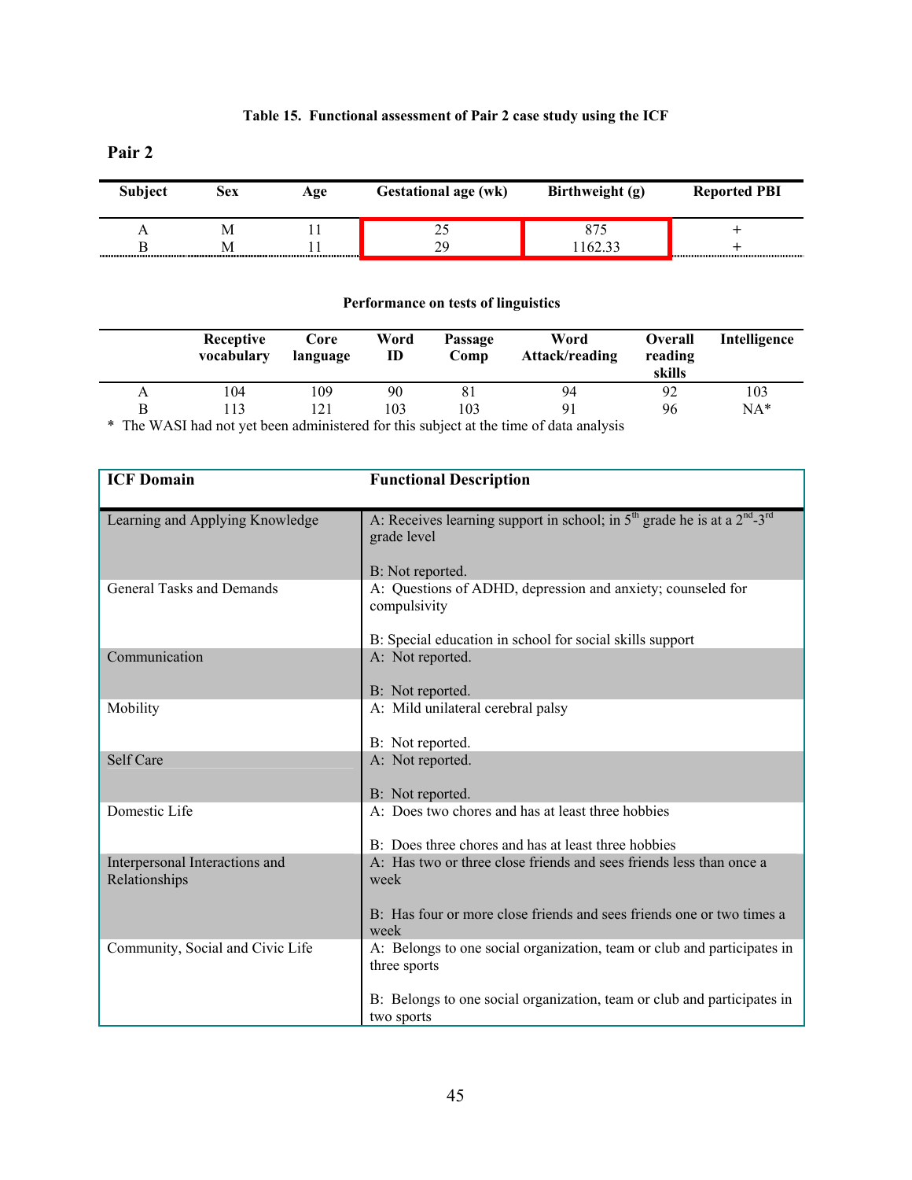**Table 15. Functional assessment of Pair 2 case study using the ICF**

**Pair 2**

| Subject | Sex | Age | Gestational age (wk) | Birthweight (g) | Reported PBI |
|---|---|---|---|---|---|
| A | M | 11 | 25 | 875 | + |
| B | M | 11 | 29 | 1162.33 | + |

**Performance on tests of linguistics**

| | Receptive vocabulary | Core language | Word ID | Passage Comp | Word Attack/reading | Overall reading skills | Intelligence |
|---|---|---|---|---|---|---|---|
| A | 104 | 109 | 90 | 81 | 94 | 92 | 103 |
| B | 113 | 121 | 103 | 103 | 91 | 96 | NA* |

\* The WASI had not yet been administered for this subject at the time of data analysis

| ICF Domain | Functional Description |
|---|---|
| Learning and Applying Knowledge | A: Receives learning support in school; in 5th grade he is at a 2nd-3rd grade level<br><br>B: Not reported. |
| General Tasks and Demands | A: Questions of ADHD, depression and anxiety; counseled for compulsivity<br><br>B: Special education in school for social skills support |
| Communication | A: Not reported.<br><br>B: Not reported. |
| Mobility | A: Mild unilateral cerebral palsy<br><br>B: Not reported. |
| Self Care | A: Not reported.<br><br>B: Not reported. |
| Domestic Life | A: Does two chores and has at least three hobbies<br><br>B: Does three chores and has at least three hobbies |
| Interpersonal Interactions and Relationships | A: Has two or three close friends and sees friends less than once a week<br><br>B: Has four or more close friends and sees friends one or two times a week |
| Community, Social and Civic Life | A: Belongs to one social organization, team or club and participates in three sports<br><br>B: Belongs to one social organization, team or club and participates in two sports |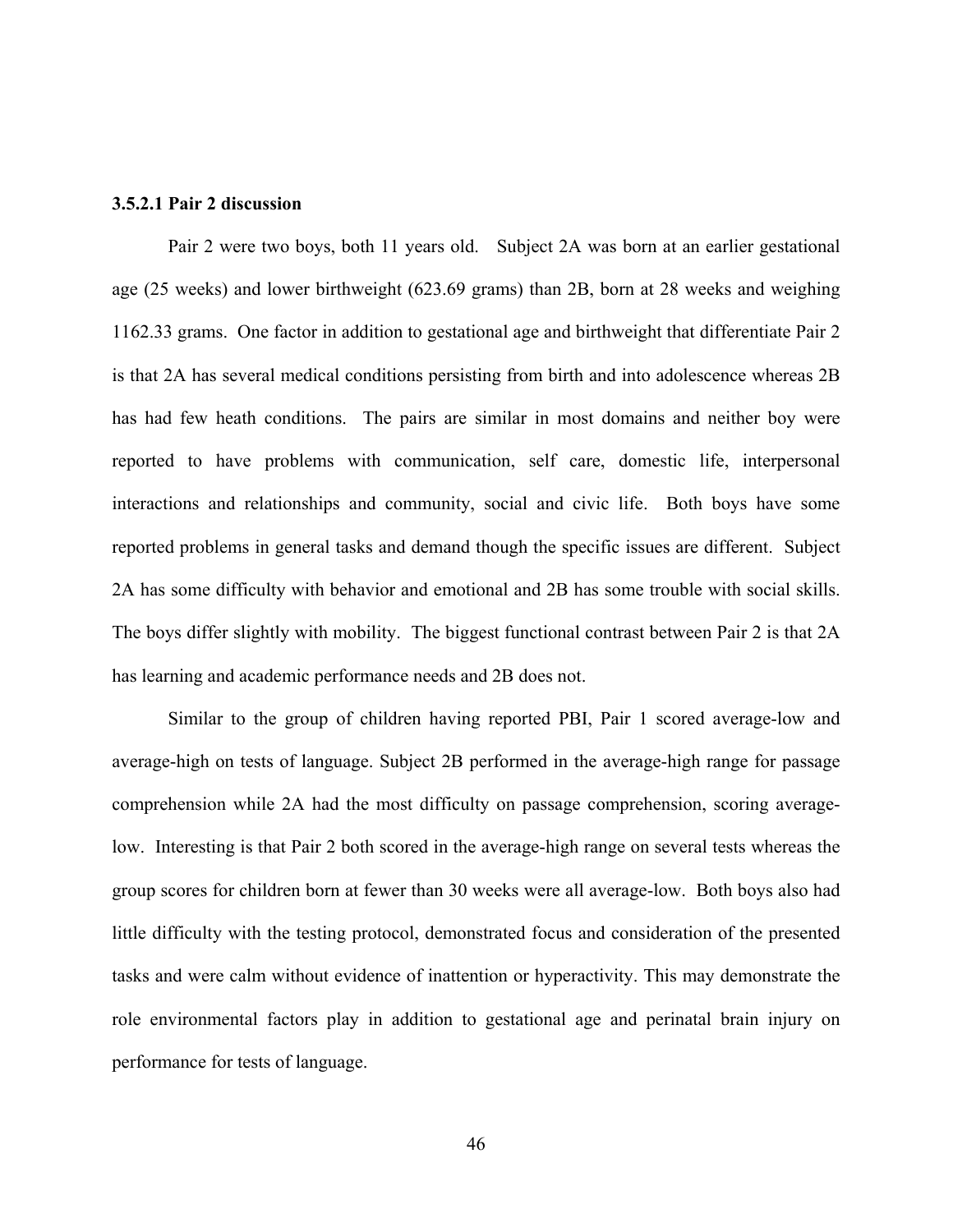### 3.5.2.1 Pair 2 discussion

Pair 2 were two boys, both 11 years old. Subject 2A was born at an earlier gestational age (25 weeks) and lower birthweight (623.69 grams) than 2B, born at 28 weeks and weighing 1162.33 grams. One factor in addition to gestational age and birthweight that differentiate Pair 2 is that 2A has several medical conditions persisting from birth and into adolescence whereas 2B has had few heath conditions. The pairs are similar in most domains and neither boy were reported to have problems with communication, self care, domestic life, interpersonal interactions and relationships and community, social and civic life. Both boys have some reported problems in general tasks and demand though the specific issues are different. Subject 2A has some difficulty with behavior and emotional and 2B has some trouble with social skills. The boys differ slightly with mobility. The biggest functional contrast between Pair 2 is that 2A has learning and academic performance needs and 2B does not.

Similar to the group of children having reported PBI, Pair 1 scored average-low and average-high on tests of language. Subject 2B performed in the average-high range for passage comprehension while 2A had the most difficulty on passage comprehension, scoring average-low. Interesting is that Pair 2 both scored in the average-high range on several tests whereas the group scores for children born at fewer than 30 weeks were all average-low. Both boys also had little difficulty with the testing protocol, demonstrated focus and consideration of the presented tasks and were calm without evidence of inattention or hyperactivity. This may demonstrate the role environmental factors play in addition to gestational age and perinatal brain injury on performance for tests of language.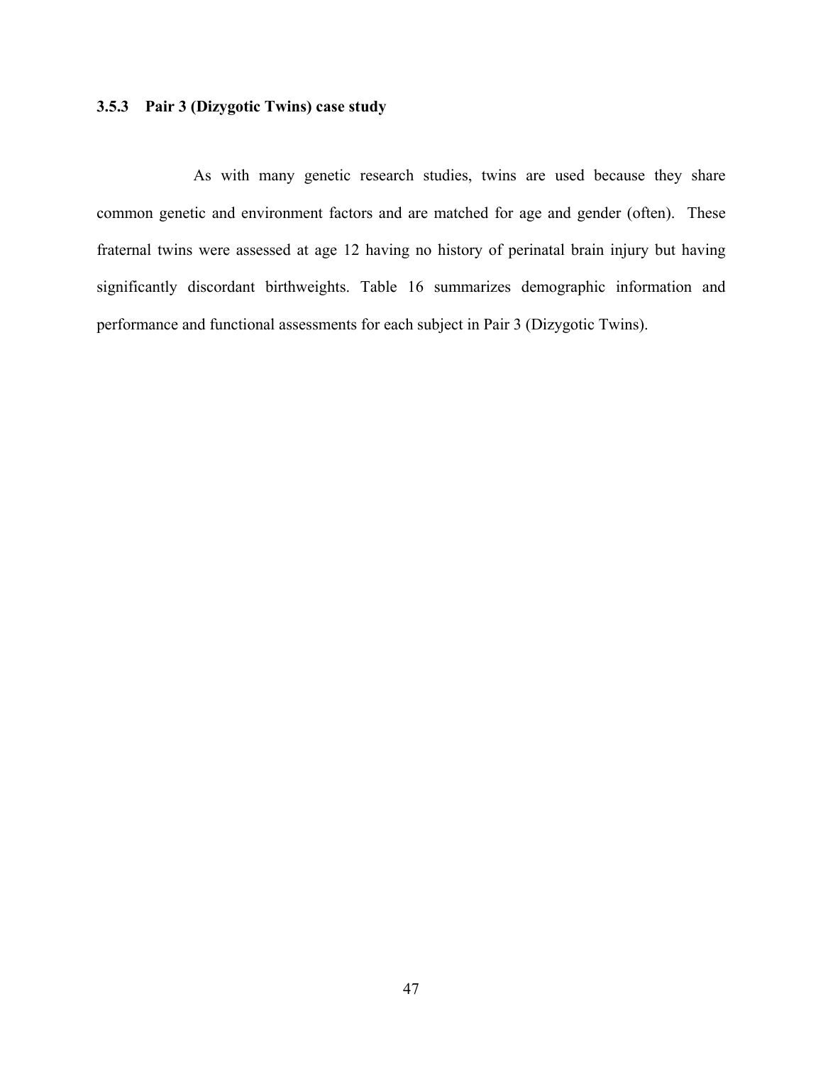### 3.5.3 Pair 3 (Dizygotic Twins) case study

As with many genetic research studies, twins are used because they share common genetic and environment factors and are matched for age and gender (often). These fraternal twins were assessed at age 12 having no history of perinatal brain injury but having significantly discordant birthweights. Table 16 summarizes demographic information and performance and functional assessments for each subject in Pair 3 (Dizygotic Twins).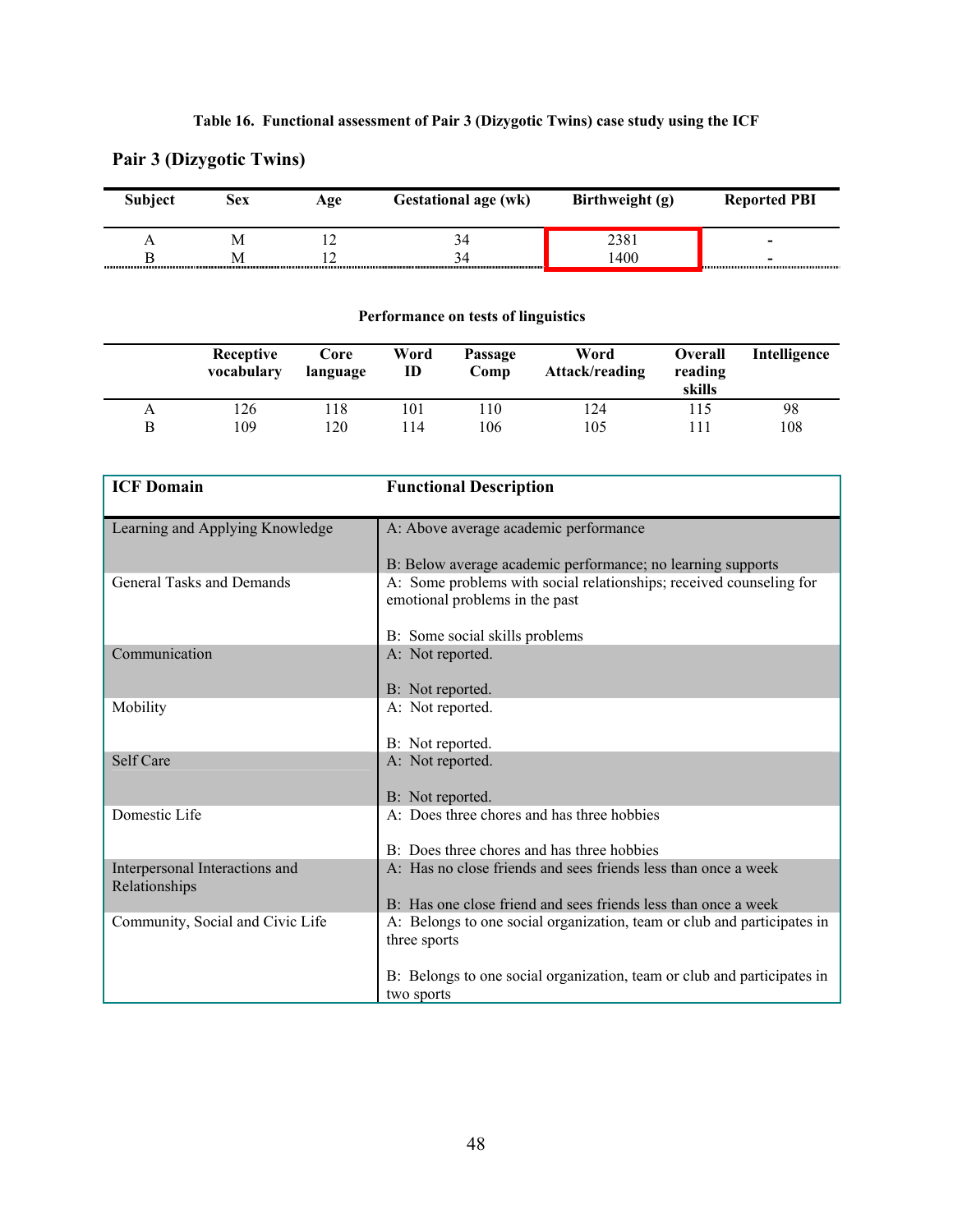**Table 16. Functional assessment of Pair 3 (Dizygotic Twins) case study using the ICF**

## Pair 3 (Dizygotic Twins)

| Subject | Sex | Age | Gestational age (wk) | Birthweight (g) | Reported PBI |
|---|---|---|---|---|---|
| A | M | 12 | 34 | 2381 | - |
| B | M | 12 | 34 | 1400 | - |

**Performance on tests of linguistics**

| | Receptive vocabulary | Core language | Word ID | Passage Comp | Word Attack/reading | Overall reading skills | Intelligence |
|---|---|---|---|---|---|---|---|
| A | 126 | 118 | 101 | 110 | 124 | 115 | 98 |
| B | 109 | 120 | 114 | 106 | 105 | 111 | 108 |

| ICF Domain | Functional Description |
|---|---|
| Learning and Applying Knowledge | A: Above average academic performance<br><br>B: Below average academic performance; no learning supports |
| General Tasks and Demands | A: Some problems with social relationships; received counseling for emotional problems in the past<br><br>B: Some social skills problems |
| Communication | A: Not reported.<br><br>B: Not reported. |
| Mobility | A: Not reported.<br><br>B: Not reported. |
| Self Care | A: Not reported.<br><br>B: Not reported. |
| Domestic Life | A: Does three chores and has three hobbies<br><br>B: Does three chores and has three hobbies |
| Interpersonal Interactions and Relationships | A: Has no close friends and sees friends less than once a week<br><br>B: Has one close friend and sees friends less than once a week |
| Community, Social and Civic Life | A: Belongs to one social organization, team or club and participates in three sports<br><br>B: Belongs to one social organization, team or club and participates in two sports |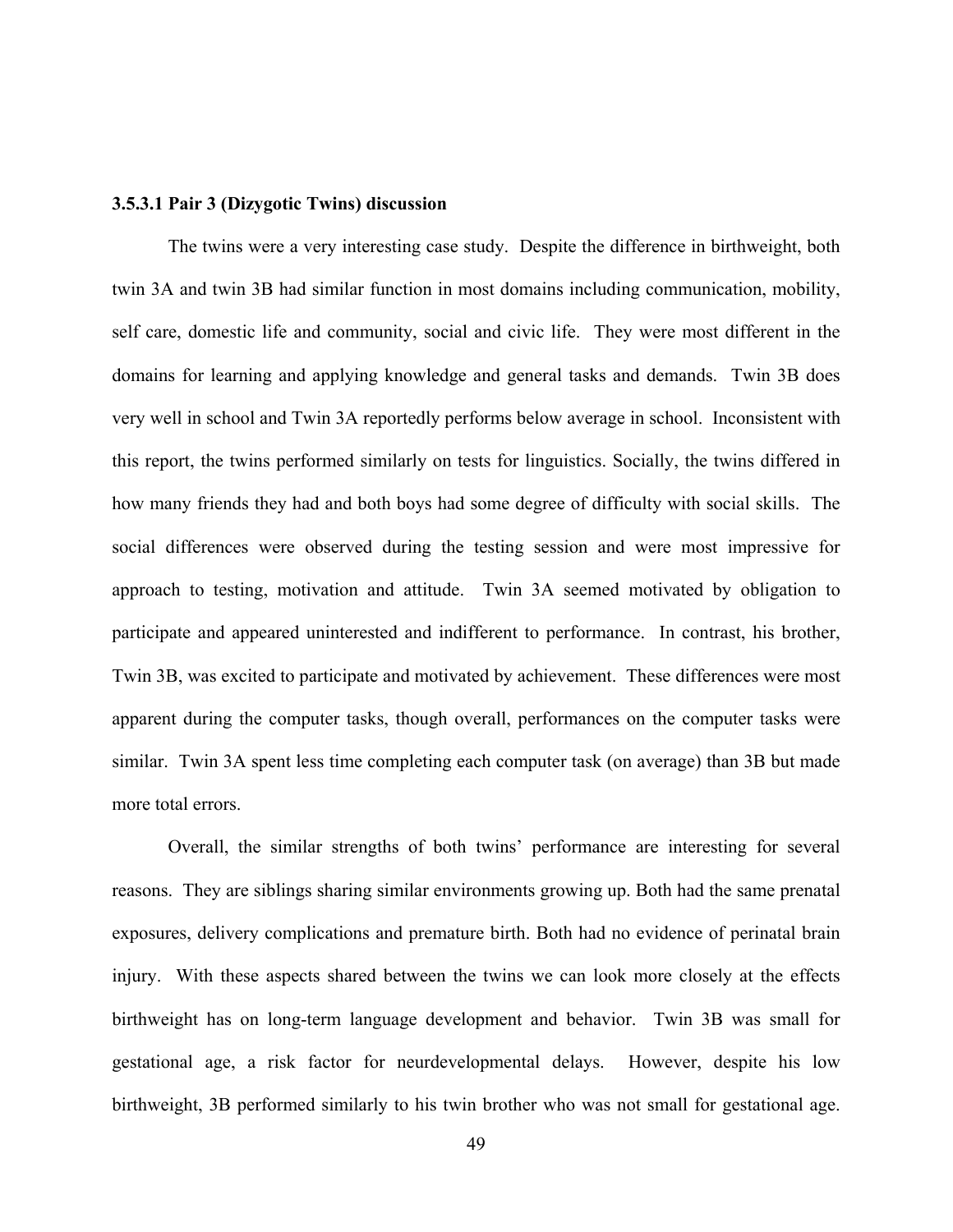### 3.5.3.1 Pair 3 (Dizygotic Twins) discussion

The twins were a very interesting case study. Despite the difference in birthweight, both twin 3A and twin 3B had similar function in most domains including communication, mobility, self care, domestic life and community, social and civic life. They were most different in the domains for learning and applying knowledge and general tasks and demands. Twin 3B does very well in school and Twin 3A reportedly performs below average in school. Inconsistent with this report, the twins performed similarly on tests for linguistics. Socially, the twins differed in how many friends they had and both boys had some degree of difficulty with social skills. The social differences were observed during the testing session and were most impressive for approach to testing, motivation and attitude. Twin 3A seemed motivated by obligation to participate and appeared uninterested and indifferent to performance. In contrast, his brother, Twin 3B, was excited to participate and motivated by achievement. These differences were most apparent during the computer tasks, though overall, performances on the computer tasks were similar. Twin 3A spent less time completing each computer task (on average) than 3B but made more total errors.

Overall, the similar strengths of both twins' performance are interesting for several reasons. They are siblings sharing similar environments growing up. Both had the same prenatal exposures, delivery complications and premature birth. Both had no evidence of perinatal brain injury. With these aspects shared between the twins we can look more closely at the effects birthweight has on long-term language development and behavior. Twin 3B was small for gestational age, a risk factor for neurdevelopmental delays. However, despite his low birthweight, 3B performed similarly to his twin brother who was not small for gestational age.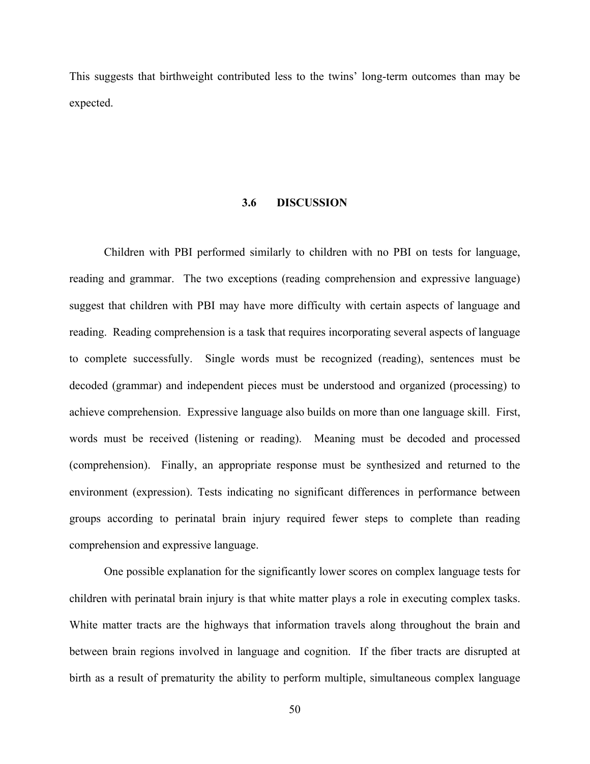This suggests that birthweight contributed less to the twins' long-term outcomes than may be expected.

### 3.6 DISCUSSION

Children with PBI performed similarly to children with no PBI on tests for language, reading and grammar. The two exceptions (reading comprehension and expressive language) suggest that children with PBI may have more difficulty with certain aspects of language and reading. Reading comprehension is a task that requires incorporating several aspects of language to complete successfully. Single words must be recognized (reading), sentences must be decoded (grammar) and independent pieces must be understood and organized (processing) to achieve comprehension. Expressive language also builds on more than one language skill. First, words must be received (listening or reading). Meaning must be decoded and processed (comprehension). Finally, an appropriate response must be synthesized and returned to the environment (expression). Tests indicating no significant differences in performance between groups according to perinatal brain injury required fewer steps to complete than reading comprehension and expressive language.

One possible explanation for the significantly lower scores on complex language tests for children with perinatal brain injury is that white matter plays a role in executing complex tasks. White matter tracts are the highways that information travels along throughout the brain and between brain regions involved in language and cognition. If the fiber tracts are disrupted at birth as a result of prematurity the ability to perform multiple, simultaneous complex language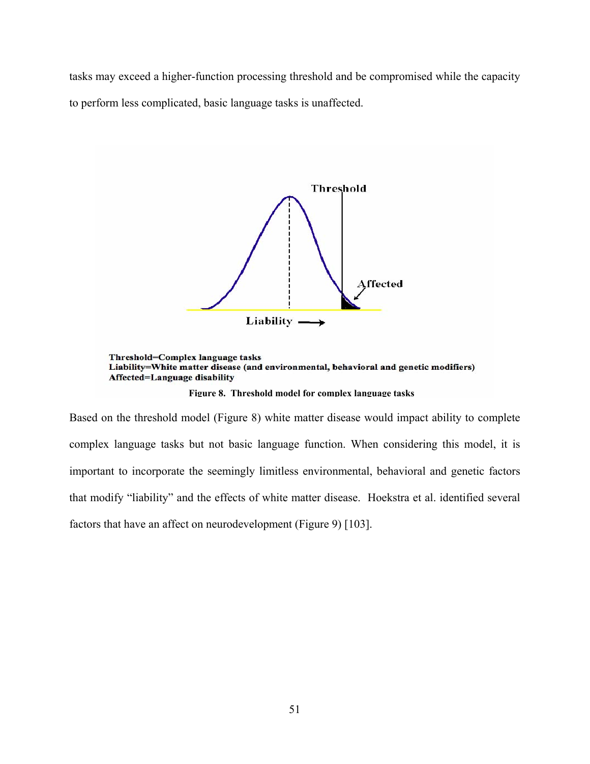tasks may exceed a higher-function processing threshold and be compromised while the capacity to perform less complicated, basic language tasks is unaffected.

Threshold=Complex language tasks
Liability=White matter disease (and environmental, behavioral and genetic modifiers)
Affected=Language disability

**Figure 8. Threshold model for complex language tasks**

Based on the threshold model (Figure 8) white matter disease would impact ability to complete complex language tasks but not basic language function. When considering this model, it is important to incorporate the seemingly limitless environmental, behavioral and genetic factors that modify "liability" and the effects of white matter disease. Hoekstra et al. identified several factors that have an affect on neurodevelopment (Figure 9) [103].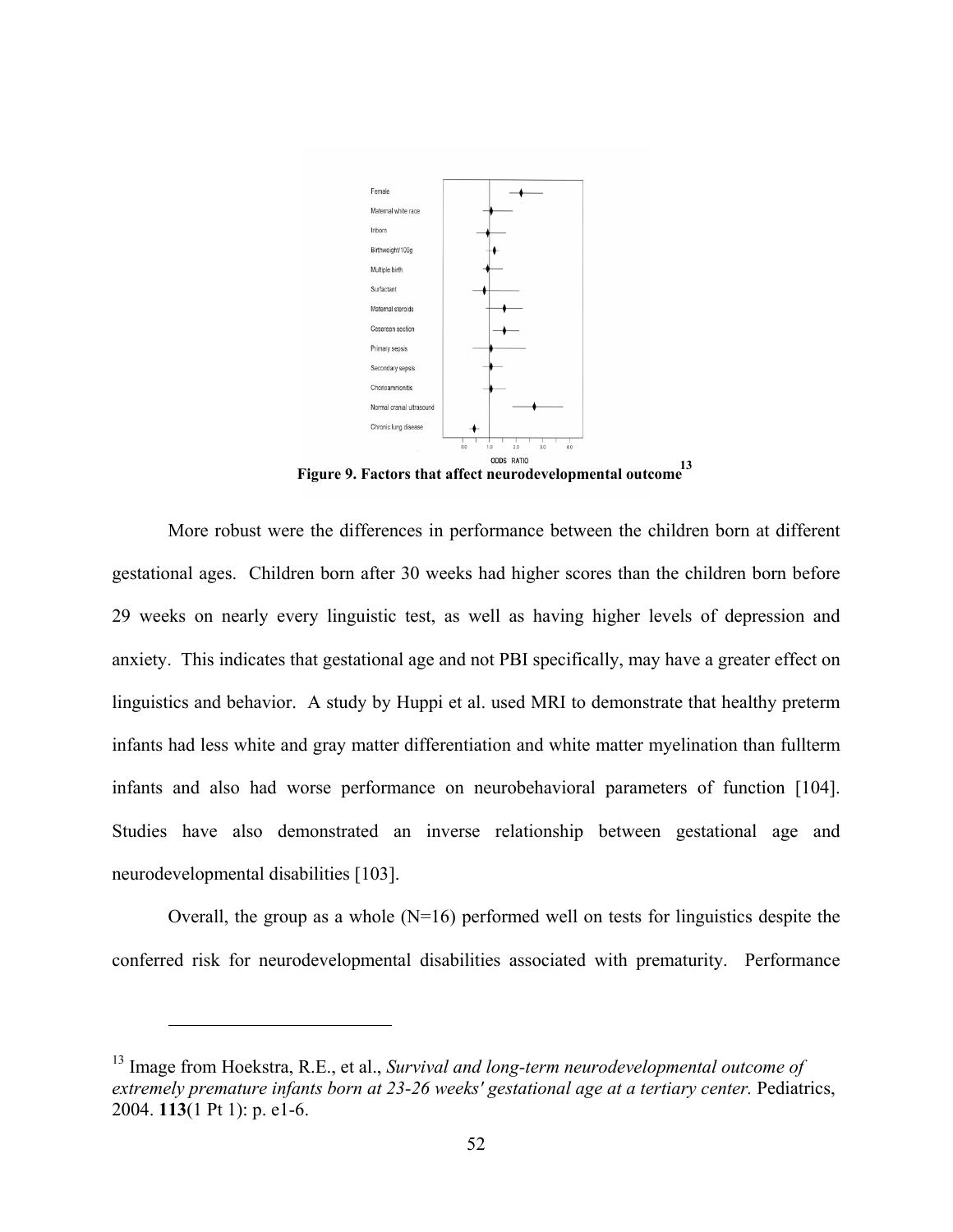Female

Maternal white race

Inborn

Birthweight/100g

Multiple birth

Surfactant

Maternal steroids

Cesarean section

Primary sepsis

Secondary sepsis

Chorioamnionitis

Normal cranial ultrasound

Chronic lung disease

0.0 1.0 2.0 3.0 4.0

ODDS RATIO

**Figure 9. Factors that affect neurodevelopmental outcome[13]**

More robust were the differences in performance between the children born at different gestational ages. Children born after 30 weeks had higher scores than the children born before 29 weeks on nearly every linguistic test, as well as having higher levels of depression and anxiety. This indicates that gestational age and not PBI specifically, may have a greater effect on linguistics and behavior. A study by Huppi et al. used MRI to demonstrate that healthy preterm infants had less white and gray matter differentiation and white matter myelination than fullterm infants and also had worse performance on neurobehavioral parameters of function [104]. Studies have also demonstrated an inverse relationship between gestational age and neurodevelopmental disabilities [103].

Overall, the group as a whole (N=16) performed well on tests for linguistics despite the conferred risk for neurodevelopmental disabilities associated with prematurity. Performance

---

[13] Image from Hoekstra, R.E., et al., *Survival and long-term neurodevelopmental outcome of extremely premature infants born at 23-26 weeks' gestational age at a tertiary center.* Pediatrics, 2004. **113**(1 Pt 1): p. e1-6.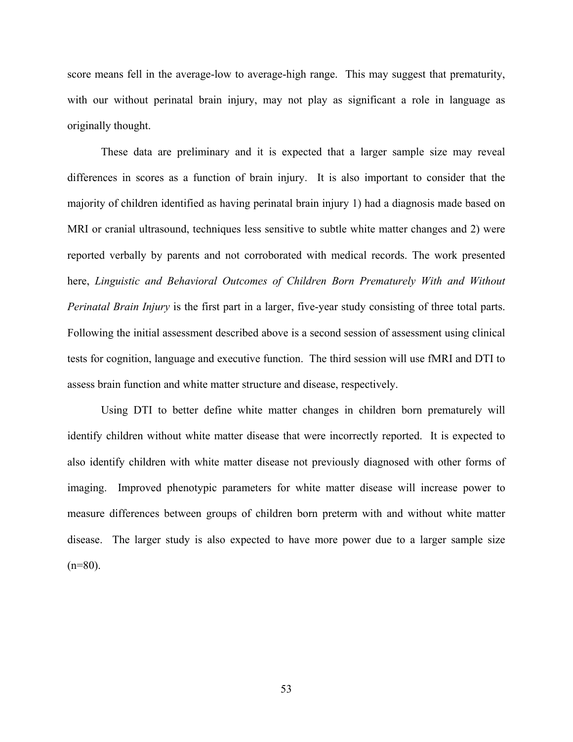score means fell in the average-low to average-high range. This may suggest that prematurity, with our without perinatal brain injury, may not play as significant a role in language as originally thought.

These data are preliminary and it is expected that a larger sample size may reveal differences in scores as a function of brain injury. It is also important to consider that the majority of children identified as having perinatal brain injury 1) had a diagnosis made based on MRI or cranial ultrasound, techniques less sensitive to subtle white matter changes and 2) were reported verbally by parents and not corroborated with medical records. The work presented here, *Linguistic and Behavioral Outcomes of Children Born Prematurely With and Without Perinatal Brain Injury* is the first part in a larger, five-year study consisting of three total parts. Following the initial assessment described above is a second session of assessment using clinical tests for cognition, language and executive function. The third session will use fMRI and DTI to assess brain function and white matter structure and disease, respectively.

Using DTI to better define white matter changes in children born prematurely will identify children without white matter disease that were incorrectly reported. It is expected to also identify children with white matter disease not previously diagnosed with other forms of imaging. Improved phenotypic parameters for white matter disease will increase power to measure differences between groups of children born preterm with and without white matter disease. The larger study is also expected to have more power due to a larger sample size (n=80).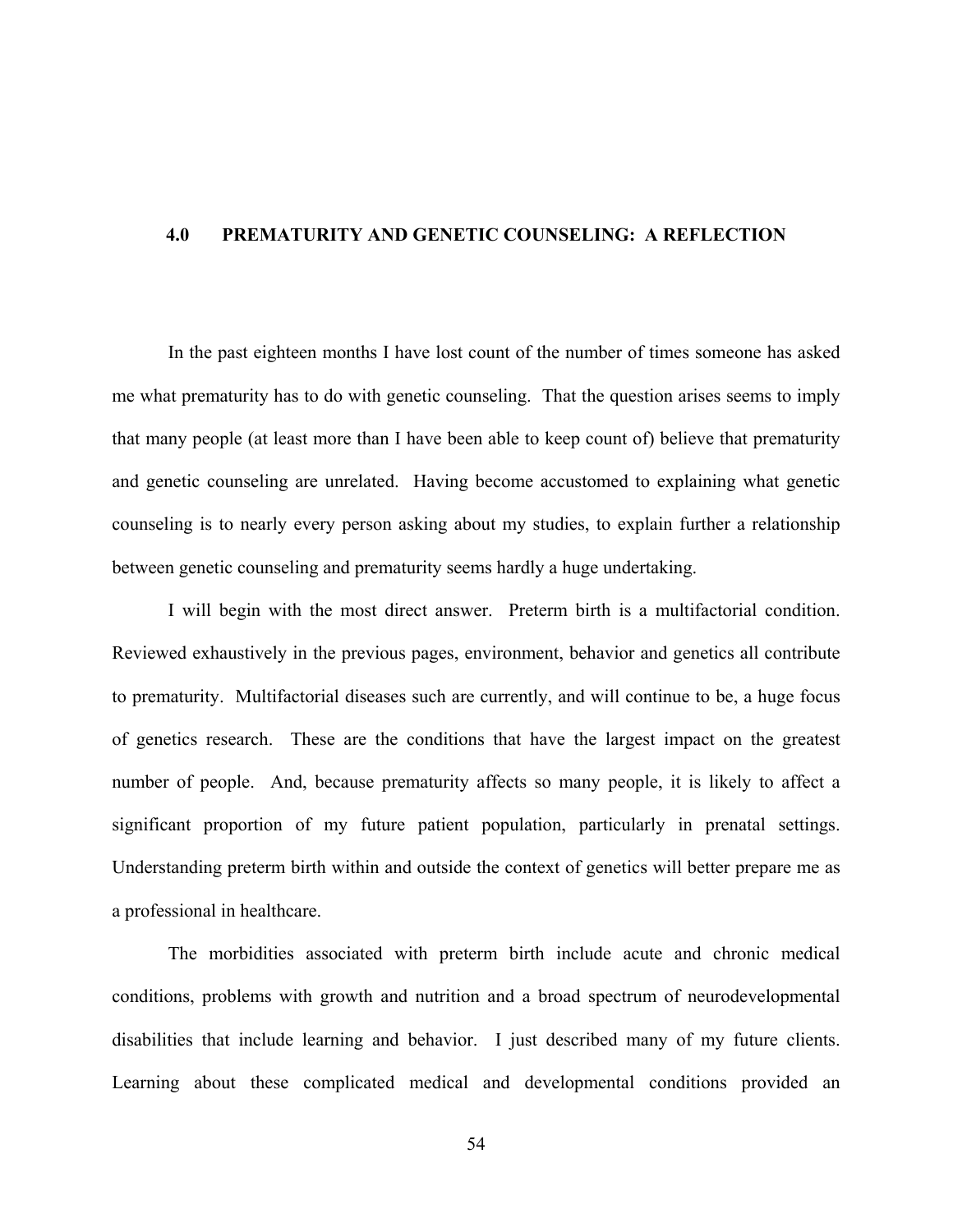# 4.0 PREMATURITY AND GENETIC COUNSELING: A REFLECTION

In the past eighteen months I have lost count of the number of times someone has asked me what prematurity has to do with genetic counseling. That the question arises seems to imply that many people (at least more than I have been able to keep count of) believe that prematurity and genetic counseling are unrelated. Having become accustomed to explaining what genetic counseling is to nearly every person asking about my studies, to explain further a relationship between genetic counseling and prematurity seems hardly a huge undertaking.

I will begin with the most direct answer. Preterm birth is a multifactorial condition. Reviewed exhaustively in the previous pages, environment, behavior and genetics all contribute to prematurity. Multifactorial diseases such are currently, and will continue to be, a huge focus of genetics research. These are the conditions that have the largest impact on the greatest number of people. And, because prematurity affects so many people, it is likely to affect a significant proportion of my future patient population, particularly in prenatal settings. Understanding preterm birth within and outside the context of genetics will better prepare me as a professional in healthcare.

The morbidities associated with preterm birth include acute and chronic medical conditions, problems with growth and nutrition and a broad spectrum of neurodevelopmental disabilities that include learning and behavior. I just described many of my future clients. Learning about these complicated medical and developmental conditions provided an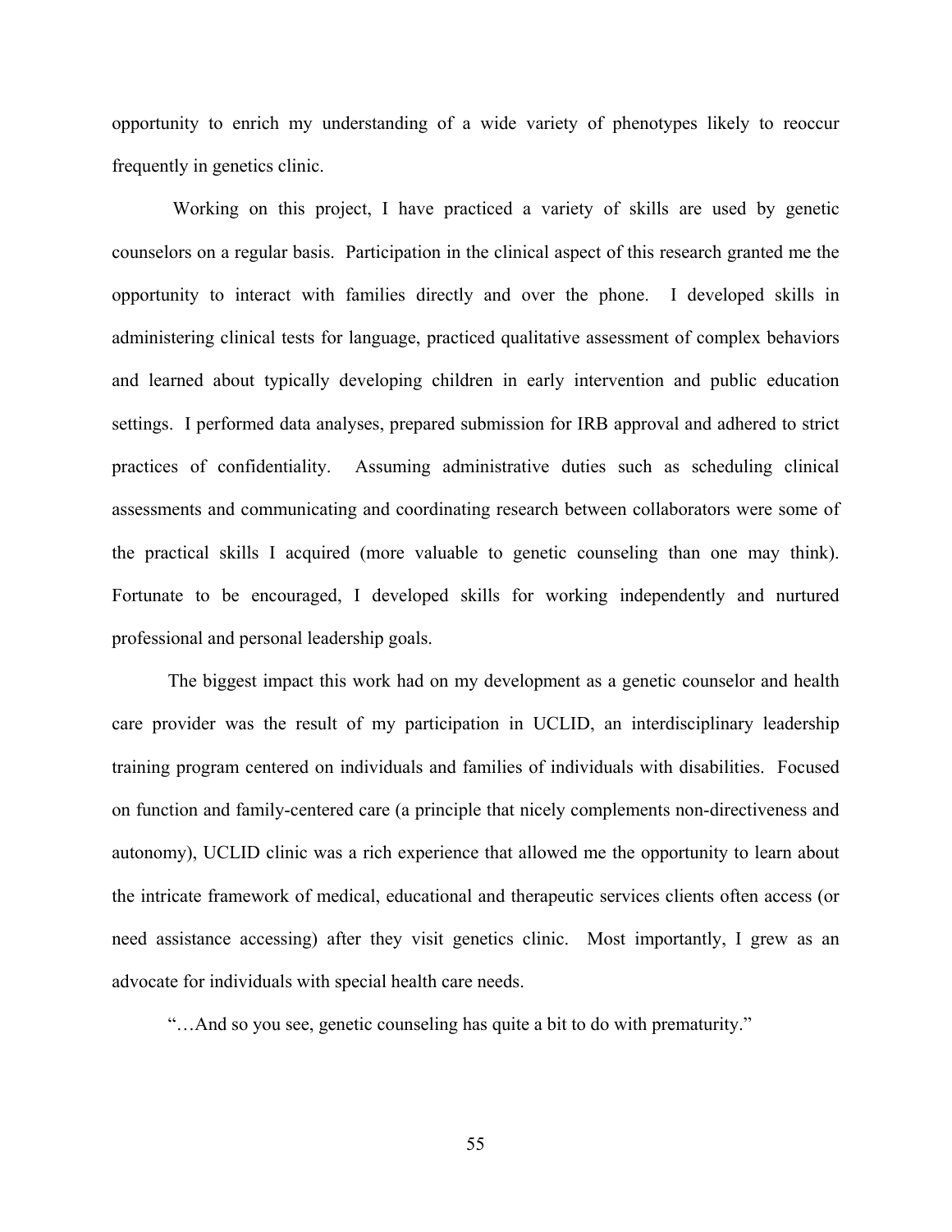opportunity to enrich my understanding of a wide variety of phenotypes likely to reoccur frequently in genetics clinic.

Working on this project, I have practiced a variety of skills are used by genetic counselors on a regular basis. Participation in the clinical aspect of this research granted me the opportunity to interact with families directly and over the phone. I developed skills in administering clinical tests for language, practiced qualitative assessment of complex behaviors and learned about typically developing children in early intervention and public education settings. I performed data analyses, prepared submission for IRB approval and adhered to strict practices of confidentiality. Assuming administrative duties such as scheduling clinical assessments and communicating and coordinating research between collaborators were some of the practical skills I acquired (more valuable to genetic counseling than one may think). Fortunate to be encouraged, I developed skills for working independently and nurtured professional and personal leadership goals.

The biggest impact this work had on my development as a genetic counselor and health care provider was the result of my participation in UCLID, an interdisciplinary leadership training program centered on individuals and families of individuals with disabilities. Focused on function and family-centered care (a principle that nicely complements non-directiveness and autonomy), UCLID clinic was a rich experience that allowed me the opportunity to learn about the intricate framework of medical, educational and therapeutic services clients often access (or need assistance accessing) after they visit genetics clinic. Most importantly, I grew as an advocate for individuals with special health care needs.

"…And so you see, genetic counseling has quite a bit to do with prematurity."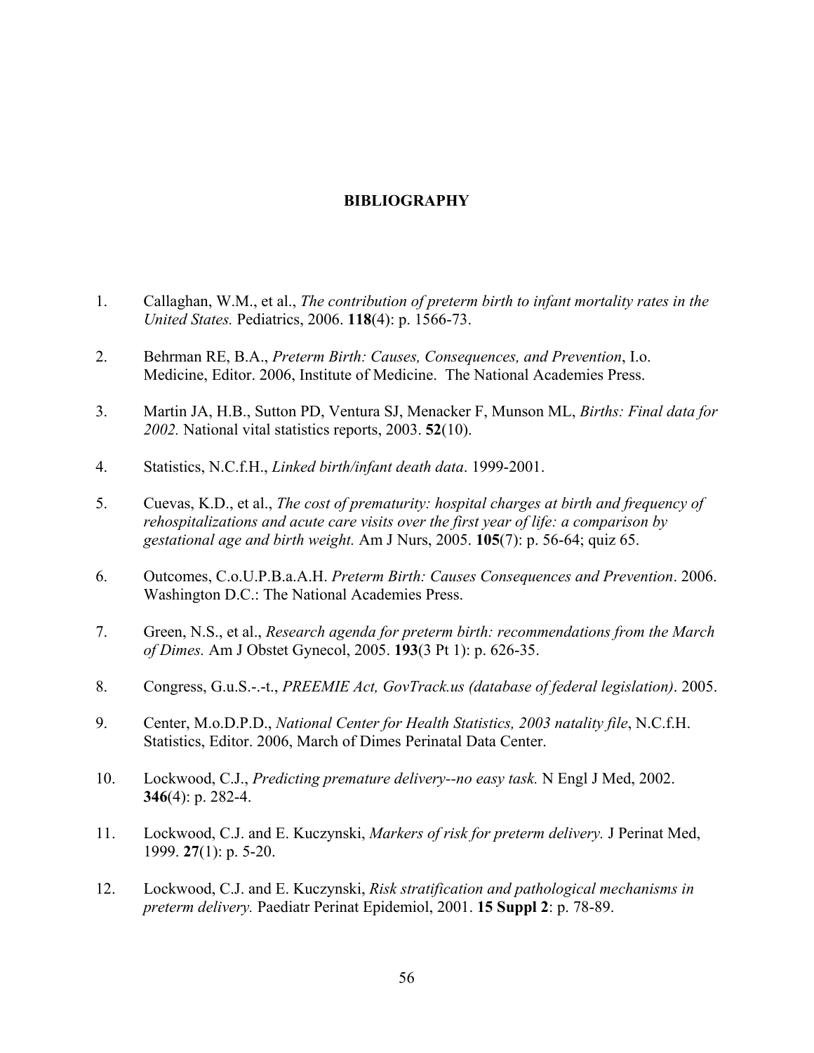# BIBLIOGRAPHY

1. Callaghan, W.M., et al., *The contribution of preterm birth to infant mortality rates in the United States.* Pediatrics, 2006. **118**(4): p. 1566-73.

2. Behrman RE, B.A., *Preterm Birth: Causes, Consequences, and Prevention*, I.o. Medicine, Editor. 2006, Institute of Medicine. The National Academies Press.

3. Martin JA, H.B., Sutton PD, Ventura SJ, Menacker F, Munson ML, *Births: Final data for 2002.* National vital statistics reports, 2003. **52**(10).

4. Statistics, N.C.f.H., *Linked birth/infant death data*. 1999-2001.

5. Cuevas, K.D., et al., *The cost of prematurity: hospital charges at birth and frequency of rehospitalizations and acute care visits over the first year of life: a comparison by gestational age and birth weight.* Am J Nurs, 2005. **105**(7): p. 56-64; quiz 65.

6. Outcomes, C.o.U.P.B.a.A.H. *Preterm Birth: Causes Consequences and Prevention*. 2006. Washington D.C.: The National Academies Press.

7. Green, N.S., et al., *Research agenda for preterm birth: recommendations from the March of Dimes.* Am J Obstet Gynecol, 2005. **193**(3 Pt 1): p. 626-35.

8. Congress, G.u.S.-.-t., *PREEMIE Act, GovTrack.us (database of federal legislation)*. 2005.

9. Center, M.o.D.P.D., *National Center for Health Statistics, 2003 natality file*, N.C.f.H. Statistics, Editor. 2006, March of Dimes Perinatal Data Center.

10. Lockwood, C.J., *Predicting premature delivery--no easy task.* N Engl J Med, 2002. **346**(4): p. 282-4.

11. Lockwood, C.J. and E. Kuczynski, *Markers of risk for preterm delivery.* J Perinat Med, 1999. **27**(1): p. 5-20.

12. Lockwood, C.J. and E. Kuczynski, *Risk stratification and pathological mechanisms in preterm delivery.* Paediatr Perinat Epidemiol, 2001. **15 Suppl 2**: p. 78-89.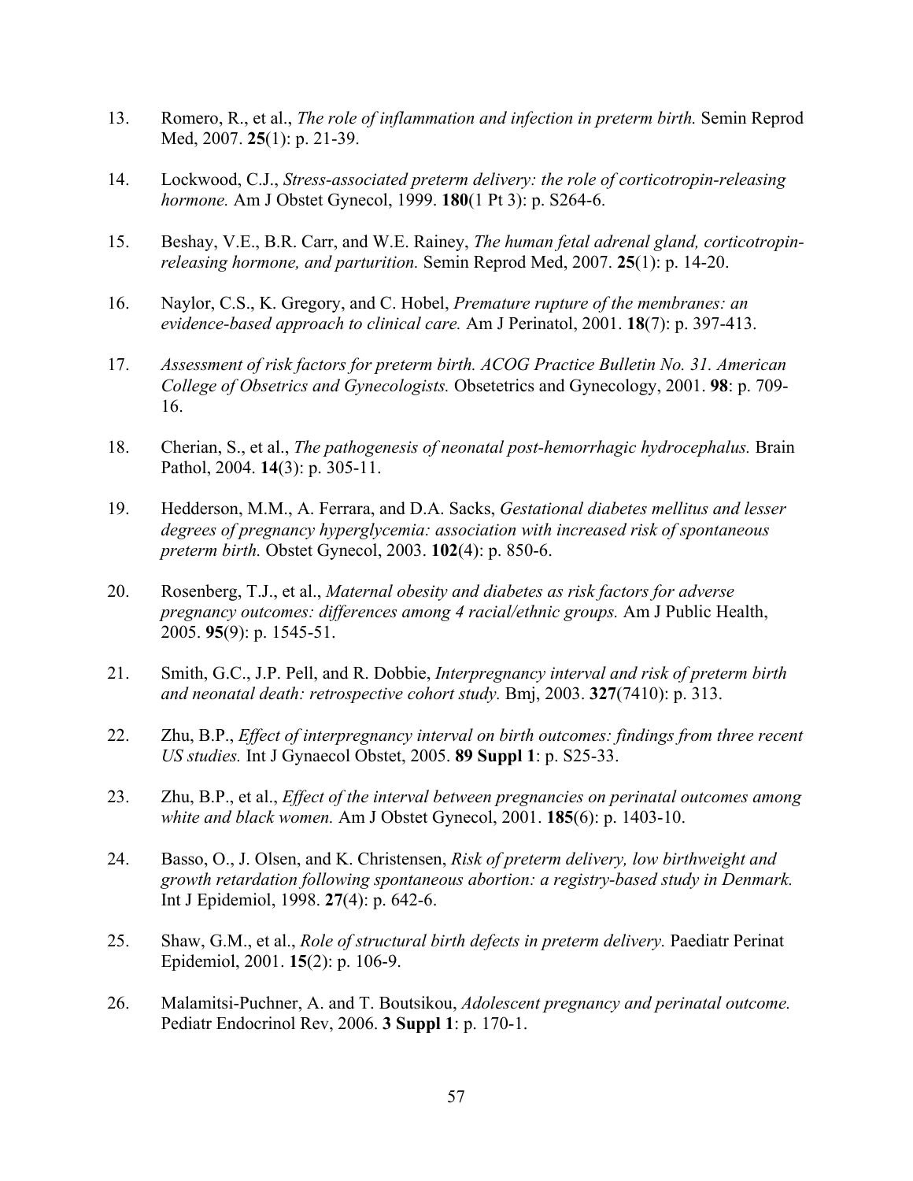13. Romero, R., et al., *The role of inflammation and infection in preterm birth.* Semin Reprod Med, 2007. **25**(1): p. 21-39.

14. Lockwood, C.J., *Stress-associated preterm delivery: the role of corticotropin-releasing hormone.* Am J Obstet Gynecol, 1999. **180**(1 Pt 3): p. S264-6.

15. Beshay, V.E., B.R. Carr, and W.E. Rainey, *The human fetal adrenal gland, corticotropin-releasing hormone, and parturition.* Semin Reprod Med, 2007. **25**(1): p. 14-20.

16. Naylor, C.S., K. Gregory, and C. Hobel, *Premature rupture of the membranes: an evidence-based approach to clinical care.* Am J Perinatol, 2001. **18**(7): p. 397-413.

17. *Assessment of risk factors for preterm birth. ACOG Practice Bulletin No. 31. American College of Obsetrics and Gynecologists.* Obsetetrics and Gynecology, 2001. **98**: p. 709-16.

18. Cherian, S., et al., *The pathogenesis of neonatal post-hemorrhagic hydrocephalus.* Brain Pathol, 2004. **14**(3): p. 305-11.

19. Hedderson, M.M., A. Ferrara, and D.A. Sacks, *Gestational diabetes mellitus and lesser degrees of pregnancy hyperglycemia: association with increased risk of spontaneous preterm birth.* Obstet Gynecol, 2003. **102**(4): p. 850-6.

20. Rosenberg, T.J., et al., *Maternal obesity and diabetes as risk factors for adverse pregnancy outcomes: differences among 4 racial/ethnic groups.* Am J Public Health, 2005. **95**(9): p. 1545-51.

21. Smith, G.C., J.P. Pell, and R. Dobbie, *Interpregnancy interval and risk of preterm birth and neonatal death: retrospective cohort study.* Bmj, 2003. **327**(7410): p. 313.

22. Zhu, B.P., *Effect of interpregnancy interval on birth outcomes: findings from three recent US studies.* Int J Gynaecol Obstet, 2005. **89 Suppl 1**: p. S25-33.

23. Zhu, B.P., et al., *Effect of the interval between pregnancies on perinatal outcomes among white and black women.* Am J Obstet Gynecol, 2001. **185**(6): p. 1403-10.

24. Basso, O., J. Olsen, and K. Christensen, *Risk of preterm delivery, low birthweight and growth retardation following spontaneous abortion: a registry-based study in Denmark.* Int J Epidemiol, 1998. **27**(4): p. 642-6.

25. Shaw, G.M., et al., *Role of structural birth defects in preterm delivery.* Paediatr Perinat Epidemiol, 2001. **15**(2): p. 106-9.

26. Malamitsi-Puchner, A. and T. Boutsikou, *Adolescent pregnancy and perinatal outcome.* Pediatr Endocrinol Rev, 2006. **3 Suppl 1**: p. 170-1.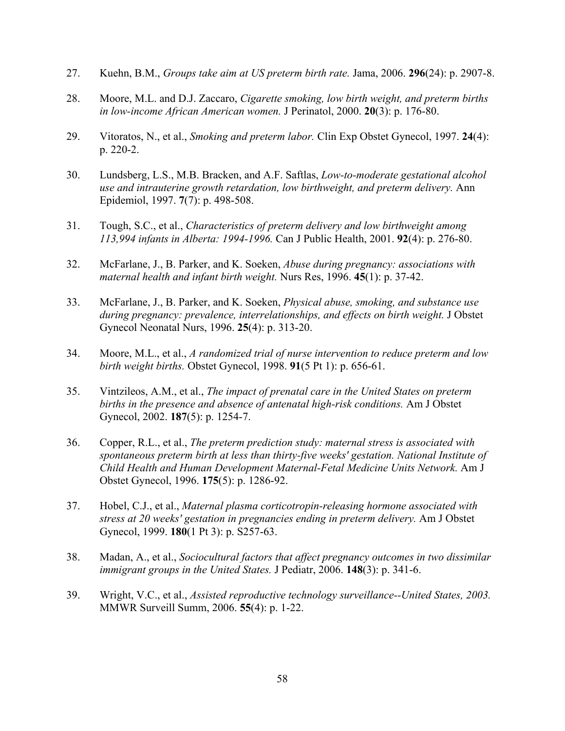27. Kuehn, B.M., *Groups take aim at US preterm birth rate.* Jama, 2006. **296**(24): p. 2907-8.

28. Moore, M.L. and D.J. Zaccaro, *Cigarette smoking, low birth weight, and preterm births in low-income African American women.* J Perinatol, 2000. **20**(3): p. 176-80.

29. Vitoratos, N., et al., *Smoking and preterm labor.* Clin Exp Obstet Gynecol, 1997. **24**(4): p. 220-2.

30. Lundsberg, L.S., M.B. Bracken, and A.F. Saftlas, *Low-to-moderate gestational alcohol use and intrauterine growth retardation, low birthweight, and preterm delivery.* Ann Epidemiol, 1997. **7**(7): p. 498-508.

31. Tough, S.C., et al., *Characteristics of preterm delivery and low birthweight among 113,994 infants in Alberta: 1994-1996.* Can J Public Health, 2001. **92**(4): p. 276-80.

32. McFarlane, J., B. Parker, and K. Soeken, *Abuse during pregnancy: associations with maternal health and infant birth weight.* Nurs Res, 1996. **45**(1): p. 37-42.

33. McFarlane, J., B. Parker, and K. Soeken, *Physical abuse, smoking, and substance use during pregnancy: prevalence, interrelationships, and effects on birth weight.* J Obstet Gynecol Neonatal Nurs, 1996. **25**(4): p. 313-20.

34. Moore, M.L., et al., *A randomized trial of nurse intervention to reduce preterm and low birth weight births.* Obstet Gynecol, 1998. **91**(5 Pt 1): p. 656-61.

35. Vintzileos, A.M., et al., *The impact of prenatal care in the United States on preterm births in the presence and absence of antenatal high-risk conditions.* Am J Obstet Gynecol, 2002. **187**(5): p. 1254-7.

36. Copper, R.L., et al., *The preterm prediction study: maternal stress is associated with spontaneous preterm birth at less than thirty-five weeks' gestation. National Institute of Child Health and Human Development Maternal-Fetal Medicine Units Network.* Am J Obstet Gynecol, 1996. **175**(5): p. 1286-92.

37. Hobel, C.J., et al., *Maternal plasma corticotropin-releasing hormone associated with stress at 20 weeks' gestation in pregnancies ending in preterm delivery.* Am J Obstet Gynecol, 1999. **180**(1 Pt 3): p. S257-63.

38. Madan, A., et al., *Sociocultural factors that affect pregnancy outcomes in two dissimilar immigrant groups in the United States.* J Pediatr, 2006. **148**(3): p. 341-6.

39. Wright, V.C., et al., *Assisted reproductive technology surveillance--United States, 2003.* MMWR Surveill Summ, 2006. **55**(4): p. 1-22.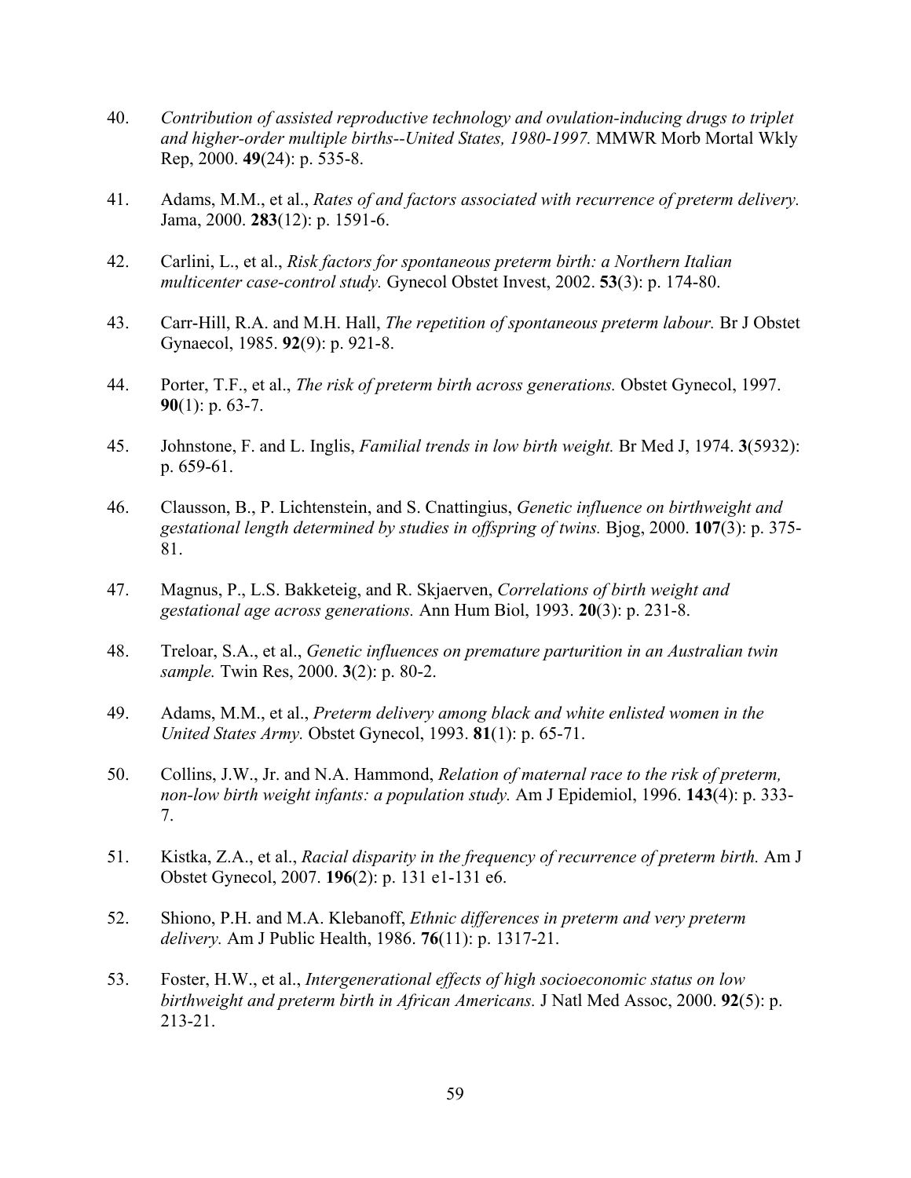40. *Contribution of assisted reproductive technology and ovulation-inducing drugs to triplet and higher-order multiple births--United States, 1980-1997.* MMWR Morb Mortal Wkly Rep, 2000. **49**(24): p. 535-8.

41. Adams, M.M., et al., *Rates of and factors associated with recurrence of preterm delivery.* Jama, 2000. **283**(12): p. 1591-6.

42. Carlini, L., et al., *Risk factors for spontaneous preterm birth: a Northern Italian multicenter case-control study.* Gynecol Obstet Invest, 2002. **53**(3): p. 174-80.

43. Carr-Hill, R.A. and M.H. Hall, *The repetition of spontaneous preterm labour.* Br J Obstet Gynaecol, 1985. **92**(9): p. 921-8.

44. Porter, T.F., et al., *The risk of preterm birth across generations.* Obstet Gynecol, 1997. **90**(1): p. 63-7.

45. Johnstone, F. and L. Inglis, *Familial trends in low birth weight.* Br Med J, 1974. **3**(5932): p. 659-61.

46. Clausson, B., P. Lichtenstein, and S. Cnattingius, *Genetic influence on birthweight and gestational length determined by studies in offspring of twins.* Bjog, 2000. **107**(3): p. 375-81.

47. Magnus, P., L.S. Bakketeig, and R. Skjaerven, *Correlations of birth weight and gestational age across generations.* Ann Hum Biol, 1993. **20**(3): p. 231-8.

48. Treloar, S.A., et al., *Genetic influences on premature parturition in an Australian twin sample.* Twin Res, 2000. **3**(2): p. 80-2.

49. Adams, M.M., et al., *Preterm delivery among black and white enlisted women in the United States Army.* Obstet Gynecol, 1993. **81**(1): p. 65-71.

50. Collins, J.W., Jr. and N.A. Hammond, *Relation of maternal race to the risk of preterm, non-low birth weight infants: a population study.* Am J Epidemiol, 1996. **143**(4): p. 333-7.

51. Kistka, Z.A., et al., *Racial disparity in the frequency of recurrence of preterm birth.* Am J Obstet Gynecol, 2007. **196**(2): p. 131 e1-131 e6.

52. Shiono, P.H. and M.A. Klebanoff, *Ethnic differences in preterm and very preterm delivery.* Am J Public Health, 1986. **76**(11): p. 1317-21.

53. Foster, H.W., et al., *Intergenerational effects of high socioeconomic status on low birthweight and preterm birth in African Americans.* J Natl Med Assoc, 2000. **92**(5): p. 213-21.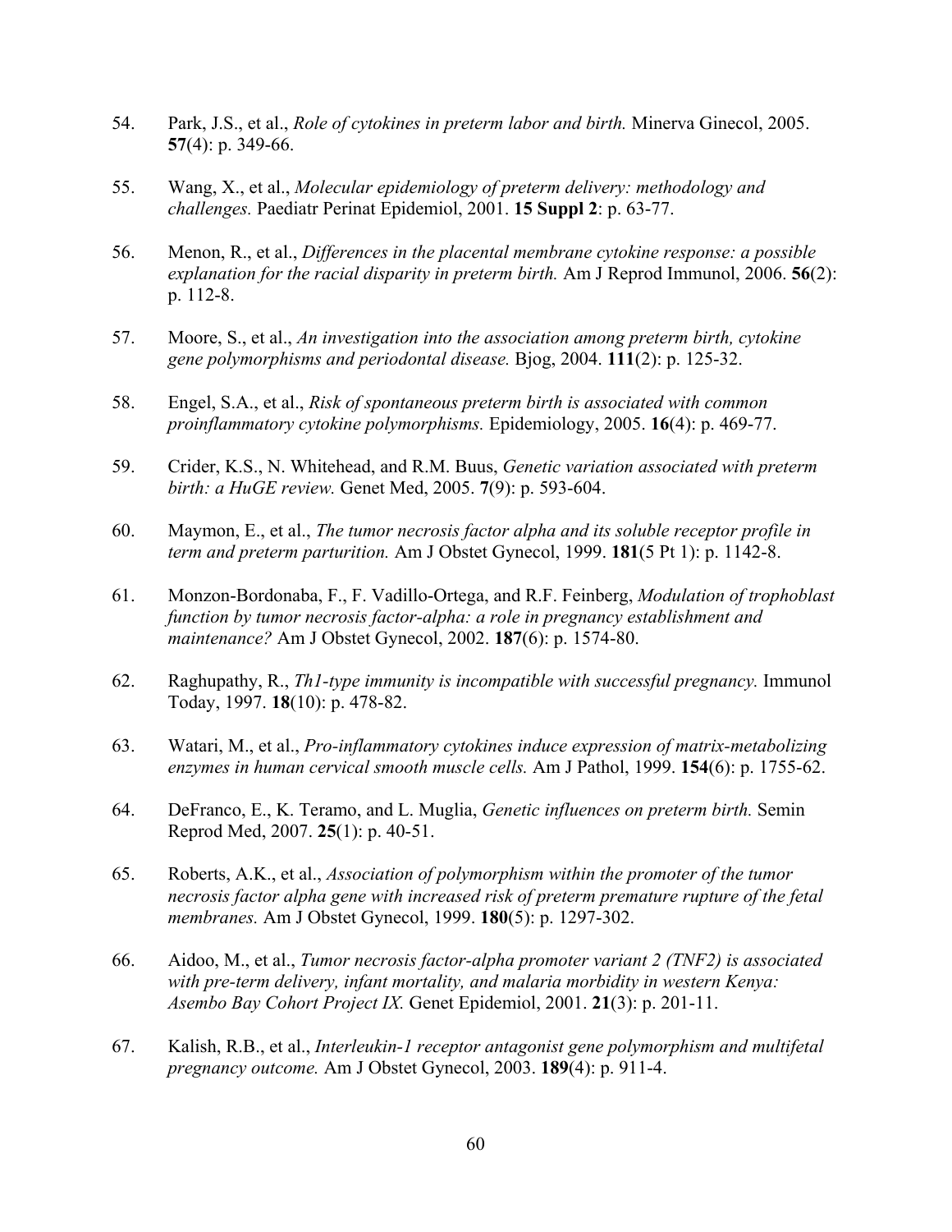54. Park, J.S., et al., *Role of cytokines in preterm labor and birth.* Minerva Ginecol, 2005. **57**(4): p. 349-66.

55. Wang, X., et al., *Molecular epidemiology of preterm delivery: methodology and challenges.* Paediatr Perinat Epidemiol, 2001. **15 Suppl 2**: p. 63-77.

56. Menon, R., et al., *Differences in the placental membrane cytokine response: a possible explanation for the racial disparity in preterm birth.* Am J Reprod Immunol, 2006. **56**(2): p. 112-8.

57. Moore, S., et al., *An investigation into the association among preterm birth, cytokine gene polymorphisms and periodontal disease.* Bjog, 2004. **111**(2): p. 125-32.

58. Engel, S.A., et al., *Risk of spontaneous preterm birth is associated with common proinflammatory cytokine polymorphisms.* Epidemiology, 2005. **16**(4): p. 469-77.

59. Crider, K.S., N. Whitehead, and R.M. Buus, *Genetic variation associated with preterm birth: a HuGE review.* Genet Med, 2005. **7**(9): p. 593-604.

60. Maymon, E., et al., *The tumor necrosis factor alpha and its soluble receptor profile in term and preterm parturition.* Am J Obstet Gynecol, 1999. **181**(5 Pt 1): p. 1142-8.

61. Monzon-Bordonaba, F., F. Vadillo-Ortega, and R.F. Feinberg, *Modulation of trophoblast function by tumor necrosis factor-alpha: a role in pregnancy establishment and maintenance?* Am J Obstet Gynecol, 2002. **187**(6): p. 1574-80.

62. Raghupathy, R., *Th1-type immunity is incompatible with successful pregnancy.* Immunol Today, 1997. **18**(10): p. 478-82.

63. Watari, M., et al., *Pro-inflammatory cytokines induce expression of matrix-metabolizing enzymes in human cervical smooth muscle cells.* Am J Pathol, 1999. **154**(6): p. 1755-62.

64. DeFranco, E., K. Teramo, and L. Muglia, *Genetic influences on preterm birth.* Semin Reprod Med, 2007. **25**(1): p. 40-51.

65. Roberts, A.K., et al., *Association of polymorphism within the promoter of the tumor necrosis factor alpha gene with increased risk of preterm premature rupture of the fetal membranes.* Am J Obstet Gynecol, 1999. **180**(5): p. 1297-302.

66. Aidoo, M., et al., *Tumor necrosis factor-alpha promoter variant 2 (TNF2) is associated with pre-term delivery, infant mortality, and malaria morbidity in western Kenya: Asembo Bay Cohort Project IX.* Genet Epidemiol, 2001. **21**(3): p. 201-11.

67. Kalish, R.B., et al., *Interleukin-1 receptor antagonist gene polymorphism and multifetal pregnancy outcome.* Am J Obstet Gynecol, 2003. **189**(4): p. 911-4.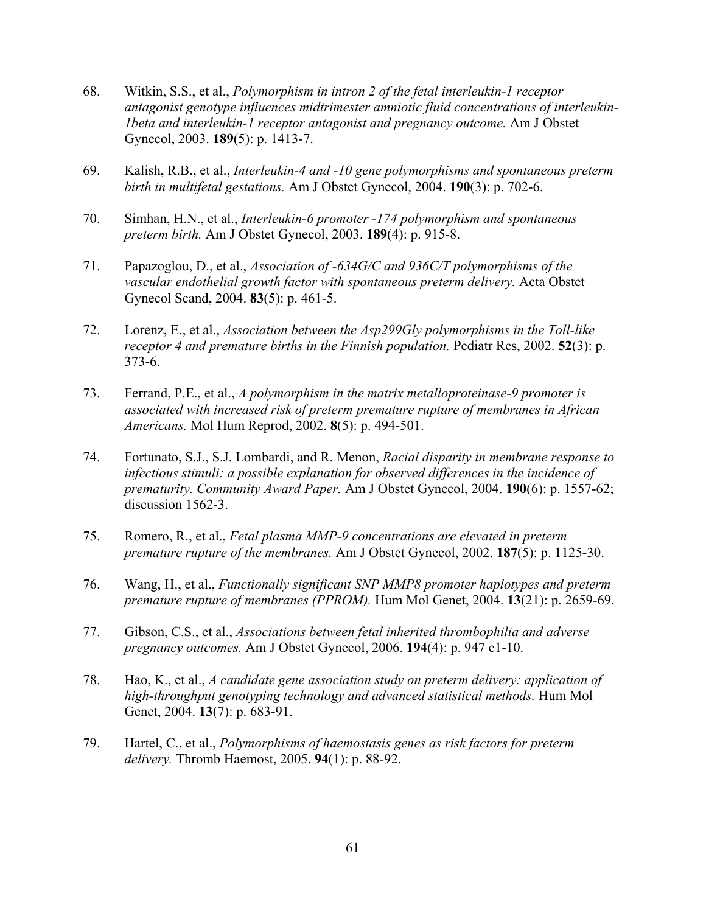68. Witkin, S.S., et al., *Polymorphism in intron 2 of the fetal interleukin-1 receptor antagonist genotype influences midtrimester amniotic fluid concentrations of interleukin-1beta and interleukin-1 receptor antagonist and pregnancy outcome.* Am J Obstet Gynecol, 2003. **189**(5): p. 1413-7.

69. Kalish, R.B., et al., *Interleukin-4 and -10 gene polymorphisms and spontaneous preterm birth in multifetal gestations.* Am J Obstet Gynecol, 2004. **190**(3): p. 702-6.

70. Simhan, H.N., et al., *Interleukin-6 promoter -174 polymorphism and spontaneous preterm birth.* Am J Obstet Gynecol, 2003. **189**(4): p. 915-8.

71. Papazoglou, D., et al., *Association of -634G/C and 936C/T polymorphisms of the vascular endothelial growth factor with spontaneous preterm delivery.* Acta Obstet Gynecol Scand, 2004. **83**(5): p. 461-5.

72. Lorenz, E., et al., *Association between the Asp299Gly polymorphisms in the Toll-like receptor 4 and premature births in the Finnish population.* Pediatr Res, 2002. **52**(3): p. 373-6.

73. Ferrand, P.E., et al., *A polymorphism in the matrix metalloproteinase-9 promoter is associated with increased risk of preterm premature rupture of membranes in African Americans.* Mol Hum Reprod, 2002. **8**(5): p. 494-501.

74. Fortunato, S.J., S.J. Lombardi, and R. Menon, *Racial disparity in membrane response to infectious stimuli: a possible explanation for observed differences in the incidence of prematurity. Community Award Paper.* Am J Obstet Gynecol, 2004. **190**(6): p. 1557-62; discussion 1562-3.

75. Romero, R., et al., *Fetal plasma MMP-9 concentrations are elevated in preterm premature rupture of the membranes.* Am J Obstet Gynecol, 2002. **187**(5): p. 1125-30.

76. Wang, H., et al., *Functionally significant SNP MMP8 promoter haplotypes and preterm premature rupture of membranes (PPROM).* Hum Mol Genet, 2004. **13**(21): p. 2659-69.

77. Gibson, C.S., et al., *Associations between fetal inherited thrombophilia and adverse pregnancy outcomes.* Am J Obstet Gynecol, 2006. **194**(4): p. 947 e1-10.

78. Hao, K., et al., *A candidate gene association study on preterm delivery: application of high-throughput genotyping technology and advanced statistical methods.* Hum Mol Genet, 2004. **13**(7): p. 683-91.

79. Hartel, C., et al., *Polymorphisms of haemostasis genes as risk factors for preterm delivery.* Thromb Haemost, 2005. **94**(1): p. 88-92.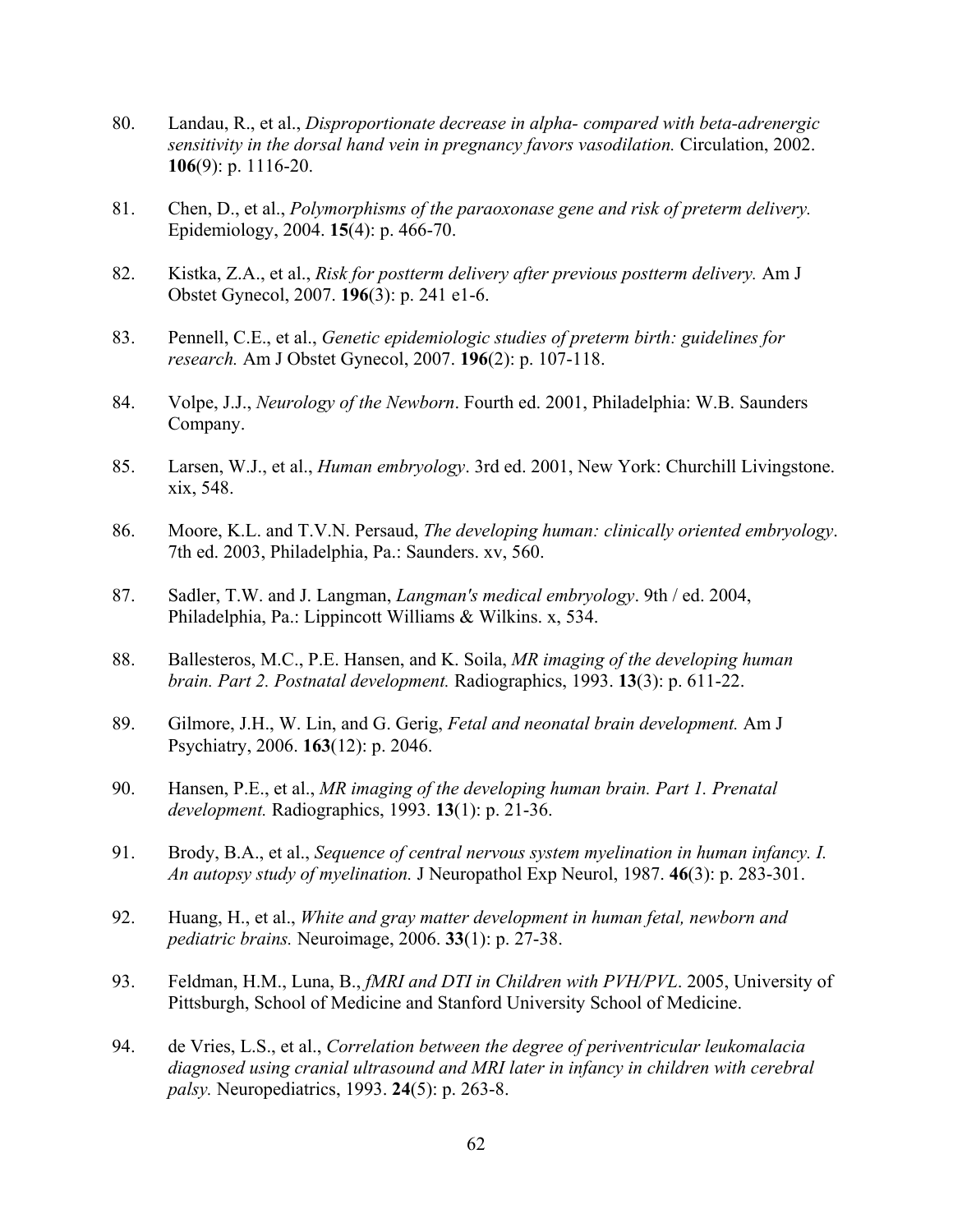80. Landau, R., et al., *Disproportionate decrease in alpha- compared with beta-adrenergic sensitivity in the dorsal hand vein in pregnancy favors vasodilation.* Circulation, 2002. **106**(9): p. 1116-20.

81. Chen, D., et al., *Polymorphisms of the paraoxonase gene and risk of preterm delivery.* Epidemiology, 2004. **15**(4): p. 466-70.

82. Kistka, Z.A., et al., *Risk for postterm delivery after previous postterm delivery.* Am J Obstet Gynecol, 2007. **196**(3): p. 241 e1-6.

83. Pennell, C.E., et al., *Genetic epidemiologic studies of preterm birth: guidelines for research.* Am J Obstet Gynecol, 2007. **196**(2): p. 107-118.

84. Volpe, J.J., *Neurology of the Newborn*. Fourth ed. 2001, Philadelphia: W.B. Saunders Company.

85. Larsen, W.J., et al., *Human embryology*. 3rd ed. 2001, New York: Churchill Livingstone. xix, 548.

86. Moore, K.L. and T.V.N. Persaud, *The developing human: clinically oriented embryology*. 7th ed. 2003, Philadelphia, Pa.: Saunders. xv, 560.

87. Sadler, T.W. and J. Langman, *Langman's medical embryology*. 9th / ed. 2004, Philadelphia, Pa.: Lippincott Williams & Wilkins. x, 534.

88. Ballesteros, M.C., P.E. Hansen, and K. Soila, *MR imaging of the developing human brain. Part 2. Postnatal development.* Radiographics, 1993. **13**(3): p. 611-22.

89. Gilmore, J.H., W. Lin, and G. Gerig, *Fetal and neonatal brain development.* Am J Psychiatry, 2006. **163**(12): p. 2046.

90. Hansen, P.E., et al., *MR imaging of the developing human brain. Part 1. Prenatal development.* Radiographics, 1993. **13**(1): p. 21-36.

91. Brody, B.A., et al., *Sequence of central nervous system myelination in human infancy. I. An autopsy study of myelination.* J Neuropathol Exp Neurol, 1987. **46**(3): p. 283-301.

92. Huang, H., et al., *White and gray matter development in human fetal, newborn and pediatric brains.* Neuroimage, 2006. **33**(1): p. 27-38.

93. Feldman, H.M., Luna, B., *fMRI and DTI in Children with PVH/PVL*. 2005, University of Pittsburgh, School of Medicine and Stanford University School of Medicine.

94. de Vries, L.S., et al., *Correlation between the degree of periventricular leukomalacia diagnosed using cranial ultrasound and MRI later in infancy in children with cerebral palsy.* Neuropediatrics, 1993. **24**(5): p. 263-8.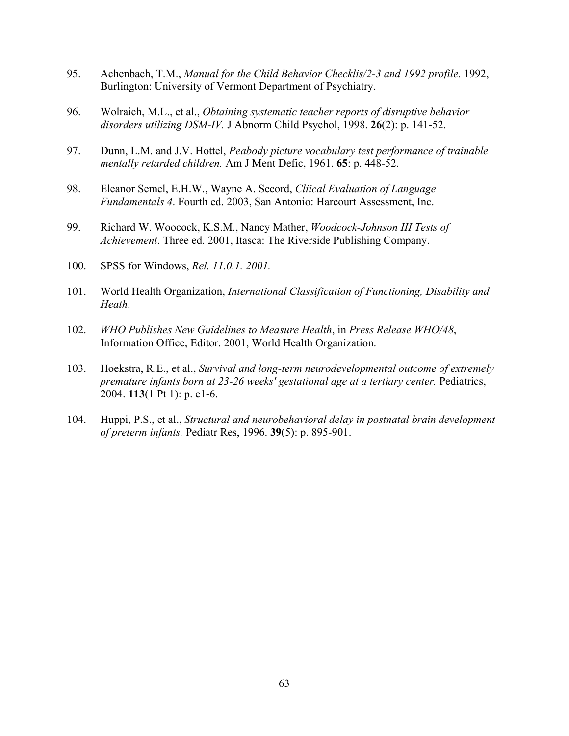95. Achenbach, T.M., *Manual for the Child Behavior Checklis/2-3 and 1992 profile.* 1992, Burlington: University of Vermont Department of Psychiatry.

96. Wolraich, M.L., et al., *Obtaining systematic teacher reports of disruptive behavior disorders utilizing DSM-IV.* J Abnorm Child Psychol, 1998. **26**(2): p. 141-52.

97. Dunn, L.M. and J.V. Hottel, *Peabody picture vocabulary test performance of trainable mentally retarded children.* Am J Ment Defic, 1961. **65**: p. 448-52.

98. Eleanor Semel, E.H.W., Wayne A. Secord, *Cliical Evaluation of Language Fundamentals 4*. Fourth ed. 2003, San Antonio: Harcourt Assessment, Inc.

99. Richard W. Woocock, K.S.M., Nancy Mather, *Woodcock-Johnson III Tests of Achievement*. Three ed. 2001, Itasca: The Riverside Publishing Company.

100. SPSS for Windows, *Rel. 11.0.1. 2001.*

101. World Health Organization, *International Classification of Functioning, Disability and Heath*.

102. *WHO Publishes New Guidelines to Measure Health*, in *Press Release WHO/48*, Information Office, Editor. 2001, World Health Organization.

103. Hoekstra, R.E., et al., *Survival and long-term neurodevelopmental outcome of extremely premature infants born at 23-26 weeks' gestational age at a tertiary center.* Pediatrics, 2004. **113**(1 Pt 1): p. e1-6.

104. Huppi, P.S., et al., *Structural and neurobehavioral delay in postnatal brain development of preterm infants.* Pediatr Res, 1996. **39**(5): p. 895-901.